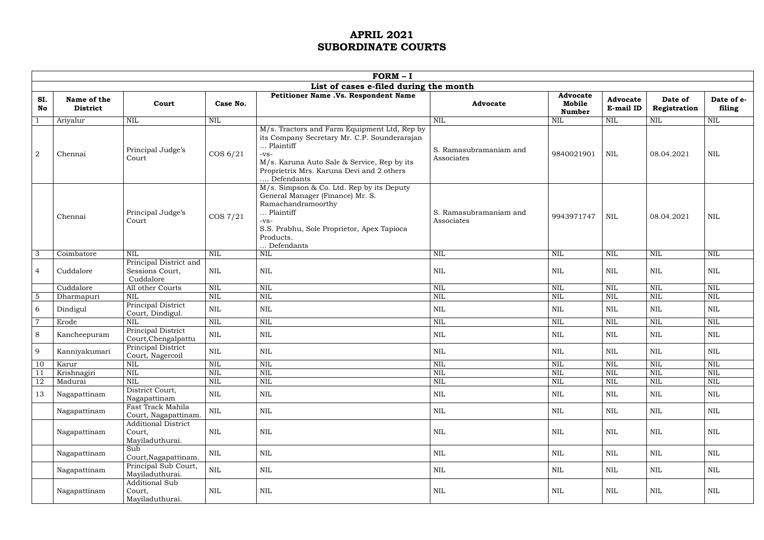# APRIL 2021
# SUBORDINATE COURTS

| FORM – I | | | | | | | | | |
|---|---|---|---|---|---|---|---|---|---|
| List of cases e-filed during the month | | | | | | | | | |
| SI. No | Name of the District | Court | Case No. | Petitioner Name .Vs. Respondent Name | Advocate | Advocate Mobile Number | Advocate E-mail ID | Date of Registration | Date of e-filing |
| 1 | Ariyalur | NIL | NIL | | NIL | NIL | NIL | NIL | NIL |
| 2 | Chennai | Principal Judge's Court | COS 6/21 | M/s. Tractors and Farm Equipment Ltd, Rep by its Company Secretary Mr. C.P. Sounderarajan … Plaintiff -vs- M/s. Karuna Auto Sale & Service, Rep by its Proprietrix Mrs. Karuna Devi and 2 others …. Defendants | S. Ramasubramaniam and Associates | 9840021901 | NIL | 08.04.2021 | NIL |
| | Chennai | Principal Judge's Court | COS 7/21 | M/s. Simpson & Co. Ltd. Rep by its Deputy General Manager (Finance) Mr. S. Ramachandramoorthy … Plaintiff -vs- S.S. Prabhu, Sole Proprietor, Apex Tapioca Products. … Defendants | S. Ramasubramaniam and Associates | 9943971747 | NIL | 08.04.2021 | NIL |
| 3 | Coimbatore | NIL | NIL | NIL | NIL | NIL | NIL | NIL | NIL |
| 4 | Cuddalore | Principal District and Sessions Court, Cuddalore | NIL | NIL | NIL | NIL | NIL | NIL | NIL |
| | Cuddalore | All other Courts | NIL | NIL | NIL | NIL | NIL | NIL | NIL |
| 5 | Dharmapuri | NIL | NIL | NIL | NIL | NIL | NIL | NIL | NIL |
| 6 | Dindigul | Principal District Court, Dindigul. | NIL | NIL | NIL | NIL | NIL | NIL | NIL |
| 7 | Erode | NIL | NIL | NIL | NIL | NIL | NIL | NIL | NIL |
| 8 | Kancheepuram | Principal District Court,Chengalpattu | NIL | NIL | NIL | NIL | NIL | NIL | NIL |
| 9 | Kanniyakumari | Principal District Court, Nagercoil | NIL | NIL | NIL | NIL | NIL | NIL | NIL |
| 10 | Karur | NIL | NIL | NIL | NIL | NIL | NIL | NIL | NIL |
| 11 | Krishnagiri | NIL | NIL | NIL | NIL | NIL | NIL | NIL | NIL |
| 12 | Madurai | NIL | NIL | NIL | NIL | NIL | NIL | NIL | NIL |
| 13 | Nagapattinam | District Court, Nagapattinam | NIL | NIL | NIL | NIL | NIL | NIL | NIL |
| | Nagapattinam | Fast Track Mahila Court, Nagapattinam. | NIL | NIL | NIL | NIL | NIL | NIL | NIL |
| | Nagapattinam | Additional District Court, Mayiladuthurai. | NIL | NIL | NIL | NIL | NIL | NIL | NIL |
| | Nagapattinam | Sub Court,Nagapattinam. | NIL | NIL | NIL | NIL | NIL | NIL | NIL |
| | Nagapattinam | Principal Sub Court, Mayiladuthurai. | NIL | NIL | NIL | NIL | NIL | NIL | NIL |
| | Nagapattinam | Additional Sub Court, Mayiladuthurai. | NIL | NIL | NIL | NIL | NIL | NIL | NIL |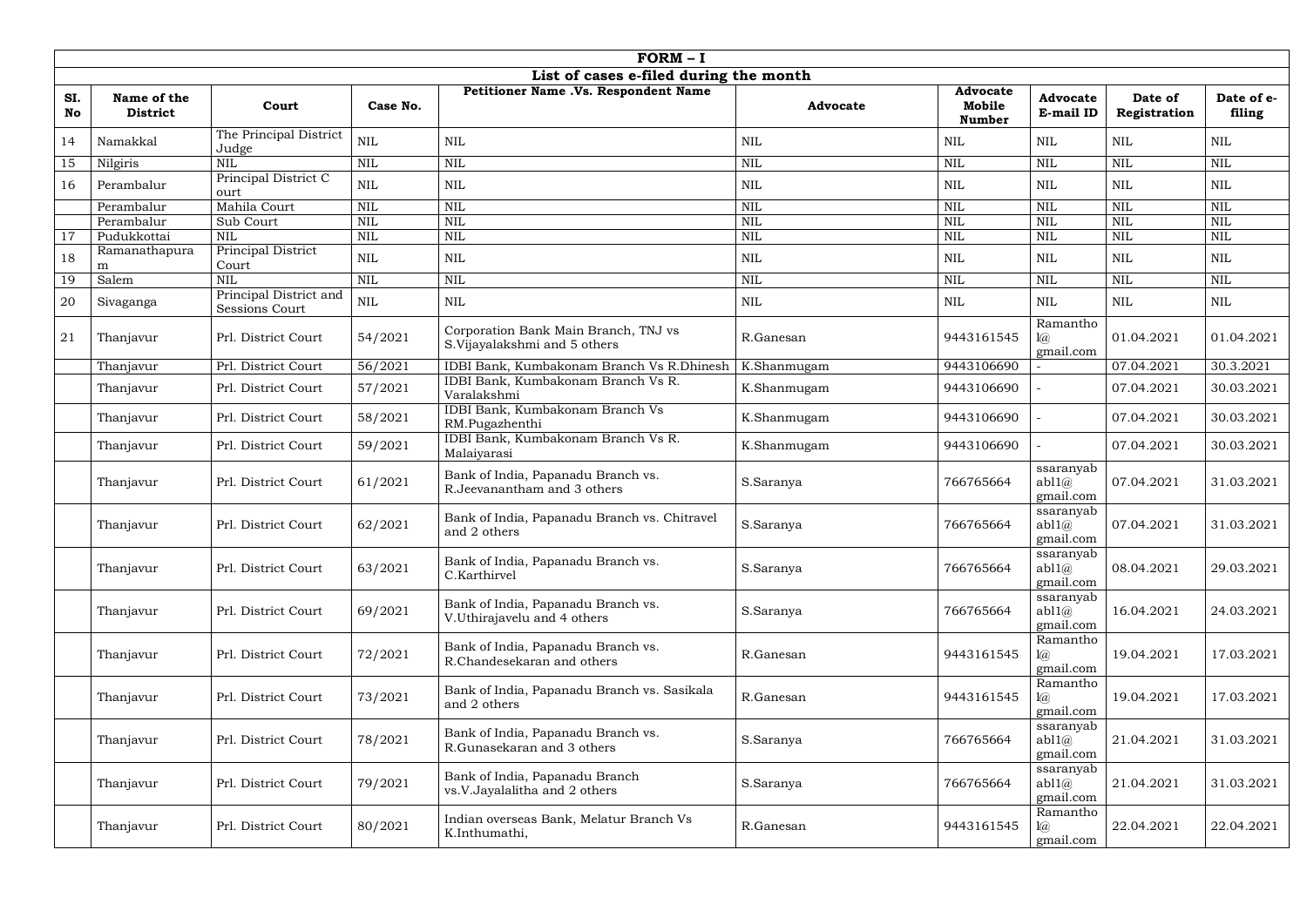| FORM – I | | | | | | | | | |
|---|---|---|---|---|---|---|---|---|---|
| List of cases e-filed during the month | | | | | | | | | |
| SI. No | Name of the District | Court | Case No. | Petitioner Name .Vs. Respondent Name | Advocate | Advocate Mobile Number | Advocate E-mail ID | Date of Registration | Date of e-filing |
| 14 | Namakkal | The Principal District Judge | NIL | NIL | NIL | NIL | NIL | NIL | NIL |
| 15 | Nilgiris | NIL | NIL | NIL | NIL | NIL | NIL | NIL | NIL |
| 16 | Perambalur | Principal District Court | NIL | NIL | NIL | NIL | NIL | NIL | NIL |
| | Perambalur | Mahila Court | NIL | NIL | NIL | NIL | NIL | NIL | NIL |
| | Perambalur | Sub Court | NIL | NIL | NIL | NIL | NIL | NIL | NIL |
| 17 | Pudukkottai | NIL | NIL | NIL | NIL | NIL | NIL | NIL | NIL |
| 18 | Ramanathapuram | Principal District Court | NIL | NIL | NIL | NIL | NIL | NIL | NIL |
| 19 | Salem | NIL | NIL | NIL | NIL | NIL | NIL | NIL | NIL |
| 20 | Sivaganga | Principal District and Sessions Court | NIL | NIL | NIL | NIL | NIL | NIL | NIL |
| 21 | Thanjavur | Prl. District Court | 54/2021 | Corporation Bank Main Branch, TNJ vs S.Vijayalakshmi and 5 others | R.Ganesan | 9443161545 | Ramanthol@gmail.com | 01.04.2021 | 01.04.2021 |
| | Thanjavur | Prl. District Court | 56/2021 | IDBI Bank, Kumbakonam Branch Vs R.Dhinesh | K.Shanmugam | 9443106690 | - | 07.04.2021 | 30.3.2021 |
| | Thanjavur | Prl. District Court | 57/2021 | IDBI Bank, Kumbakonam Branch Vs R. Varalakshmi | K.Shanmugam | 9443106690 | - | 07.04.2021 | 30.03.2021 |
| | Thanjavur | Prl. District Court | 58/2021 | IDBI Bank, Kumbakonam Branch Vs RM.Pugazhenthi | K.Shanmugam | 9443106690 | - | 07.04.2021 | 30.03.2021 |
| | Thanjavur | Prl. District Court | 59/2021 | IDBI Bank, Kumbakonam Branch Vs R. Malaiyarasi | K.Shanmugam | 9443106690 | - | 07.04.2021 | 30.03.2021 |
| | Thanjavur | Prl. District Court | 61/2021 | Bank of India, Papanadu Branch vs. R.Jeevanantham and 5 others | S.Saranya | 766765664 | ssaranyababl1@gmail.com | 07.04.2021 | 31.03.2021 |
| | Thanjavur | Prl. District Court | 62/2021 | Bank of India, Papanadu Branch vs. Chitravel and 2 others | S.Saranya | 766765664 | ssaranyababl1@gmail.com | 07.04.2021 | 31.03.2021 |
| | Thanjavur | Prl. District Court | 63/2021 | Bank of India, Papanadu Branch vs. C.Karthirvel | S.Saranya | 766765664 | ssaranyababl1@gmail.com | 08.04.2021 | 29.03.2021 |
| | Thanjavur | Prl. District Court | 69/2021 | Bank of India, Papanadu Branch vs. V.Uthirajavelu and 4 others | S.Saranya | 766765664 | ssaranyababl1@gmail.com | 16.04.2021 | 24.03.2021 |
| | Thanjavur | Prl. District Court | 72/2021 | Bank of India, Papanadu Branch vs. R.Chandesekaran and others | R.Ganesan | 9443161545 | Ramanthol@gmail.com | 19.04.2021 | 17.03.2021 |
| | Thanjavur | Prl. District Court | 73/2021 | Bank of India, Papanadu Branch vs. Sasikala and 2 others | R.Ganesan | 9443161545 | Ramanthol@gmail.com | 19.04.2021 | 17.03.2021 |
| | Thanjavur | Prl. District Court | 78/2021 | Bank of India, Papanadu Branch vs. R.Gunasekaran and 3 others | S.Saranya | 766765664 | ssaranyababl1@gmail.com | 21.04.2021 | 31.03.2021 |
| | Thanjavur | Prl. District Court | 79/2021 | Bank of India, Papanadu Branch vs.V.Jayalalitha and 2 others | S.Saranya | 766765664 | ssaranyababl1@gmail.com | 21.04.2021 | 31.03.2021 |
| | Thanjavur | Prl. District Court | 80/2021 | Indian overseas Bank, Melatur Branch Vs K.Inthumathi, | R.Ganesan | 9443161545 | Ramanthol@gmail.com | 22.04.2021 | 22.04.2021 |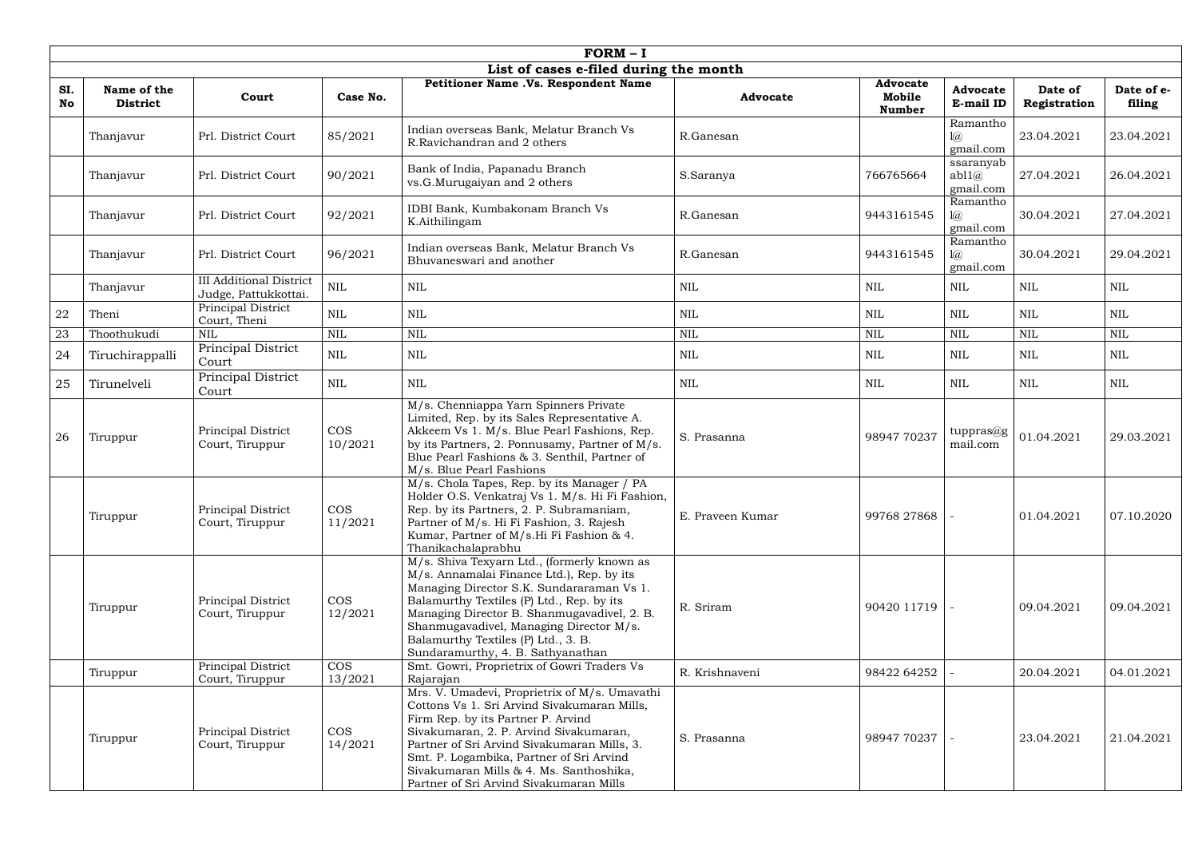| FORM – I | | | | | | | | | |
|---|---|---|---|---|---|---|---|---|---|
| **List of cases e-filed during the month** | | | | | | | | | |
| **SI. No** | **Name of the District** | **Court** | **Case No.** | **Petitioner Name .Vs. Respondent Name** | **Advocate** | **Advocate Mobile Number** | **Advocate E-mail ID** | **Date of Registration** | **Date of e-filing** |
| | Thanjavur | Prl. District Court | 85/2021 | Indian overseas Bank, Melatur Branch Vs R.Ravichandran and 2 others | R.Ganesan | | Ramanthol@gmail.com | 23.04.2021 | 23.04.2021 |
| | Thanjavur | Prl. District Court | 90/2021 | Bank of India, Papanadu Branch vs.G.Murugaiyan and 2 others | S.Saranya | 766765664 | ssaranyababl1@gmail.com | 27.04.2021 | 26.04.2021 |
| | Thanjavur | Prl. District Court | 92/2021 | IDBI Bank, Kumbakonam Branch Vs K.Aithilingam | R.Ganesan | 9443161545 | Ramanthol@gmail.com | 30.04.2021 | 27.04.2021 |
| | Thanjavur | Prl. District Court | 96/2021 | Indian overseas Bank, Melatur Branch Vs Bhuvaneswari and another | R.Ganesan | 9443161545 | Ramanthol@gmail.com | 30.04.2021 | 29.04.2021 |
| | Thanjavur | III Additional District Judge, Pattukkottai. | NIL | NIL | NIL | NIL | NIL | NIL | NIL |
| 22 | Theni | Principal District Court, Theni | NIL | NIL | NIL | NIL | NIL | NIL | NIL |
| 23 | Thoothukudi | NIL | NIL | NIL | NIL | NIL | NIL | NIL | NIL |
| 24 | Tiruchirappalli | Principal District Court | NIL | NIL | NIL | NIL | NIL | NIL | NIL |
| 25 | Tirunelveli | Principal District Court | NIL | NIL | NIL | NIL | NIL | NIL | NIL |
| 26 | Tiruppur | Principal District Court, Tiruppur | COS 10/2021 | M/s. Chenniappa Yarn Spinners Private Limited, Rep. by its Sales Representative A. Akkeem Vs 1. M/s. Blue Pearl Fashions, Rep. by its Partners, 2. Ponnusamy, Partner of M/s. Blue Pearl Fashions & 3. Senthil, Partner of M/s. Blue Pearl Fashions | S. Prasanna | 98947 70237 | tuppras@gmail.com | 01.04.2021 | 29.03.2021 |
| | Tiruppur | Principal District Court, Tiruppur | COS 11/2021 | M/s. Chola Tapes, Rep. by its Manager / PA Holder O.S. Venkatraj Vs 1. M/s. Hi Fi Fashion, Rep. by its Partners, 2. P. Subramaniam, Partner of M/s. Hi Fi Fashion, 3. Rajesh Kumar, Partner of M/s.Hi Fi Fashion & 4. Thanikachalaprabhu | E. Praveen Kumar | 99768 27868 | - | 01.04.2021 | 07.10.2020 |
| | Tiruppur | Principal District Court, Tiruppur | COS 12/2021 | M/s. Shiva Texyarn Ltd., (formerly known as M/s. Annamalai Finance Ltd.), Rep. by its Managing Director S.K. Sundararaman Vs 1. Balamurthy Textiles (P) Ltd., Rep. by its Managing Director B. Shanmugavadivel, 2. B. Shanmugavadivel, Managing Director M/s. Balamurthy Textiles (P) Ltd., 3. B. Sundaramurthy, 4. B. Sathyanathan | R. Sriram | 90420 11719 | - | 09.04.2021 | 09.04.2021 |
| | Tiruppur | Principal District Court, Tiruppur | COS 13/2021 | Smt. Gowri, Proprietrix of Gowri Traders Vs Rajarajan | R. Krishnaveni | 98422 64252 | - | 20.04.2021 | 04.01.2021 |
| | Tiruppur | Principal District Court, Tiruppur | COS 14/2021 | Mrs. V. Umadevi, Proprietrix of M/s. Umavathi Cottons Vs 1. Sri Arvind Sivakumaran Mills, Firm Rep. by its Partner P. Arvind Sivakumaran, 2. P. Arvind Sivakumaran, Partner of Sri Arvind Sivakumaran Mills, 3. Smt. P. Logambika, Partner of Sri Arvind Sivakumaran Mills & 4. Ms. Santhoshika, Partner of Sri Arvind Sivakumaran Mills | S. Prasanna | 98947 70237 | - | 23.04.2021 | 21.04.2021 |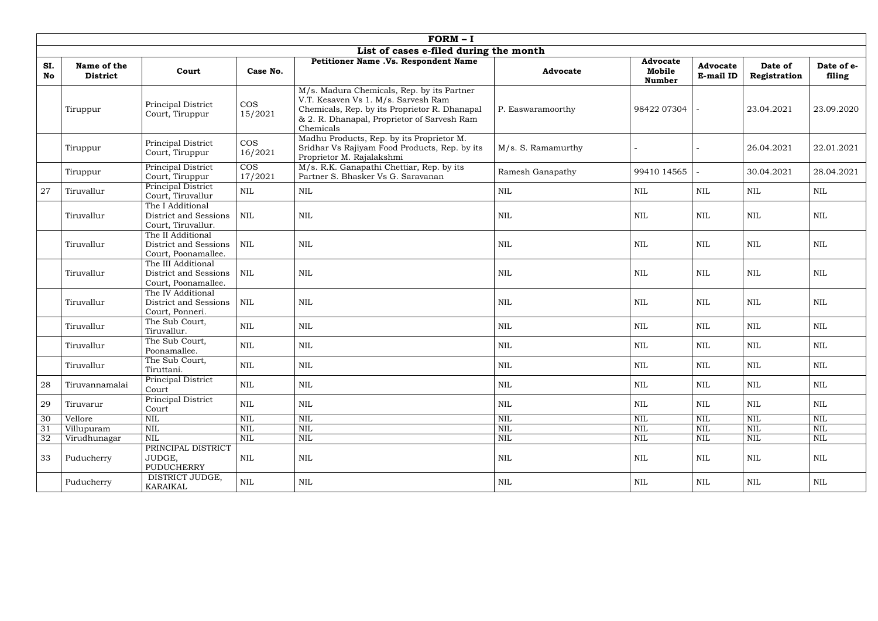## FORM – I

### List of cases e-filed during the month

| Sl. No | Name of the District | Court | Case No. | Petitioner Name .Vs. Respondent Name | Advocate | Advocate Mobile Number | Advocate E-mail ID | Date of Registration | Date of e-filing |
|---|---|---|---|---|---|---|---|---|---|
| | Tiruppur | Principal District Court, Tiruppur | COS 15/2021 | M/s. Madura Chemicals, Rep. by its Partner V.T. Kesaven Vs 1. M/s. Sarvesh Ram Chemicals, Rep. by its Proprietor R. Dhanapal & 2. R. Dhanapal, Proprietor of Sarvesh Ram Chemicals | P. Easwaramoorthy | 98422 07304 | - | 23.04.2021 | 23.09.2020 |
| | Tiruppur | Principal District Court, Tiruppur | COS 16/2021 | Madhu Products, Rep. by its Proprietor M. Sridhar Vs Rajiyam Food Products, Rep. by its Proprietor M. Rajalakshmi | M/s. S. Ramamurthy | - | - | 26.04.2021 | 22.01.2021 |
| | Tiruppur | Principal District Court, Tiruppur | COS 17/2021 | M/s. R.K. Ganapathi Chettiar, Rep. by its Partner S. Bhasker Vs G. Saravanan | Ramesh Ganapathy | 99410 14565 | - | 30.04.2021 | 28.04.2021 |
| 27 | Tiruvallur | Principal District Court, Tiruvallur | NIL | NIL | NIL | NIL | NIL | NIL | NIL |
| | Tiruvallur | The I Additional District and Sessions Court, Tiruvallur. | NIL | NIL | NIL | NIL | NIL | NIL | NIL |
| | Tiruvallur | The II Additional District and Sessions Court, Poonamallee. | NIL | NIL | NIL | NIL | NIL | NIL | NIL |
| | Tiruvallur | The III Additional District and Sessions Court, Poonamallee. | NIL | NIL | NIL | NIL | NIL | NIL | NIL |
| | Tiruvallur | The IV Additional District and Sessions Court, Ponneri. | NIL | NIL | NIL | NIL | NIL | NIL | NIL |
| | Tiruvallur | The Sub Court, Tiruvallur. | NIL | NIL | NIL | NIL | NIL | NIL | NIL |
| | Tiruvallur | The Sub Court, Poonamallee. | NIL | NIL | NIL | NIL | NIL | NIL | NIL |
| | Tiruvallur | The Sub Court, Tiruttani. | NIL | NIL | NIL | NIL | NIL | NIL | NIL |
| 28 | Tiruvannamalai | Principal District Court | NIL | NIL | NIL | NIL | NIL | NIL | NIL |
| 29 | Tiruvarur | Principal District Court | NIL | NIL | NIL | NIL | NIL | NIL | NIL |
| 30 | Vellore | NIL | NIL | NIL | NIL | NIL | NIL | NIL | NIL |
| 31 | Villupuram | NIL | NIL | NIL | NIL | NIL | NIL | NIL | NIL |
| 32 | Virudhunagar | NIL | NIL | NIL | NIL | NIL | NIL | NIL | NIL |
| 33 | Puducherry | PRINCIPAL DISTRICT JUDGE, PUDUCHERRY | NIL | NIL | NIL | NIL | NIL | NIL | NIL |
| | Puducherry | DISTRICT JUDGE, KARAIKAL | NIL | NIL | NIL | NIL | NIL | NIL | NIL |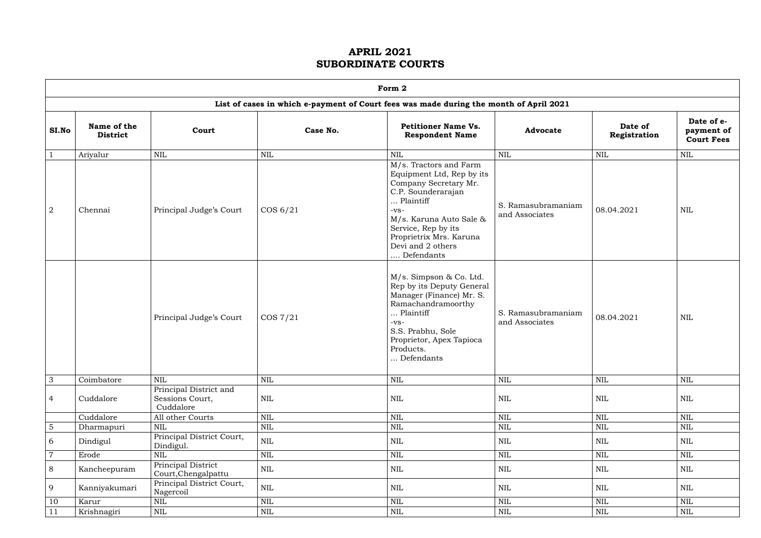# APRIL 2021
# SUBORDINATE COURTS

| Form 2 | | | | | | | |
|---|---|---|---|---|---|---|---|
| **List of cases in which e-payment of Court fees was made during the month of April 2021** | | | | | | | |
| **SI.No** | **Name of the District** | **Court** | **Case No.** | **Petitioner Name Vs. Respondent Name** | **Advocate** | **Date of Registration** | **Date of e-payment of Court Fees** |
| 1 | Ariyalur | NIL | NIL | NIL | NIL | NIL | NIL |
| 2 | Chennai | Principal Judge's Court | COS 6/21 | M/s. Tractors and Farm Equipment Ltd, Rep by its Company Secretary Mr. C.P. Sounderarajan ... Plaintiff -vs- M/s. Karuna Auto Sale & Service, Rep by its Proprietrix Mrs. Karuna Devi and 2 others .... Defendants | S. Ramasubramaniam and Associates | 08.04.2021 | NIL |
| | | Principal Judge's Court | COS 7/21 | M/s. Simpson & Co. Ltd. Rep by its Deputy General Manager (Finance) Mr. S. Ramachandramoorthy ... Plaintiff -vs- S.S. Prabhu, Sole Proprietor, Apex Tapioca Products. ... Defendants | S. Ramasubramaniam and Associates | 08.04.2021 | NIL |
| 3 | Coimbatore | NIL | NIL | NIL | NIL | NIL | NIL |
| 4 | Cuddalore | Principal District and Sessions Court, Cuddalore | NIL | NIL | NIL | NIL | NIL |
| | Cuddalore | All other Courts | NIL | NIL | NIL | NIL | NIL |
| 5 | Dharmapuri | NIL | NIL | NIL | NIL | NIL | NIL |
| 6 | Dindigul | Principal District Court, Dindigul. | NIL | NIL | NIL | NIL | NIL |
| 7 | Erode | NIL | NIL | NIL | NIL | NIL | NIL |
| 8 | Kancheepuram | Principal District Court,Chengalpattu | NIL | NIL | NIL | NIL | NIL |
| 9 | Kanniyakumari | Principal District Court, Nagercoil | NIL | NIL | NIL | NIL | NIL |
| 10 | Karur | NIL | NIL | NIL | NIL | NIL | NIL |
| 11 | Krishnagiri | NIL | NIL | NIL | NIL | NIL | NIL |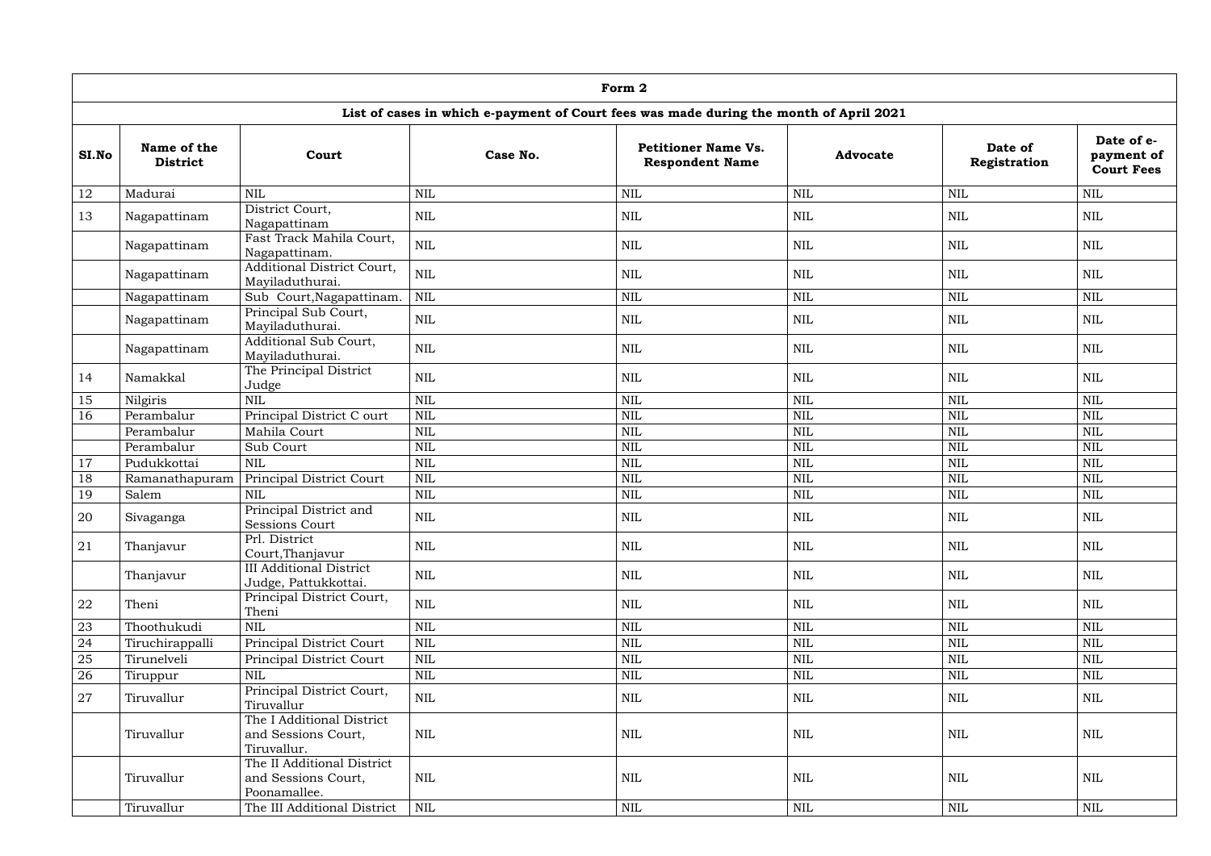| Form 2 | | | | | | | |
|---|---|---|---|---|---|---|---|
| **List of cases in which e-payment of Court fees was made during the month of April 2021** | | | | | | | |
| **SI.No** | **Name of the District** | **Court** | **Case No.** | **Petitioner Name Vs. Respondent Name** | **Advocate** | **Date of Registration** | **Date of e-payment of Court Fees** |
| 12 | Madurai | NIL | NIL | NIL | NIL | NIL | NIL |
| 13 | Nagapattinam | District Court, Nagapattinam | NIL | NIL | NIL | NIL | NIL |
| | Nagapattinam | Fast Track Mahila Court, Nagapattinam. | NIL | NIL | NIL | NIL | NIL |
| | Nagapattinam | Additional District Court, Mayiladuthurai. | NIL | NIL | NIL | NIL | NIL |
| | Nagapattinam | Sub Court,Nagapattinam. | NIL | NIL | NIL | NIL | NIL |
| | Nagapattinam | Principal Sub Court, Mayiladuthurai. | NIL | NIL | NIL | NIL | NIL |
| | Nagapattinam | Additional Sub Court, Mayiladuthurai. | NIL | NIL | NIL | NIL | NIL |
| 14 | Namakkal | The Principal District Judge | NIL | NIL | NIL | NIL | NIL |
| 15 | Nilgiris | NIL | NIL | NIL | NIL | NIL | NIL |
| 16 | Perambalur | Principal District C ourt | NIL | NIL | NIL | NIL | NIL |
| | Perambalur | Mahila Court | NIL | NIL | NIL | NIL | NIL |
| | Perambalur | Sub Court | NIL | NIL | NIL | NIL | NIL |
| 17 | Pudukkottai | NIL | NIL | NIL | NIL | NIL | NIL |
| 18 | Ramanathapuram | Principal District Court | NIL | NIL | NIL | NIL | NIL |
| 19 | Salem | NIL | NIL | NIL | NIL | NIL | NIL |
| 20 | Sivaganga | Principal District and Sessions Court | NIL | NIL | NIL | NIL | NIL |
| 21 | Thanjavur | Prl. District Court,Thanjavur | NIL | NIL | NIL | NIL | NIL |
| | Thanjavur | III Additional District Judge, Pattukkottai. | NIL | NIL | NIL | NIL | NIL |
| 22 | Theni | Principal District Court, Theni | NIL | NIL | NIL | NIL | NIL |
| 23 | Thoothukudi | NIL | NIL | NIL | NIL | NIL | NIL |
| 24 | Tiruchirappalli | Principal District Court | NIL | NIL | NIL | NIL | NIL |
| 25 | Tirunelveli | Principal District Court | NIL | NIL | NIL | NIL | NIL |
| 26 | Tiruppur | NIL | NIL | NIL | NIL | NIL | NIL |
| 27 | Tiruvallur | Principal District Court, Tiruvallur | NIL | NIL | NIL | NIL | NIL |
| | Tiruvallur | The I Additional District and Sessions Court, Tiruvallur. | NIL | NIL | NIL | NIL | NIL |
| | Tiruvallur | The II Additional District and Sessions Court, Poonamallee. | NIL | NIL | NIL | NIL | NIL |
| | Tiruvallur | The III Additional District | NIL | NIL | NIL | NIL | NIL |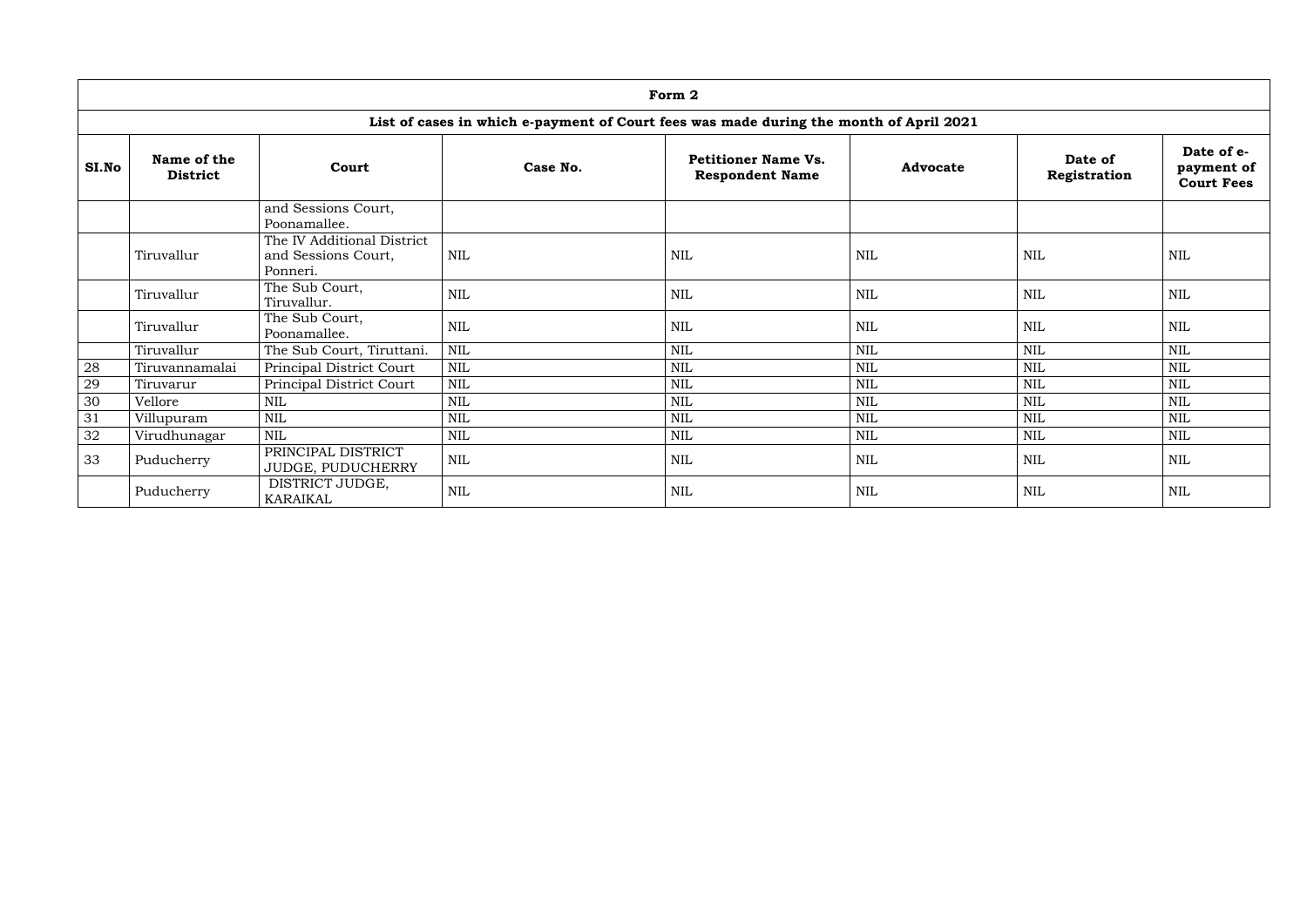| Form 2 | | | | | | | |
|---|---|---|---|---|---|---|---|
| **List of cases in which e-payment of Court fees was made during the month of April 2021** | | | | | | | |
| **SI.No** | **Name of the District** | **Court** | **Case No.** | **Petitioner Name Vs. Respondent Name** | **Advocate** | **Date of Registration** | **Date of e-payment of Court Fees** |
| | | and Sessions Court, Poonamallee. | | | | | |
| | Tiruvallur | The IV Additional District and Sessions Court, Ponneri. | NIL | NIL | NIL | NIL | NIL |
| | Tiruvallur | The Sub Court, Tiruvallur. | NIL | NIL | NIL | NIL | NIL |
| | Tiruvallur | The Sub Court, Poonamallee. | NIL | NIL | NIL | NIL | NIL |
| | Tiruvallur | The Sub Court, Tiruttani. | NIL | NIL | NIL | NIL | NIL |
| 28 | Tiruvannamalai | Principal District Court | NIL | NIL | NIL | NIL | NIL |
| 29 | Tiruvarur | Principal District Court | NIL | NIL | NIL | NIL | NIL |
| 30 | Vellore | NIL | NIL | NIL | NIL | NIL | NIL |
| 31 | Villupuram | NIL | NIL | NIL | NIL | NIL | NIL |
| 32 | Virudhunagar | NIL | NIL | NIL | NIL | NIL | NIL |
| 33 | Puducherry | PRINCIPAL DISTRICT JUDGE, PUDUCHERRY | NIL | NIL | NIL | NIL | NIL |
| | Puducherry | DISTRICT JUDGE, KARAIKAL | NIL | NIL | NIL | NIL | NIL |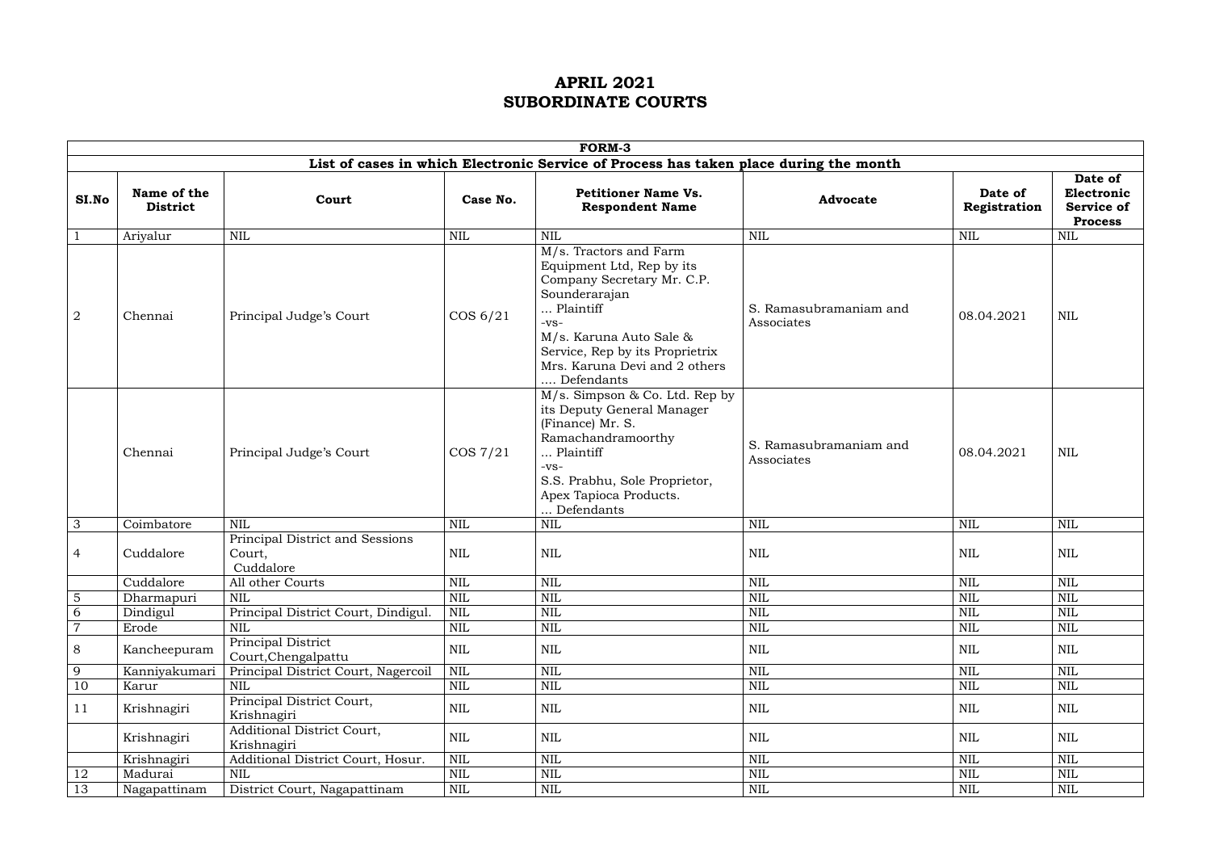# APRIL 2021
# SUBORDINATE COURTS

| FORM-3 | | | | | | | |
|---|---|---|---|---|---|---|---|
| List of cases in which Electronic Service of Process has taken place during the month | | | | | | | |
| **SI.No** | **Name of the District** | **Court** | **Case No.** | **Petitioner Name Vs. Respondent Name** | **Advocate** | **Date of Registration** | **Date of Electronic Service of Process** |
| 1 | Ariyalur | NIL | NIL | NIL | NIL | NIL | NIL |
| 2 | Chennai | Principal Judge's Court | COS 6/21 | M/s. Tractors and Farm Equipment Ltd, Rep by its Company Secretary Mr. C.P. Sounderarajan ... Plaintiff -vs- M/s. Karuna Auto Sale & Service, Rep by its Proprietrix Mrs. Karuna Devi and 2 others .... Defendants | S. Ramasubramaniam and Associates | 08.04.2021 | NIL |
| | Chennai | Principal Judge's Court | COS 7/21 | M/s. Simpson & Co. Ltd. Rep by its Deputy General Manager (Finance) Mr. S. Ramachandramoorthy ... Plaintiff -vs- S.S. Prabhu, Sole Proprietor, Apex Tapioca Products. ... Defendants | S. Ramasubramaniam and Associates | 08.04.2021 | NIL |
| 3 | Coimbatore | NIL | NIL | NIL | NIL | NIL | NIL |
| 4 | Cuddalore | Principal District and Sessions Court, Cuddalore | NIL | NIL | NIL | NIL | NIL |
| | Cuddalore | All other Courts | NIL | NIL | NIL | NIL | NIL |
| 5 | Dharmapuri | NIL | NIL | NIL | NIL | NIL | NIL |
| 6 | Dindigul | Principal District Court, Dindigul. | NIL | NIL | NIL | NIL | NIL |
| 7 | Erode | NIL | NIL | NIL | NIL | NIL | NIL |
| 8 | Kancheepuram | Principal District Court,Chengalpattu | NIL | NIL | NIL | NIL | NIL |
| 9 | Kanniyakumari | Principal District Court, Nagercoil | NIL | NIL | NIL | NIL | NIL |
| 10 | Karur | NIL | NIL | NIL | NIL | NIL | NIL |
| 11 | Krishnagiri | Principal District Court, Krishnagiri | NIL | NIL | NIL | NIL | NIL |
| | Krishnagiri | Additional District Court, Krishnagiri | NIL | NIL | NIL | NIL | NIL |
| | Krishnagiri | Additional District Court, Hosur. | NIL | NIL | NIL | NIL | NIL |
| 12 | Madurai | NIL | NIL | NIL | NIL | NIL | NIL |
| 13 | Nagapattinam | District Court, Nagapattinam | NIL | NIL | NIL | NIL | NIL |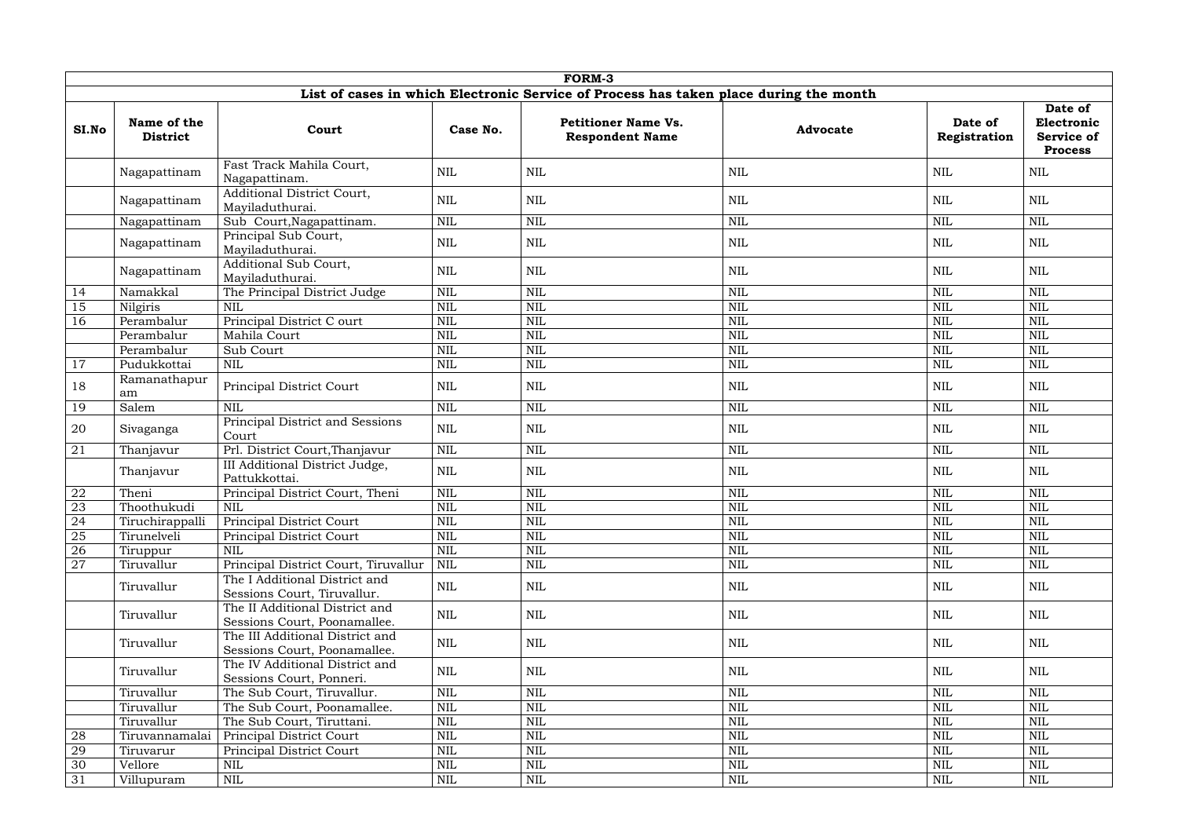| FORM-3 | | | | | | | |
|---|---|---|---|---|---|---|---|
| **List of cases in which Electronic Service of Process has taken place during the month** | | | | | | | |
| **SI.No** | **Name of the District** | **Court** | **Case No.** | **Petitioner Name Vs. Respondent Name** | **Advocate** | **Date of Registration** | **Date of Electronic Service of Process** |
| | Nagapattinam | Fast Track Mahila Court, Nagapattinam. | NIL | NIL | NIL | NIL | NIL |
| | Nagapattinam | Additional District Court, Mayiladuthurai. | NIL | NIL | NIL | NIL | NIL |
| | Nagapattinam | Sub Court,Nagapattinam. | NIL | NIL | NIL | NIL | NIL |
| | Nagapattinam | Principal Sub Court, Mayiladuthurai. | NIL | NIL | NIL | NIL | NIL |
| | Nagapattinam | Additional Sub Court, Mayiladuthurai. | NIL | NIL | NIL | NIL | NIL |
| 14 | Namakkal | The Principal District Judge | NIL | NIL | NIL | NIL | NIL |
| 15 | Nilgiris | NIL | NIL | NIL | NIL | NIL | NIL |
| 16 | Perambalur | Principal District C ourt | NIL | NIL | NIL | NIL | NIL |
| | Perambalur | Mahila Court | NIL | NIL | NIL | NIL | NIL |
| | Perambalur | Sub Court | NIL | NIL | NIL | NIL | NIL |
| 17 | Pudukkottai | NIL | NIL | NIL | NIL | NIL | NIL |
| 18 | Ramanathapuram | Principal District Court | NIL | NIL | NIL | NIL | NIL |
| 19 | Salem | NIL | NIL | NIL | NIL | NIL | NIL |
| 20 | Sivaganga | Principal District and Sessions Court | NIL | NIL | NIL | NIL | NIL |
| 21 | Thanjavur | Prl. District Court,Thanjavur | NIL | NIL | NIL | NIL | NIL |
| | Thanjavur | III Additional District Judge, Pattukkottai. | NIL | NIL | NIL | NIL | NIL |
| 22 | Theni | Principal District Court, Theni | NIL | NIL | NIL | NIL | NIL |
| 23 | Thoothukudi | NIL | NIL | NIL | NIL | NIL | NIL |
| 24 | Tiruchirappalli | Principal District Court | NIL | NIL | NIL | NIL | NIL |
| 25 | Tirunelveli | Principal District Court | NIL | NIL | NIL | NIL | NIL |
| 26 | Tiruppur | NIL | NIL | NIL | NIL | NIL | NIL |
| 27 | Tiruvallur | Principal District Court, Tiruvallur | NIL | NIL | NIL | NIL | NIL |
| | Tiruvallur | The I Additional District and Sessions Court, Tiruvallur. | NIL | NIL | NIL | NIL | NIL |
| | Tiruvallur | The II Additional District and Sessions Court, Poonamallee. | NIL | NIL | NIL | NIL | NIL |
| | Tiruvallur | The III Additional District and Sessions Court, Poonamallee. | NIL | NIL | NIL | NIL | NIL |
| | Tiruvallur | The IV Additional District and Sessions Court, Ponneri. | NIL | NIL | NIL | NIL | NIL |
| | Tiruvallur | The Sub Court, Tiruvallur. | NIL | NIL | NIL | NIL | NIL |
| | Tiruvallur | The Sub Court, Poonamallee. | NIL | NIL | NIL | NIL | NIL |
| | Tiruvallur | The Sub Court, Tiruttani. | NIL | NIL | NIL | NIL | NIL |
| 28 | Tiruvannamalai | Principal District Court | NIL | NIL | NIL | NIL | NIL |
| 29 | Tiruvarur | Principal District Court | NIL | NIL | NIL | NIL | NIL |
| 30 | Vellore | NIL | NIL | NIL | NIL | NIL | NIL |
| 31 | Villupuram | NIL | NIL | NIL | NIL | NIL | NIL |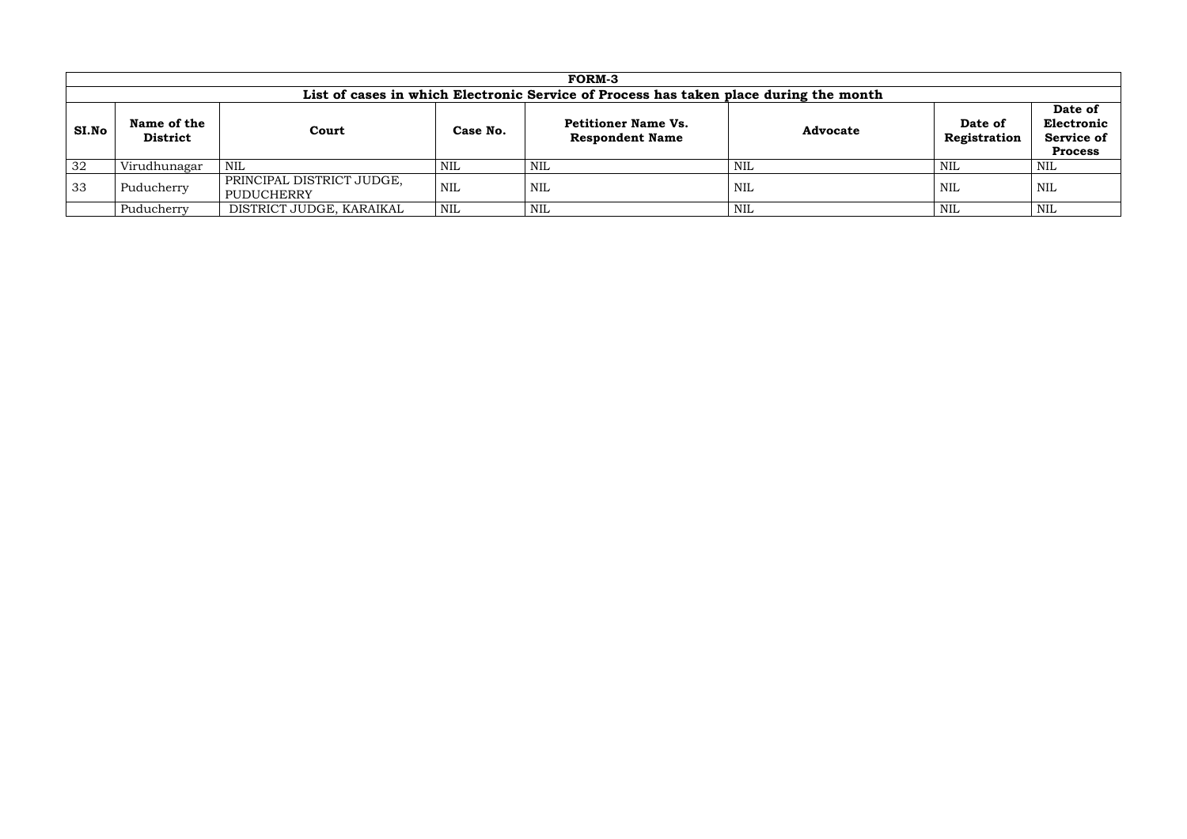| FORM-3 | | | | | | | |
|---|---|---|---|---|---|---|---|
| List of cases in which Electronic Service of Process has taken place during the month | | | | | | | |
| SI.No | Name of the District | Court | Case No. | Petitioner Name Vs. Respondent Name | Advocate | Date of Registration | Date of Electronic Service of Process |
| 32 | Virudhunagar | NIL | NIL | NIL | NIL | NIL | NIL |
| 33 | Puducherry | PRINCIPAL DISTRICT JUDGE, PUDUCHERRY | NIL | NIL | NIL | NIL | NIL |
| | Puducherry | DISTRICT JUDGE, KARAIKAL | NIL | NIL | NIL | NIL | NIL |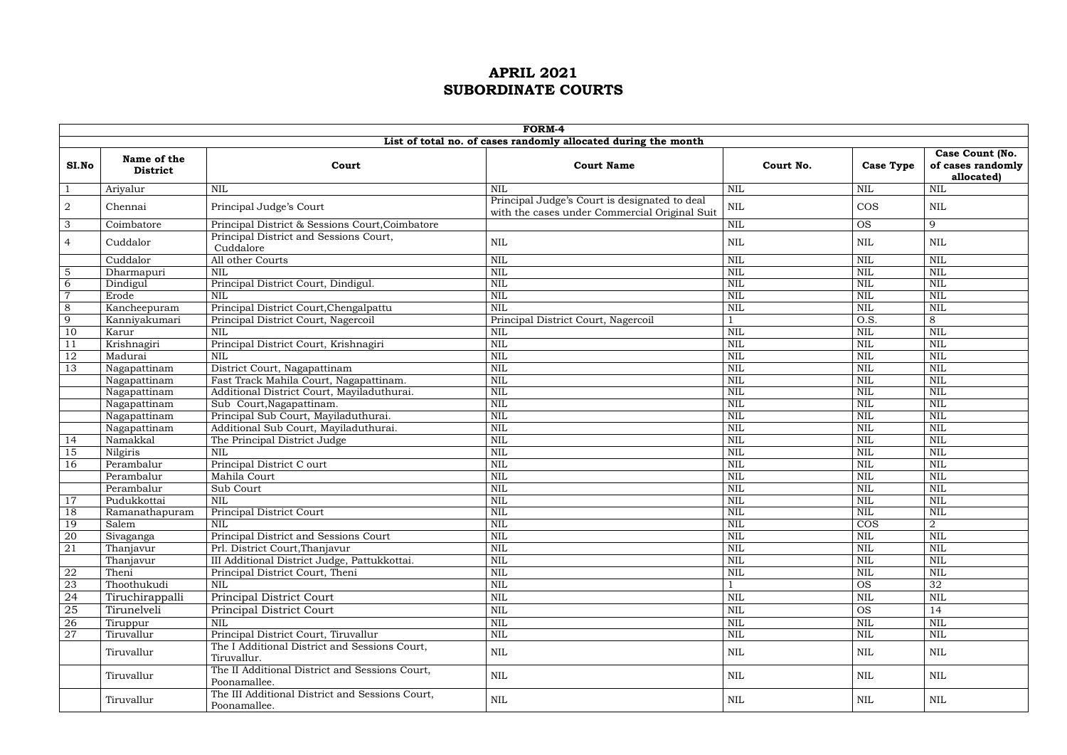# APRIL 2021
# SUBORDINATE COURTS

| FORM-4 | | | | | | |
|---|---|---|---|---|---|---|
| List of total no. of cases randomly allocated during the month | | | | | | |
| SI.No | Name of the District | Court | Court Name | Court No. | Case Type | Case Count (No. of cases randomly allocated) |
| 1 | Ariyalur | NIL | NIL | NIL | NIL | NIL |
| 2 | Chennai | Principal Judge's Court | Principal Judge's Court is designated to deal with the cases under Commercial Original Suit | NIL | COS | NIL |
| 3 | Coimbatore | Principal District & Sessions Court,Coimbatore | | NIL | OS | 9 |
| 4 | Cuddalor | Principal District and Sessions Court, Cuddalore | NIL | NIL | NIL | NIL |
| | Cuddalor | All other Courts | NIL | NIL | NIL | NIL |
| 5 | Dharmapuri | NIL | NIL | NIL | NIL | NIL |
| 6 | Dindigul | Principal District Court, Dindigul. | NIL | NIL | NIL | NIL |
| 7 | Erode | NIL | NIL | NIL | NIL | NIL |
| 8 | Kancheepuram | Principal District Court,Chengalpattu | NIL | NIL | NIL | NIL |
| 9 | Kanniyakumari | Principal District Court, Nagercoil | Principal District Court, Nagercoil | 1 | O.S. | 8 |
| 10 | Karur | NIL | NIL | NIL | NIL | NIL |
| 11 | Krishnagiri | Principal District Court, Krishnagiri | NIL | NIL | NIL | NIL |
| 12 | Madurai | NIL | NIL | NIL | NIL | NIL |
| 13 | Nagapattinam | District Court, Nagapattinam | NIL | NIL | NIL | NIL |
| | Nagapattinam | Fast Track Mahila Court, Nagapattinam. | NIL | NIL | NIL | NIL |
| | Nagapattinam | Additional District Court, Mayiladuthurai. | NIL | NIL | NIL | NIL |
| | Nagapattinam | Sub Court,Nagapattinam. | NIL | NIL | NIL | NIL |
| | Nagapattinam | Principal Sub Court, Mayiladuthurai. | NIL | NIL | NIL | NIL |
| | Nagapattinam | Additional Sub Court, Mayiladuthurai. | NIL | NIL | NIL | NIL |
| 14 | Namakkal | The Principal District Judge | NIL | NIL | NIL | NIL |
| 15 | Nilgiris | NIL | NIL | NIL | NIL | NIL |
| 16 | Perambalur | Principal District C ourt | NIL | NIL | NIL | NIL |
| | Perambalur | Mahila Court | NIL | NIL | NIL | NIL |
| | Perambalur | Sub Court | NIL | NIL | NIL | NIL |
| 17 | Pudukkottai | NIL | NIL | NIL | NIL | NIL |
| 18 | Ramanathapuram | Principal District Court | NIL | NIL | NIL | NIL |
| 19 | Salem | NIL | NIL | NIL | COS | 2 |
| 20 | Sivaganga | Principal District and Sessions Court | NIL | NIL | NIL | NIL |
| 21 | Thanjavur | Prl. District Court,Thanjavur | NIL | NIL | NIL | NIL |
| | Thanjavur | III Additional District Judge, Pattukkottai. | NIL | NIL | NIL | NIL |
| 22 | Theni | Principal District Court, Theni | NIL | NIL | NIL | NIL |
| 23 | Thoothukudi | NIL | NIL | 1 | OS | 32 |
| 24 | Tiruchirappalli | Principal District Court | NIL | NIL | NIL | NIL |
| 25 | Tirunelveli | Principal District Court | NIL | NIL | OS | 14 |
| 26 | Tiruppur | NIL | NIL | NIL | NIL | NIL |
| 27 | Tiruvallur | Principal District Court, Tiruvallur | NIL | NIL | NIL | NIL |
| | Tiruvallur | The I Additional District and Sessions Court, Tiruvallur. | NIL | NIL | NIL | NIL |
| | Tiruvallur | The II Additional District and Sessions Court, Poonamallee. | NIL | NIL | NIL | NIL |
| | Tiruvallur | The III Additional District and Sessions Court, Poonamallee. | NIL | NIL | NIL | NIL |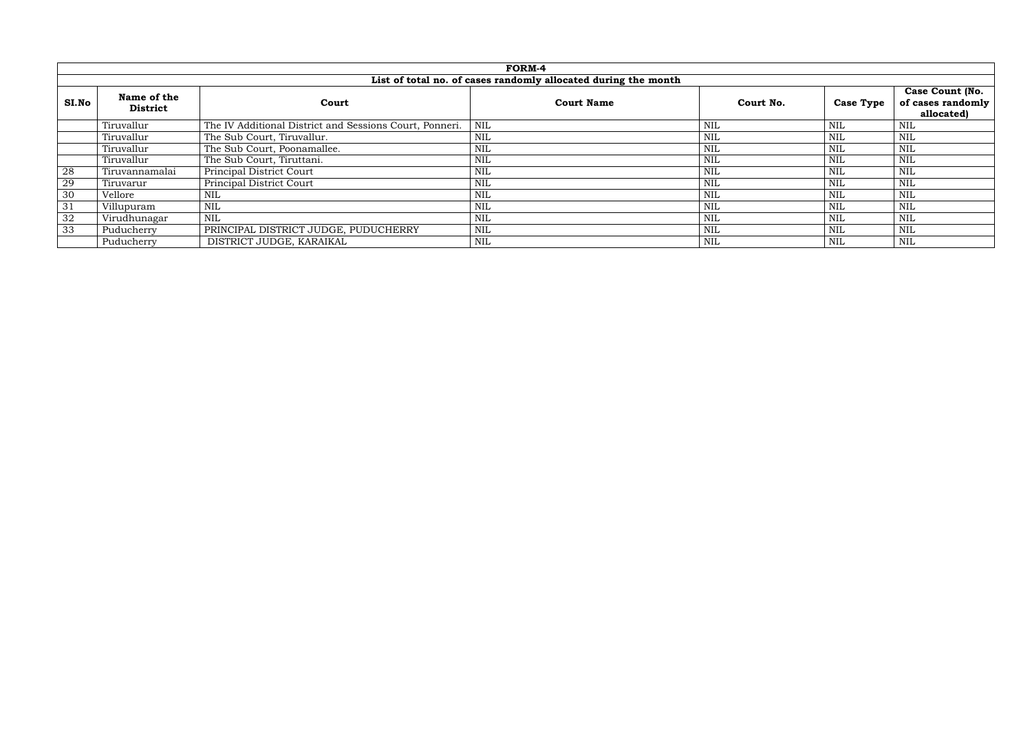| FORM-4 | | | | | | |
|---|---|---|---|---|---|---|
| List of total no. of cases randomly allocated during the month | | | | | | |
| SI.No | Name of the District | Court | Court Name | Court No. | Case Type | Case Count (No. of cases randomly allocated) |
| | Tiruvallur | The IV Additional District and Sessions Court, Ponneri. | NIL | NIL | NIL | NIL |
| | Tiruvallur | The Sub Court, Tiruvallur. | NIL | NIL | NIL | NIL |
| | Tiruvallur | The Sub Court, Poonamallee. | NIL | NIL | NIL | NIL |
| | Tiruvallur | The Sub Court, Tiruttani. | NIL | NIL | NIL | NIL |
| 28 | Tiruvannamalai | Principal District Court | NIL | NIL | NIL | NIL |
| 29 | Tiruvarur | Principal District Court | NIL | NIL | NIL | NIL |
| 30 | Vellore | NIL | NIL | NIL | NIL | NIL |
| 31 | Villupuram | NIL | NIL | NIL | NIL | NIL |
| 32 | Virudhunagar | NIL | NIL | NIL | NIL | NIL |
| 33 | Puducherry | PRINCIPAL DISTRICT JUDGE, PUDUCHERRY | NIL | NIL | NIL | NIL |
| | Puducherry | DISTRICT JUDGE, KARAIKAL | NIL | NIL | NIL | NIL |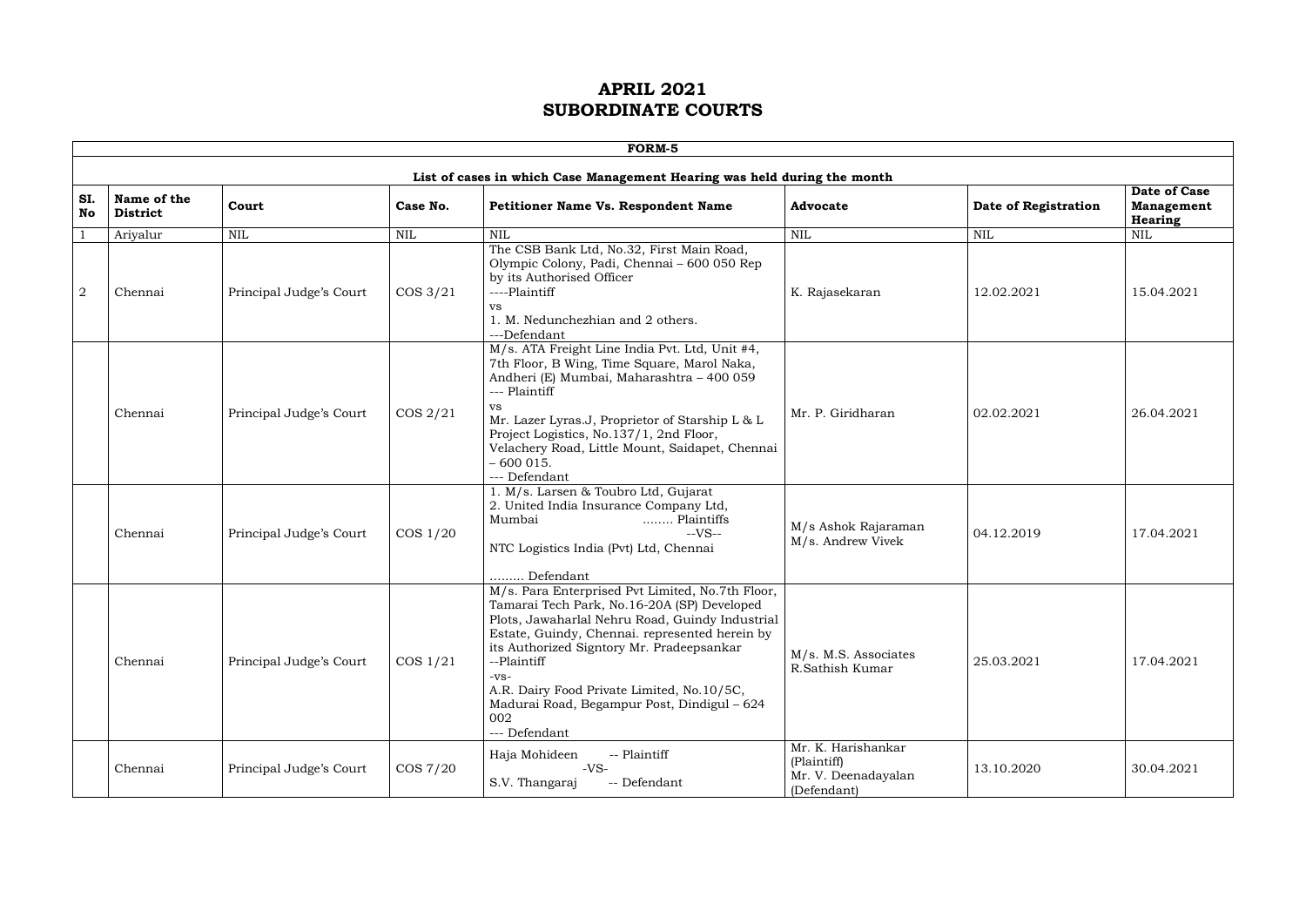# APRIL 2021
# SUBORDINATE COURTS

| FORM-5 | | | | | | | |
|---|---|---|---|---|---|---|---|
| **List of cases in which Case Management Hearing was held during the month** | | | | | | | |
| **SI. No** | **Name of the District** | **Court** | **Case No.** | **Petitioner Name Vs. Respondent Name** | **Advocate** | **Date of Registration** | **Date of Case Management Hearing** |
| 1 | Ariyalur | NIL | NIL | NIL | NIL | NIL | NIL |
| 2 | Chennai | Principal Judge's Court | COS 3/21 | The CSB Bank Ltd, No.32, First Main Road, Olympic Colony, Padi, Chennai – 600 050 Rep by its Authorised Officer ----Plaintiff vs 1. M. Nedunchezhian and 2 others. ---Defendant | K. Rajasekaran | 12.02.2021 | 15.04.2021 |
| | Chennai | Principal Judge's Court | COS 2/21 | M/s. ATA Freight Line India Pvt. Ltd, Unit #4, 7th Floor, B Wing, Time Square, Marol Naka, Andheri (E) Mumbai, Maharashtra – 400 059 --- Plaintiff vs Mr. Lazer Lyras.J, Proprietor of Starship L & L Project Logistics, No.137/1, 2nd Floor, Velachery Road, Little Mount, Saidapet, Chennai – 600 015. --- Defendant | Mr. P. Giridharan | 02.02.2021 | 26.04.2021 |
| | Chennai | Principal Judge's Court | COS 1/20 | 1. M/s. Larsen & Toubro Ltd, Gujarat 2. United India Insurance Company Ltd, Mumbai ........ Plaintiffs --VS-- NTC Logistics India (Pvt) Ltd, Chennai ......... Defendant | M/s Ashok Rajaraman M/s. Andrew Vivek | 04.12.2019 | 17.04.2021 |
| | Chennai | Principal Judge's Court | COS 1/21 | M/s. Para Enterprised Pvt Limited, No.7th Floor, Tamarai Tech Park, No.16-20A (SP) Developed Plots, Jawaharlal Nehru Road, Guindy Industrial Estate, Guindy, Chennai. represented herein by its Authorized Signtory Mr. Pradeepsankar --Plaintiff -vs- A.R. Dairy Food Private Limited, No.10/5C, Madurai Road, Begampur Post, Dindigul – 624 002 --- Defendant | M/s. M.S. Associates R.Sathish Kumar | 25.03.2021 | 17.04.2021 |
| | Chennai | Principal Judge's Court | COS 7/20 | Haja Mohideen -- Plaintiff -VS- S.V. Thangaraj -- Defendant | Mr. K. Harishankar (Plaintiff) Mr. V. Deenadayalan (Defendant) | 13.10.2020 | 30.04.2021 |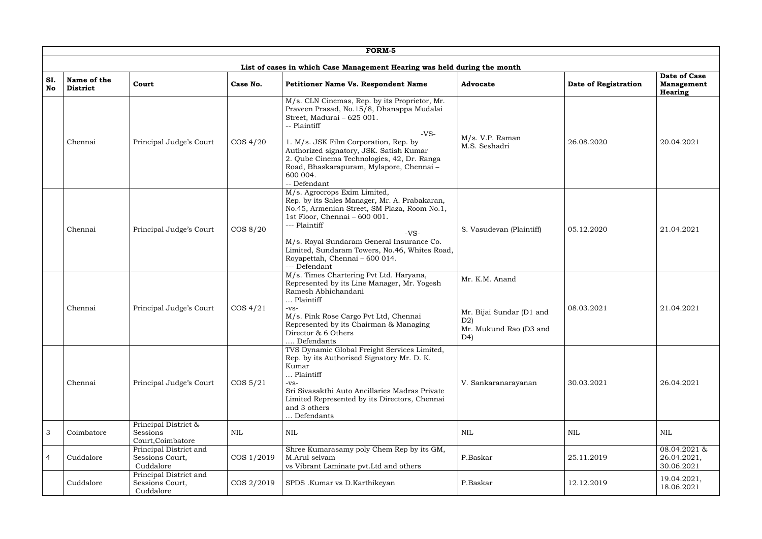**FORM-5**

**List of cases in which Case Management Hearing was held during the month**

| Sl. No | Name of the District | Court | Case No. | Petitioner Name Vs. Respondent Name | Advocate | Date of Registration | Date of Case Management Hearing |
|---|---|---|---|---|---|---|---|
| | Chennai | Principal Judge's Court | COS 4/20 | M/s. CLN Cinemas, Rep. by its Proprietor, Mr. Praveen Prasad, No.15/8, Dhanappa Mudalai Street, Madurai – 625 001. -- Plaintiff -VS- 1. M/s. JSK Film Corporation, Rep. by Authorized signatory, JSK. Satish Kumar 2. Qube Cinema Technologies, 42, Dr. Ranga Road, Bhaskarapuram, Mylapore, Chennai – 600 004. -- Defendant | M/s. V.P. Raman M.S. Seshadri | 26.08.2020 | 20.04.2021 |
| | Chennai | Principal Judge's Court | COS 8/20 | M/s. Agrocrops Exim Limited, Rep. by its Sales Manager, Mr. A. Prabakaran, No.45, Armenian Street, SM Plaza, Room No.1, 1st Floor, Chennai – 600 001. --- Plaintiff -VS- M/s. Royal Sundaram General Insurance Co. Limited, Sundaram Towers, No.46, Whites Road, Royapettah, Chennai – 600 014. --- Defendant | S. Vasudevan (Plaintiff) | 05.12.2020 | 21.04.2021 |
| | Chennai | Principal Judge's Court | COS 4/21 | M/s. Times Chartering Pvt Ltd. Haryana, Represented by its Line Manager, Mr. Yogesh Ramesh Abhichandani … Plaintiff -vs- M/s. Pink Rose Cargo Pvt Ltd, Chennai Represented by its Chairman & Managing Director & 6 Others …. Defendants | Mr. K.M. Anand<br>Mr. Bijai Sundar (D1 and D2)<br>Mr. Mukund Rao (D3 and D4) | 08.03.2021 | 21.04.2021 |
| | Chennai | Principal Judge's Court | COS 5/21 | TVS Dynamic Global Freight Services Limited, Rep. by its Authorised Signatory Mr. D. K. Kumar … Plaintiff -vs- Sri Sivasakthi Auto Ancillaries Madras Private Limited Represented by its Directors, Chennai and 3 others … Defendants | V. Sankaranarayanan | 30.03.2021 | 26.04.2021 |
| 3 | Coimbatore | Principal District & Sessions Court,Coimbatore | NIL | NIL | NIL | NIL | NIL |
| 4 | Cuddalore | Principal District and Sessions Court, Cuddalore | COS 1/2019 | Shree Kumarasamy poly Chem Rep by its GM, M.Arul selvam vs Vibrant Laminate pvt.Ltd and others | P.Baskar | 25.11.2019 | 08.04.2021 & 26.04.2021, 30.06.2021 |
| | Cuddalore | Principal District and Sessions Court, Cuddalore | COS 2/2019 | SPDS .Kumar vs D.Karthikeyan | P.Baskar | 12.12.2019 | 19.04.2021, 18.06.2021 |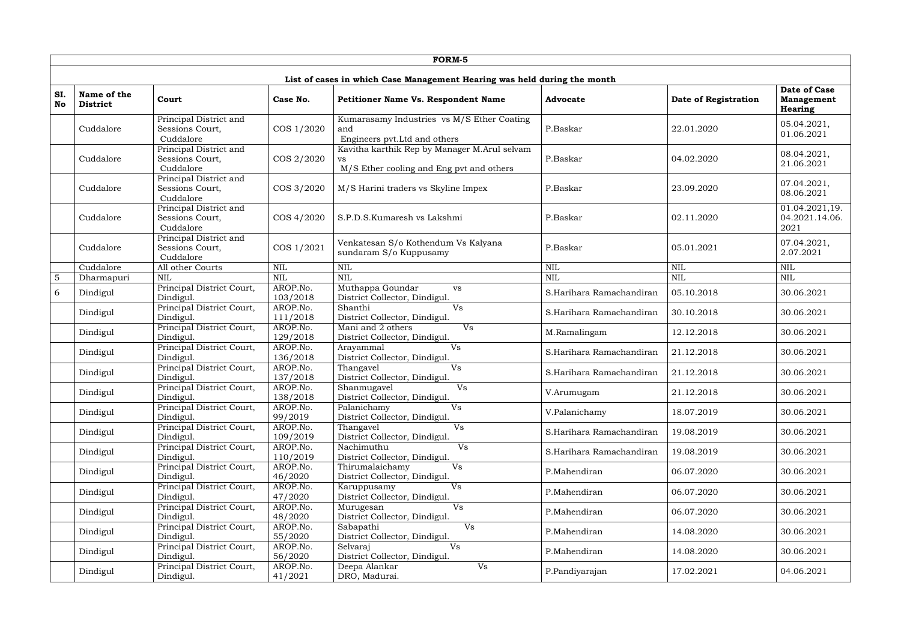**FORM-5**

**List of cases in which Case Management Hearing was held during the month**

| Sl. No | Name of the District | Court | Case No. | Petitioner Name Vs. Respondent Name | Advocate | Date of Registration | Date of Case Management Hearing |
|---|---|---|---|---|---|---|---|
| | Cuddalore | Principal District and Sessions Court, Cuddalore | COS 1/2020 | Kumarasamy Industries vs M/S Ether Coating and Engineers pvt.Ltd and others | P.Baskar | 22.01.2020 | 05.04.2021, 01.06.2021 |
| | Cuddalore | Principal District and Sessions Court, Cuddalore | COS 2/2020 | Kavitha karthik Rep by Manager M.Arul selvam vs M/S Ether cooling and Eng pvt and others | P.Baskar | 04.02.2020 | 08.04.2021, 21.06.2021 |
| | Cuddalore | Principal District and Sessions Court, Cuddalore | COS 3/2020 | M/S Harini traders vs Skyline Impex | P.Baskar | 23.09.2020 | 07.04.2021, 08.06.2021 |
| | Cuddalore | Principal District and Sessions Court, Cuddalore | COS 4/2020 | S.P.D.S.Kumaresh vs Lakshmi | P.Baskar | 02.11.2020 | 01.04.2021,19. 04.2021.14.06. 2021 |
| | Cuddalore | Principal District and Sessions Court, Cuddalore | COS 1/2021 | Venkatesan S/o Kothendum Vs Kalyana sundaram S/o Kuppusamy | P.Baskar | 05.01.2021 | 07.04.2021, 2.07.2021 |
| | Cuddalore | All other Courts | NIL | NIL | NIL | NIL | NIL |
| 5 | Dharmapuri | NIL | NIL | NIL | NIL | NIL | NIL |
| 6 | Dindigul | Principal District Court, Dindigul. | AROP.No. 103/2018 | Muthappa Goundar vs District Collector, Dindigul. | S.Harihara Ramachandiran | 05.10.2018 | 30.06.2021 |
| | Dindigul | Principal District Court, Dindigul. | AROP.No. 111/2018 | Shanthi Vs District Collector, Dindigul. | S.Harihara Ramachandiran | 30.10.2018 | 30.06.2021 |
| | Dindigul | Principal District Court, Dindigul. | AROP.No. 129/2018 | Mani and 2 others Vs District Collector, Dindigul. | M.Ramalingam | 12.12.2018 | 30.06.2021 |
| | Dindigul | Principal District Court, Dindigul. | AROP.No. 136/2018 | Arayammal Vs District Collector, Dindigul. | S.Harihara Ramachandiran | 21.12.2018 | 30.06.2021 |
| | Dindigul | Principal District Court, Dindigul. | AROP.No. 137/2018 | Thangavel Vs District Collector, Dindigul. | S.Harihara Ramachandiran | 21.12.2018 | 30.06.2021 |
| | Dindigul | Principal District Court, Dindigul. | AROP.No. 138/2018 | Shanmugavel Vs District Collector, Dindigul. | V.Arumugam | 21.12.2018 | 30.06.2021 |
| | Dindigul | Principal District Court, Dindigul. | AROP.No. 99/2019 | Palanichamy Vs District Collector, Dindigul. | V.Palanichamy | 18.07.2019 | 30.06.2021 |
| | Dindigul | Principal District Court, Dindigul. | AROP.No. 109/2019 | Thangavel Vs District Collector, Dindigul. | S.Harihara Ramachandiran | 19.08.2019 | 30.06.2021 |
| | Dindigul | Principal District Court, Dindigul. | AROP.No. 110/2019 | Nachimuthu Vs District Collector, Dindigul. | S.Harihara Ramachandiran | 19.08.2019 | 30.06.2021 |
| | Dindigul | Principal District Court, Dindigul. | AROP.No. 46/2020 | Thirumalaichamy Vs District Collector, Dindigul. | P.Mahendiran | 06.07.2020 | 30.06.2021 |
| | Dindigul | Principal District Court, Dindigul. | AROP.No. 47/2020 | Karuppusamy Vs District Collector, Dindigul. | P.Mahendiran | 06.07.2020 | 30.06.2021 |
| | Dindigul | Principal District Court, Dindigul. | AROP.No. 48/2020 | Murugesan Vs District Collector, Dindigul. | P.Mahendiran | 06.07.2020 | 30.06.2021 |
| | Dindigul | Principal District Court, Dindigul. | AROP.No. 55/2020 | Sabapathi Vs District Collector, Dindigul. | P.Mahendiran | 14.08.2020 | 30.06.2021 |
| | Dindigul | Principal District Court, Dindigul. | AROP.No. 56/2020 | Selvaraj Vs District Collector, Dindigul. | P.Mahendiran | 14.08.2020 | 30.06.2021 |
| | Dindigul | Principal District Court, Dindigul. | AROP.No. 41/2021 | Deepa Alankar Vs DRO, Madurai. | P.Pandiyarajan | 17.02.2021 | 04.06.2021 |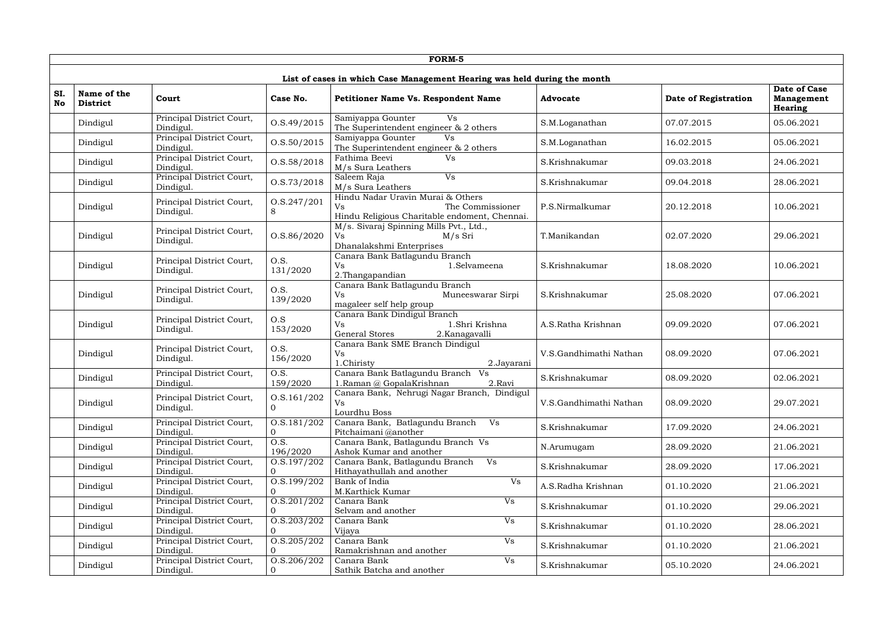**FORM-5**

**List of cases in which Case Management Hearing was held during the month**

| Sl. No | Name of the District | Court | Case No. | Petitioner Name Vs. Respondent Name | Advocate | Date of Registration | Date of Case Management Hearing |
|---|---|---|---|---|---|---|---|
| | Dindigul | Principal District Court, Dindigul. | O.S.49/2015 | Samiyappa Gounter Vs The Superintendent engineer & 2 others | S.M.Loganathan | 07.07.2015 | 05.06.2021 |
| | Dindigul | Principal District Court, Dindigul. | O.S.50/2015 | Samiyappa Gounter Vs The Superintendent engineer & 2 others | S.M.Loganathan | 16.02.2015 | 05.06.2021 |
| | Dindigul | Principal District Court, Dindigul. | O.S.58/2018 | Fathima Beevi Vs M/s Sura Leathers | S.Krishnakumar | 09.03.2018 | 24.06.2021 |
| | Dindigul | Principal District Court, Dindigul. | O.S.73/2018 | Saleem Raja Vs M/s Sura Leathers | S.Krishnakumar | 09.04.2018 | 28.06.2021 |
| | Dindigul | Principal District Court, Dindigul. | O.S.247/2018 | Hindu Nadar Uravin Murai & Others Vs The Commissioner Hindu Religious Charitable endoment, Chennai. | P.S.Nirmalkumar | 20.12.2018 | 10.06.2021 |
| | Dindigul | Principal District Court, Dindigul. | O.S.86/2020 | M/s. Sivaraj Spinning Mills Pvt., Ltd., Vs M/s Sri Dhanalakshmi Enterprises | T.Manikandan | 02.07.2020 | 29.06.2021 |
| | Dindigul | Principal District Court, Dindigul. | O.S. 131/2020 | Canara Bank Batlagundu Branch Vs 1.Selvameena 2.Thangapandian | S.Krishnakumar | 18.08.2020 | 10.06.2021 |
| | Dindigul | Principal District Court, Dindigul. | O.S. 139/2020 | Canara Bank Batlagundu Branch Vs Muneeswarar Sirpi magaleer self help group | S.Krishnakumar | 25.08.2020 | 07.06.2021 |
| | Dindigul | Principal District Court, Dindigul. | O.S 153/2020 | Canara Bank Dindigul Branch Vs 1.Shri Krishna General Stores 2.Kanagavalli | A.S.Ratha Krishnan | 09.09.2020 | 07.06.2021 |
| | Dindigul | Principal District Court, Dindigul. | O.S. 156/2020 | Canara Bank SME Branch Dindigul Vs 1.Chiristy 2.Jayarani | V.S.Gandhimathi Nathan | 08.09.2020 | 07.06.2021 |
| | Dindigul | Principal District Court, Dindigul. | O.S. 159/2020 | Canara Bank Batlagundu Branch Vs 1.Raman @ GopalaKrishnan 2.Ravi | S.Krishnakumar | 08.09.2020 | 02.06.2021 |
| | Dindigul | Principal District Court, Dindigul. | O.S.161/2020 | Canara Bank, Nehrugi Nagar Branch, Dindigul Vs Lourdhu Boss | V.S.Gandhimathi Nathan | 08.09.2020 | 29.07.2021 |
| | Dindigul | Principal District Court, Dindigul. | O.S.181/2020 | Canara Bank, Batlagundu Branch Vs Pitchaimani @another | S.Krishnakumar | 17.09.2020 | 24.06.2021 |
| | Dindigul | Principal District Court, Dindigul. | O.S. 196/2020 | Canara Bank, Batlagundu Branch Vs Ashok Kumar and another | N.Arumugam | 28.09.2020 | 21.06.2021 |
| | Dindigul | Principal District Court, Dindigul. | O.S.197/2020 | Canara Bank, Batlagundu Branch Vs Hithayathullah and another | S.Krishnakumar | 28.09.2020 | 17.06.2021 |
| | Dindigul | Principal District Court, Dindigul. | O.S.199/2020 | Bank of India Vs M.Karthick Kumar | A.S.Radha Krishnan | 01.10.2020 | 21.06.2021 |
| | Dindigul | Principal District Court, Dindigul. | O.S.201/2020 | Canara Bank Vs Selvam and another | S.Krishnakumar | 01.10.2020 | 29.06.2021 |
| | Dindigul | Principal District Court, Dindigul. | O.S.203/2020 | Canara Bank Vs Vijaya | S.Krishnakumar | 01.10.2020 | 28.06.2021 |
| | Dindigul | Principal District Court, Dindigul. | O.S.205/2020 | Canara Bank Vs Ramakrishnan and another | S.Krishnakumar | 01.10.2020 | 21.06.2021 |
| | Dindigul | Principal District Court, Dindigul. | O.S.206/2020 | Canara Bank Vs Sathik Batcha and another | S.Krishnakumar | 05.10.2020 | 24.06.2021 |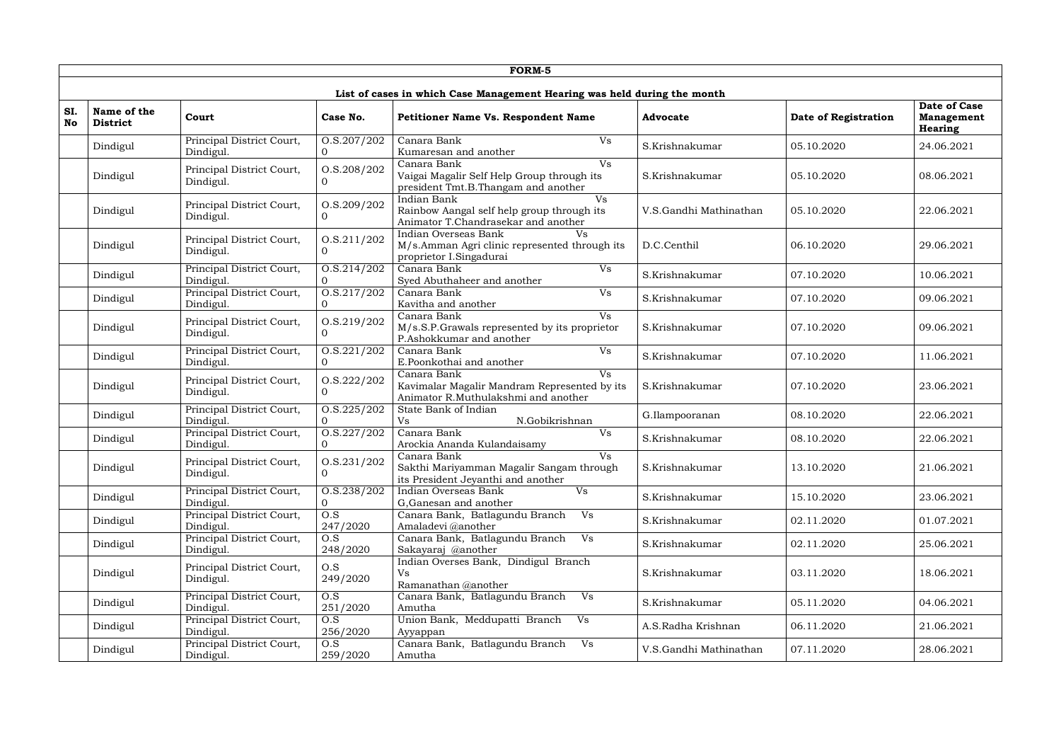**FORM-5**

**List of cases in which Case Management Hearing was held during the month**

| Sl. No | Name of the District | Court | Case No. | Petitioner Name Vs. Respondent Name | Advocate | Date of Registration | Date of Case Management Hearing |
|---|---|---|---|---|---|---|---|
| | Dindigul | Principal District Court, Dindigul. | O.S.207/2020 | Canara Bank Vs Kumaresan and another | S.Krishnakumar | 05.10.2020 | 24.06.2021 |
| | Dindigul | Principal District Court, Dindigul. | O.S.208/2020 | Canara Bank Vs Vaigai Magalir Self Help Group through its president Tmt.B.Thangam and another | S.Krishnakumar | 05.10.2020 | 08.06.2021 |
| | Dindigul | Principal District Court, Dindigul. | O.S.209/2020 | Indian Bank Vs Rainbow Aangal self help group through its Animator T.Chandrasekar and another | V.S.Gandhi Mathinathan | 05.10.2020 | 22.06.2021 |
| | Dindigul | Principal District Court, Dindigul. | O.S.211/2020 | Indian Overseas Bank Vs M/s.Amman Agri clinic represented through its proprietor I.Singadurai | D.C.Centhil | 06.10.2020 | 29.06.2021 |
| | Dindigul | Principal District Court, Dindigul. | O.S.214/2020 | Canara Bank Vs Syed Abuthaheer and another | S.Krishnakumar | 07.10.2020 | 10.06.2021 |
| | Dindigul | Principal District Court, Dindigul. | O.S.217/2020 | Canara Bank Vs Kavitha and another | S.Krishnakumar | 07.10.2020 | 09.06.2021 |
| | Dindigul | Principal District Court, Dindigul. | O.S.219/2020 | Canara Bank Vs M/s.S.P.Grawals represented by its proprietor P.Ashokkumar and another | S.Krishnakumar | 07.10.2020 | 09.06.2021 |
| | Dindigul | Principal District Court, Dindigul. | O.S.221/2020 | Canara Bank Vs E.Poonkothai and another | S.Krishnakumar | 07.10.2020 | 11.06.2021 |
| | Dindigul | Principal District Court, Dindigul. | O.S.222/2020 | Canara Bank Vs Kavimalar Magalir Mandram Represented by its Animator R.Muthulakshmi and another | S.Krishnakumar | 07.10.2020 | 23.06.2021 |
| | Dindigul | Principal District Court, Dindigul. | O.S.225/2020 | State Bank of Indian Vs N.Gobikrishnan | G.Ilampooranan | 08.10.2020 | 22.06.2021 |
| | Dindigul | Principal District Court, Dindigul. | O.S.227/2020 | Canara Bank Vs Arockia Ananda Kulandaisamy | S.Krishnakumar | 08.10.2020 | 22.06.2021 |
| | Dindigul | Principal District Court, Dindigul. | O.S.231/2020 | Canara Bank Vs Sakthi Mariyamman Magalir Sangam through its President Jeyanthi and another | S.Krishnakumar | 13.10.2020 | 21.06.2021 |
| | Dindigul | Principal District Court, Dindigul. | O.S.238/2020 | Indian Overseas Bank Vs G,Ganesan and another | S.Krishnakumar | 15.10.2020 | 23.06.2021 |
| | Dindigul | Principal District Court, Dindigul. | O.S 247/2020 | Canara Bank, Batlagundu Branch Vs Amaladevi @another | S.Krishnakumar | 02.11.2020 | 01.07.2021 |
| | Dindigul | Principal District Court, Dindigul. | O.S 248/2020 | Canara Bank, Batlagundu Branch Vs Sakayaraj @another | S.Krishnakumar | 02.11.2020 | 25.06.2021 |
| | Dindigul | Principal District Court, Dindigul. | O.S 249/2020 | Indian Overses Bank, Dindigul Branch Vs Ramanathan @another | S.Krishnakumar | 03.11.2020 | 18.06.2021 |
| | Dindigul | Principal District Court, Dindigul. | O.S 251/2020 | Canara Bank, Batlagundu Branch Vs Amutha | S.Krishnakumar | 05.11.2020 | 04.06.2021 |
| | Dindigul | Principal District Court, Dindigul. | O.S 256/2020 | Union Bank, Meddupatti Branch Vs Ayyappan | A.S.Radha Krishnan | 06.11.2020 | 21.06.2021 |
| | Dindigul | Principal District Court, Dindigul. | O.S 259/2020 | Canara Bank, Batlagundu Branch Vs Amutha | V.S.Gandhi Mathinathan | 07.11.2020 | 28.06.2021 |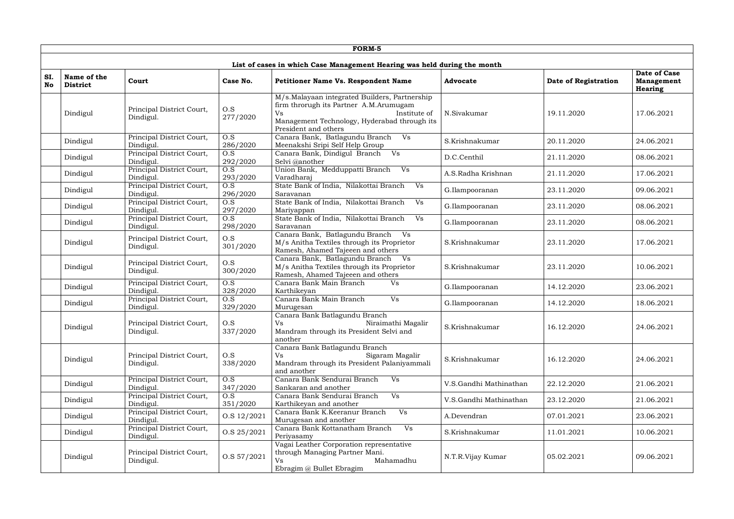**FORM-5**

**List of cases in which Case Management Hearing was held during the month**

| SI. No | Name of the District | Court | Case No. | Petitioner Name Vs. Respondent Name | Advocate | Date of Registration | Date of Case Management Hearing |
|---|---|---|---|---|---|---|---|
| | Dindigul | Principal District Court, Dindigul. | O.S 277/2020 | M/s.Malayaan integrated Builders, Partnership firm throrugh its Partner A.M.Arumugam Vs Institute of Management Technology, Hyderabad through its President and others | N.Sivakumar | 19.11.2020 | 17.06.2021 |
| | Dindigul | Principal District Court, Dindigul. | O.S 286/2020 | Canara Bank, Batlagundu Branch Vs Meenakshi Sripi Self Help Group | S.Krishnakumar | 20.11.2020 | 24.06.2021 |
| | Dindigul | Principal District Court, Dindigul. | O.S 292/2020 | Canara Bank, Dindigul Branch Vs Selvi @another | D.C.Centhil | 21.11.2020 | 08.06.2021 |
| | Dindigul | Principal District Court, Dindigul. | O.S 293/2020 | Union Bank, Medduppatti Branch Vs Varadharaj | A.S.Radha Krishnan | 21.11.2020 | 17.06.2021 |
| | Dindigul | Principal District Court, Dindigul. | O.S 296/2020 | State Bank of India, Nilakottai Branch Vs Saravanan | G.Ilampooranan | 23.11.2020 | 09.06.2021 |
| | Dindigul | Principal District Court, Dindigul. | O.S 297/2020 | State Bank of India, Nilakottai Branch Vs Mariyappan | G.Ilampooranan | 23.11.2020 | 08.06.2021 |
| | Dindigul | Principal District Court, Dindigul. | O.S 298/2020 | State Bank of India, Nilakottai Branch Vs Saravanan | G.Ilampooranan | 23.11.2020 | 08.06.2021 |
| | Dindigul | Principal District Court, Dindigul. | O.S 301/2020 | Canara Bank, Batlagundu Branch Vs M/s Anitha Textiles through its Proprietor Ramesh, Ahamed Tajeeen and others | S.Krishnakumar | 23.11.2020 | 17.06.2021 |
| | Dindigul | Principal District Court, Dindigul. | O.S 300/2020 | Canara Bank, Batlagundu Branch Vs M/s Anitha Textiles through its Proprietor Ramesh, Ahamed Tajeeen and others | S.Krishnakumar | 23.11.2020 | 10.06.2021 |
| | Dindigul | Principal District Court, Dindigul. | O.S 328/2020 | Canara Bank Main Branch Vs Karthikeyan | G.Ilampooranan | 14.12.2020 | 23.06.2021 |
| | Dindigul | Principal District Court, Dindigul. | O.S 329/2020 | Canara Bank Main Branch Vs Murugesan | G.Ilampooranan | 14.12.2020 | 18.06.2021 |
| | Dindigul | Principal District Court, Dindigul. | O.S 337/2020 | Canara Bank Batlagundu Branch Vs Niraimathi Magalir Mandram through its President Selvi and another | S.Krishnakumar | 16.12.2020 | 24.06.2021 |
| | Dindigul | Principal District Court, Dindigul. | O.S 338/2020 | Canara Bank Batlagundu Branch Vs Sigaram Magalir Mandram through its President Palaniyammali and another | S.Krishnakumar | 16.12.2020 | 24.06.2021 |
| | Dindigul | Principal District Court, Dindigul. | O.S 347/2020 | Canara Bank Sendurai Branch Vs Sankaran and another | V.S.Gandhi Mathinathan | 22.12.2020 | 21.06.2021 |
| | Dindigul | Principal District Court, Dindigul. | O.S 351/2020 | Canara Bank Sendurai Branch Vs Karthikeyan and another | V.S.Gandhi Mathinathan | 23.12.2020 | 21.06.2021 |
| | Dindigul | Principal District Court, Dindigul. | O.S 12/2021 | Canara Bank K.Keeranur Branch Vs Murugesan and another | A.Devendran | 07.01.2021 | 23.06.2021 |
| | Dindigul | Principal District Court, Dindigul. | O.S 25/2021 | Canara Bank Kottanatham Branch Vs Periyasamy | S.Krishnakumar | 11.01.2021 | 10.06.2021 |
| | Dindigul | Principal District Court, Dindigul. | O.S 57/2021 | Vagai Leather Corporation representative through Managing Partner Mani. Vs Mahamadhu Ebragim @ Bullet Ebragim | N.T.R.Vijay Kumar | 05.02.2021 | 09.06.2021 |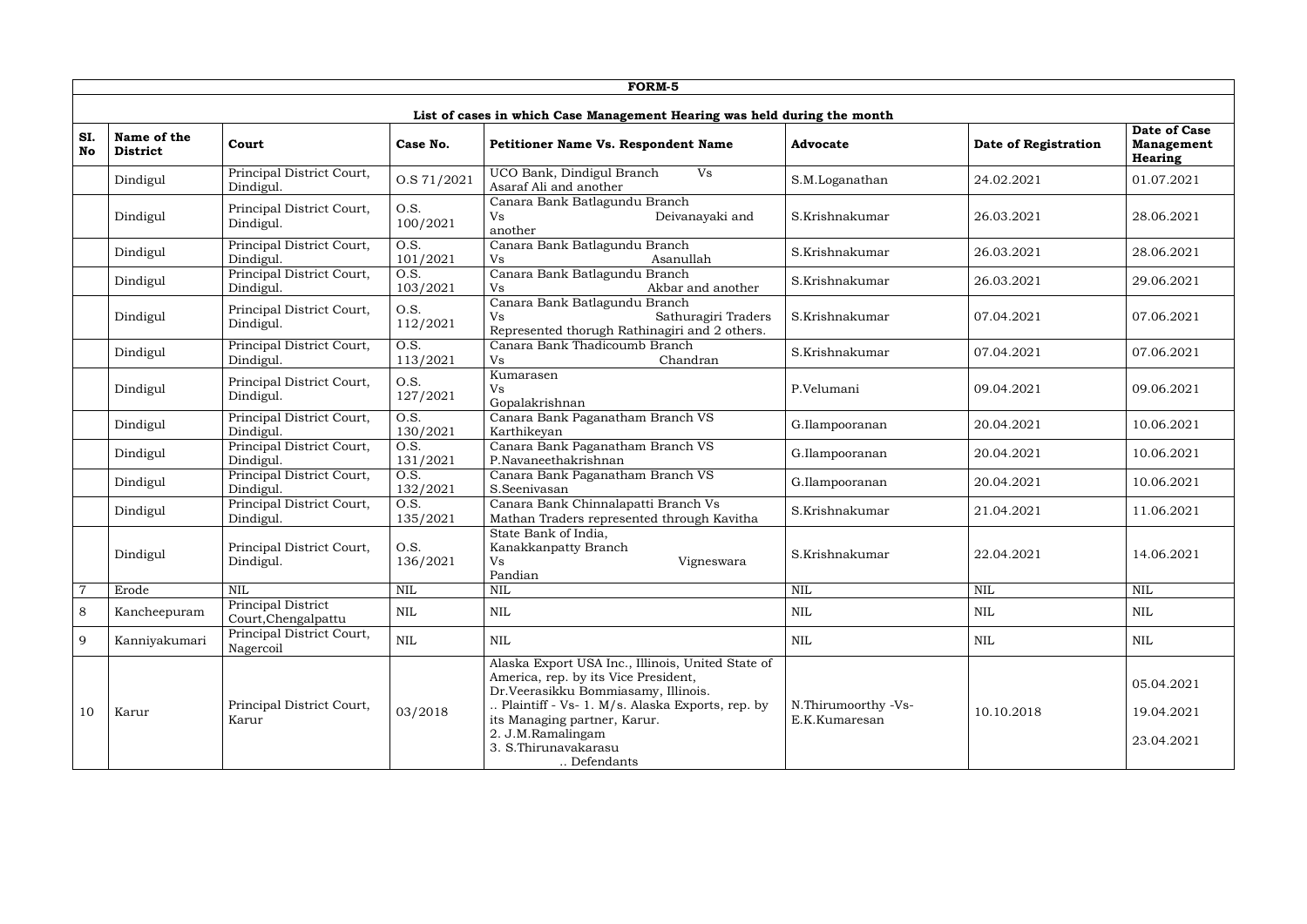**FORM-5**

**List of cases in which Case Management Hearing was held during the month**

| SI. No | Name of the District | Court | Case No. | Petitioner Name Vs. Respondent Name | Advocate | Date of Registration | Date of Case Management Hearing |
|---|---|---|---|---|---|---|---|
| | Dindigul | Principal District Court, Dindigul. | O.S 71/2021 | UCO Bank, Dindigul Branch Vs Asaraf Ali and another | S.M.Loganathan | 24.02.2021 | 01.07.2021 |
| | Dindigul | Principal District Court, Dindigul. | O.S. 100/2021 | Canara Bank Batlagundu Branch Vs Deivanayaki and another | S.Krishnakumar | 26.03.2021 | 28.06.2021 |
| | Dindigul | Principal District Court, Dindigul. | O.S. 101/2021 | Canara Bank Batlagundu Branch Vs Asanullah | S.Krishnakumar | 26.03.2021 | 28.06.2021 |
| | Dindigul | Principal District Court, Dindigul. | O.S. 103/2021 | Canara Bank Batlagundu Branch Vs Akbar and another | S.Krishnakumar | 26.03.2021 | 29.06.2021 |
| | Dindigul | Principal District Court, Dindigul. | O.S. 112/2021 | Canara Bank Batlagundu Branch Vs Sathuragiri Traders Represented thorugh Rathinagiri and 2 others. | S.Krishnakumar | 07.04.2021 | 07.06.2021 |
| | Dindigul | Principal District Court, Dindigul. | O.S. 113/2021 | Canara Bank Thadicoumb Branch Vs Chandran | S.Krishnakumar | 07.04.2021 | 07.06.2021 |
| | Dindigul | Principal District Court, Dindigul. | O.S. 127/2021 | Kumarasen Vs Gopalakrishnan | P.Velumani | 09.04.2021 | 09.06.2021 |
| | Dindigul | Principal District Court, Dindigul. | O.S. 130/2021 | Canara Bank Paganatham Branch VS Karthikeyan | G.Ilampooranan | 20.04.2021 | 10.06.2021 |
| | Dindigul | Principal District Court, Dindigul. | O.S. 131/2021 | Canara Bank Paganatham Branch VS P.Navaneethakrishnan | G.Ilampooranan | 20.04.2021 | 10.06.2021 |
| | Dindigul | Principal District Court, Dindigul. | O.S. 132/2021 | Canara Bank Paganatham Branch VS S.Seenivasan | G.Ilampooranan | 20.04.2021 | 10.06.2021 |
| | Dindigul | Principal District Court, Dindigul. | O.S. 135/2021 | Canara Bank Chinnalapatti Branch Vs Mathan Traders represented through Kavitha | S.Krishnakumar | 21.04.2021 | 11.06.2021 |
| | Dindigul | Principal District Court, Dindigul. | O.S. 136/2021 | State Bank of India, Kanakkanpatty Branch Vs Vigneswara Pandian | S.Krishnakumar | 22.04.2021 | 14.06.2021 |
| 7 | Erode | NIL | NIL | NIL | NIL | NIL | NIL |
| 8 | Kancheepuram | Principal District Court,Chengalpattu | NIL | NIL | NIL | NIL | NIL |
| 9 | Kanniyakumari | Principal District Court, Nagercoil | NIL | NIL | NIL | NIL | NIL |
| 10 | Karur | Principal District Court, Karur | 03/2018 | Alaska Export USA Inc., Illinois, United State of America, rep. by its Vice President, Dr.Veerasikku Bommiasamy, Illinois. .. Plaintiff - Vs- 1. M/s. Alaska Exports, rep. by its Managing partner, Karur. 2. J.M.Ramalingam 3. S.Thirunavakarasu .. Defendants | N.Thirumoorthy -Vs- E.K.Kumaresan | 10.10.2018 | 05.04.2021<br>19.04.2021<br>23.04.2021 |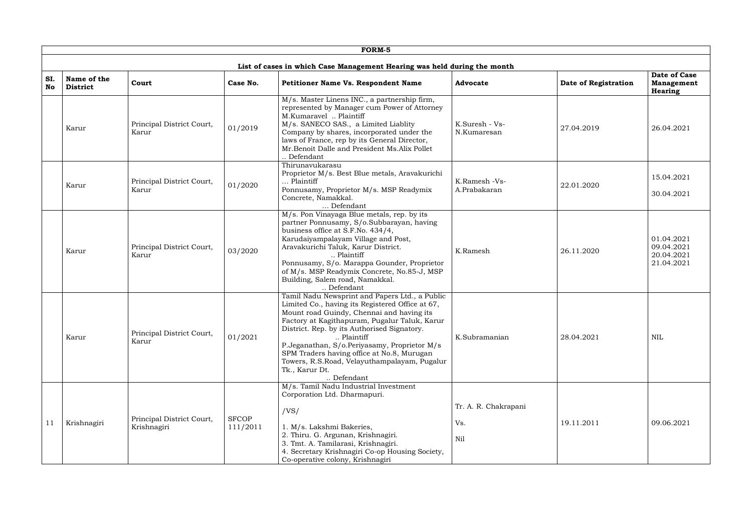**FORM-5**

**List of cases in which Case Management Hearing was held during the month**

| SI. No | Name of the District | Court | Case No. | Petitioner Name Vs. Respondent Name | Advocate | Date of Registration | Date of Case Management Hearing |
|---|---|---|---|---|---|---|---|
| | Karur | Principal District Court, Karur | 01/2019 | M/s. Master Linens INC., a partnership firm, represented by Manager cum Power of Attorney M.Kumaravel .. Plaintiff<br>M/s. SANECO SAS., a Limited Liablity Company by shares, incorporated under the laws of France, rep by its General Director, Mr.Benoit Dalle and President Ms.Alix Pollet .. Defendant | K.Suresh - Vs- N.Kumaresan | 27.04.2019 | 26.04.2021 |
| | Karur | Principal District Court, Karur | 01/2020 | Thirunavukarasu<br>Proprietor M/s. Best Blue metals, Aravakurichi ... Plaintiff<br>Ponnusamy, Proprietor M/s. MSP Readymix Concrete, Namakkal. ... Defendant | K.Ramesh -Vs- A.Prabakaran | 22.01.2020 | 15.04.2021<br>30.04.2021 |
| | Karur | Principal District Court, Karur | 03/2020 | M/s. Pon Vinayaga Blue metals, rep. by its partner Ponnusamy, S/o.Subbarayan, having business office at S.F.No. 434/4, Karudaiyampalayam Village and Post, Aravakurichi Taluk, Karur District. .. Plaintiff<br>Ponnusamy, S/o. Marappa Gounder, Proprietor of M/s. MSP Readymix Concrete, No.85-J, MSP Building, Salem road, Namakkal. .. Defendant | K.Ramesh | 26.11.2020 | 01.04.2021<br>09.04.2021<br>20.04.2021<br>21.04.2021 |
| | Karur | Principal District Court, Karur | 01/2021 | Tamil Nadu Newsprint and Papers Ltd., a Public Limited Co., having its Registered Office at 67, Mount road Guindy, Chennai and having its Factory at Kagithapuram, Pugalur Taluk, Karur District. Rep. by its Authorised Signatory. .. Plaintiff<br>P.Jeganathan, S/o.Periyasamy, Proprietor M/s SPM Traders having office at No.8, Murugan Towers, R.S.Road, Velayuthampalayam, Pugalur Tk., Karur Dt. .. Defendant | K.Subramanian | 28.04.2021 | NIL |
| 11 | Krishnagiri | Principal District Court, Krishnagiri | SFCOP 111/2011 | M/s. Tamil Nadu Industrial Investment Corporation Ltd. Dharmapuri.<br>/VS/<br>1. M/s. Lakshmi Bakeries,<br>2. Thiru. G. Argunan, Krishnagiri.<br>3. Tmt. A. Tamilarasi, Krishnagiri.<br>4. Secretary Krishnagiri Co-op Housing Society, Co-operative colony, Krishnagiri | Tr. A. R. Chakrapani<br>Vs.<br>Nil | 19.11.2011 | 09.06.2021 |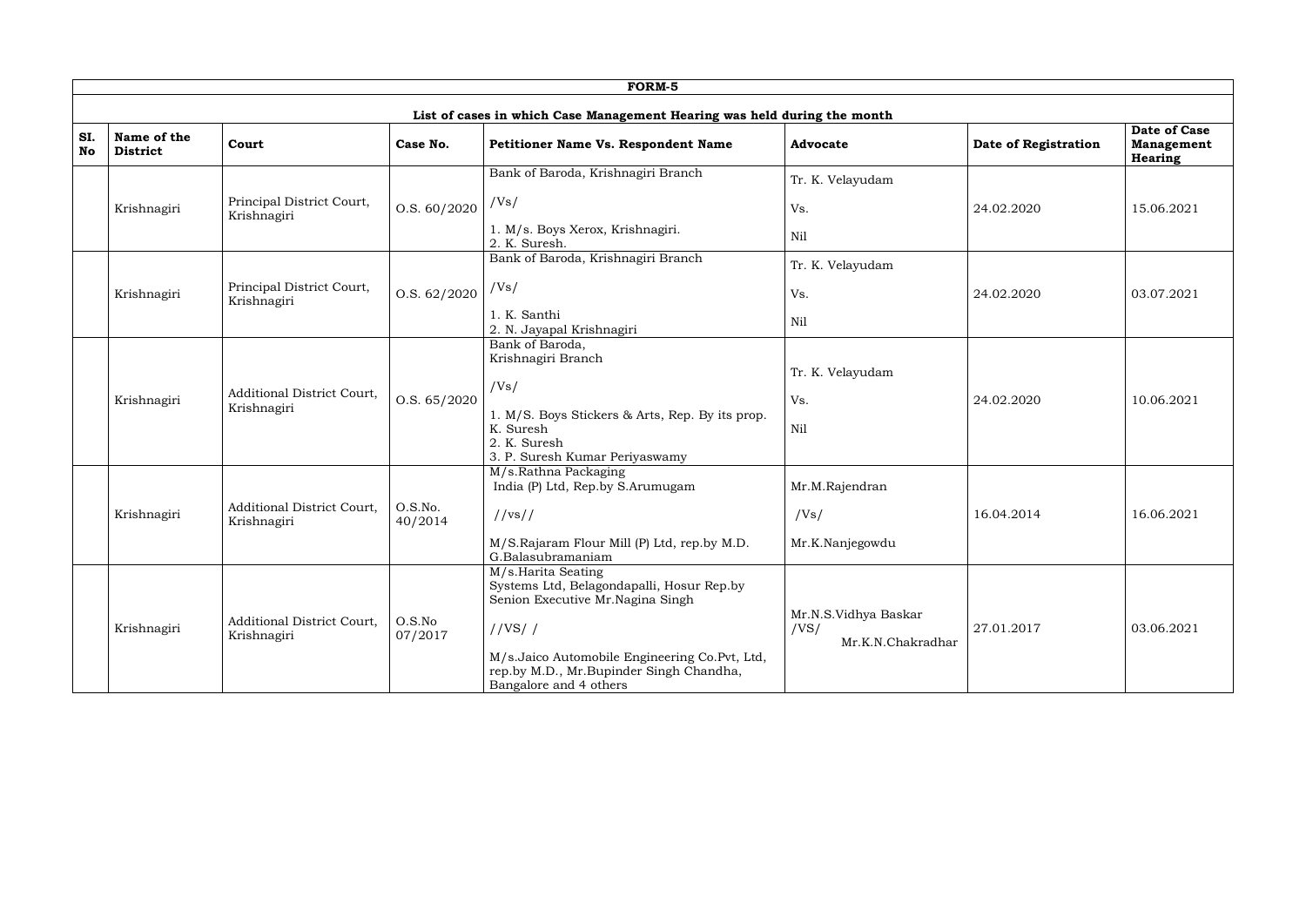**FORM-5**

**List of cases in which Case Management Hearing was held during the month**

| SI. No | Name of the District | Court | Case No. | Petitioner Name Vs. Respondent Name | Advocate | Date of Registration | Date of Case Management Hearing |
|---|---|---|---|---|---|---|---|
| | Krishnagiri | Principal District Court, Krishnagiri | O.S. 60/2020 | Bank of Baroda, Krishnagiri Branch /Vs/ 1. M/s. Boys Xerox, Krishnagiri. 2. K. Suresh. | Tr. K. Velayudam Vs. Nil | 24.02.2020 | 15.06.2021 |
| | Krishnagiri | Principal District Court, Krishnagiri | O.S. 62/2020 | Bank of Baroda, Krishnagiri Branch /Vs/ 1. K. Santhi 2. N. Jayapal Krishnagiri | Tr. K. Velayudam Vs. Nil | 24.02.2020 | 03.07.2021 |
| | Krishnagiri | Additional District Court, Krishnagiri | O.S. 65/2020 | Bank of Baroda, Krishnagiri Branch /Vs/ 1. M/S. Boys Stickers & Arts, Rep. By its prop. K. Suresh 2. K. Suresh 3. P. Suresh Kumar Periyaswamy | Tr. K. Velayudam Vs. Nil | 24.02.2020 | 10.06.2021 |
| | Krishnagiri | Additional District Court, Krishnagiri | O.S.No. 40/2014 | M/s.Rathna Packaging India (P) Ltd, Rep.by S.Arumugam //vs// M/S.Rajaram Flour Mill (P) Ltd, rep.by M.D. G.Balasubramaniam | Mr.M.Rajendran /Vs/ Mr.K.Nanjegowdu | 16.04.2014 | 16.06.2021 |
| | Krishnagiri | Additional District Court, Krishnagiri | O.S.No 07/2017 | M/s.Harita Seating Systems Ltd, Belagondapalli, Hosur Rep.by Senion Executive Mr.Nagina Singh //VS/ / M/s.Jaico Automobile Engineering Co.Pvt, Ltd, rep.by M.D., Mr.Bupinder Singh Chandha, Bangalore and 4 others | Mr.N.S.Vidhya Baskar /VS/ Mr.K.N.Chakradhar | 27.01.2017 | 03.06.2021 |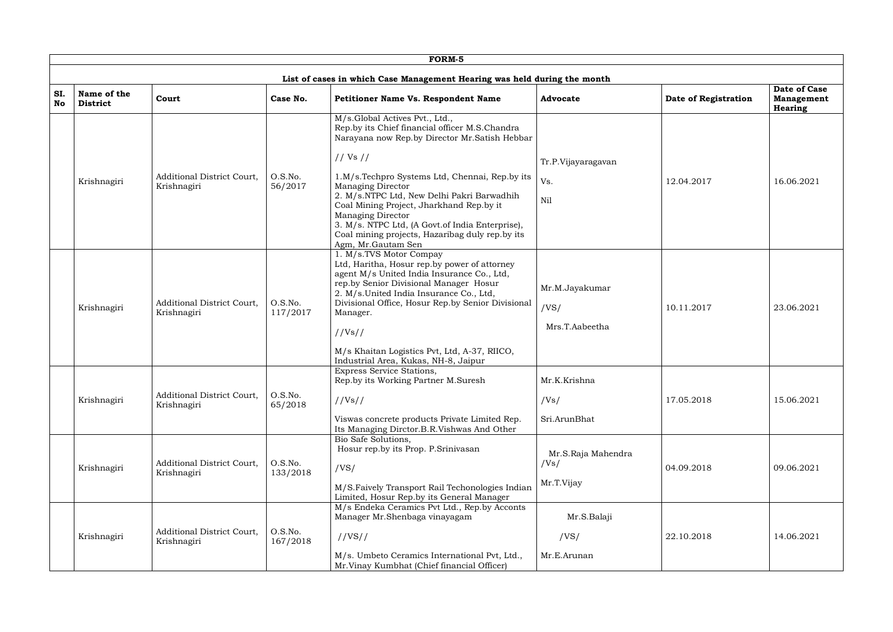**FORM-5**

**List of cases in which Case Management Hearing was held during the month**

| SI. No | Name of the District | Court | Case No. | Petitioner Name Vs. Respondent Name | Advocate | Date of Registration | Date of Case Management Hearing |
|---|---|---|---|---|---|---|---|
| | Krishnagiri | Additional District Court, Krishnagiri | O.S.No. 56/2017 | M/s.Global Actives Pvt., Ltd., Rep.by its Chief financial officer M.S.Chandra Narayana now Rep.by Director Mr.Satish Hebbar // Vs // 1.M/s.Techpro Systems Ltd, Chennai, Rep.by its Managing Director 2. M/s.NTPC Ltd, New Delhi Pakri Barwadhih Coal Mining Project, Jharkhand Rep.by it Managing Director 3. M/s. NTPC Ltd, (A Govt.of India Enterprise), Coal mining projects, Hazaribag duly rep.by its Agm, Mr.Gautam Sen | Tr.P.Vijayaragavan Vs. Nil | 12.04.2017 | 16.06.2021 |
| | Krishnagiri | Additional District Court, Krishnagiri | O.S.No. 117/2017 | 1. M/s.TVS Motor Compay Ltd, Haritha, Hosur rep.by power of attorney agent M/s United India Insurance Co., Ltd, rep.by Senior Divisional Manager Hosur 2. M/s.United India Insurance Co., Ltd, Divisional Office, Hosur Rep.by Senior Divisional Manager. //Vs// M/s Khaitan Logistics Pvt, Ltd, A-37, RIICO, Industrial Area, Kukas, NH-8, Jaipur | Mr.M.Jayakumar /VS/ Mrs.T.Aabeetha | 10.11.2017 | 23.06.2021 |
| | Krishnagiri | Additional District Court, Krishnagiri | O.S.No. 65/2018 | Express Service Stations, Rep.by its Working Partner M.Suresh //Vs// Viswas concrete products Private Limited Rep. Its Managing Dirctor.B.R.Vishwas And Other | Mr.K.Krishna /Vs/ Sri.ArunBhat | 17.05.2018 | 15.06.2021 |
| | Krishnagiri | Additional District Court, Krishnagiri | O.S.No. 133/2018 | Bio Safe Solutions, Hosur rep.by its Prop. P.Srinivasan /VS/ M/S.Faively Transport Rail Techonologies Indian Limited, Hosur Rep.by its General Manager | Mr.S.Raja Mahendra /Vs/ Mr.T.Vijay | 04.09.2018 | 09.06.2021 |
| | Krishnagiri | Additional District Court, Krishnagiri | O.S.No. 167/2018 | M/s Endeka Ceramics Pvt Ltd., Rep.by Acconts Manager Mr.Shenbaga vinayagam //VS// M/s. Umbeto Ceramics International Pvt, Ltd., Mr.Vinay Kumbhat (Chief financial Officer) | Mr.S.Balaji /VS/ Mr.E.Arunan | 22.10.2018 | 14.06.2021 |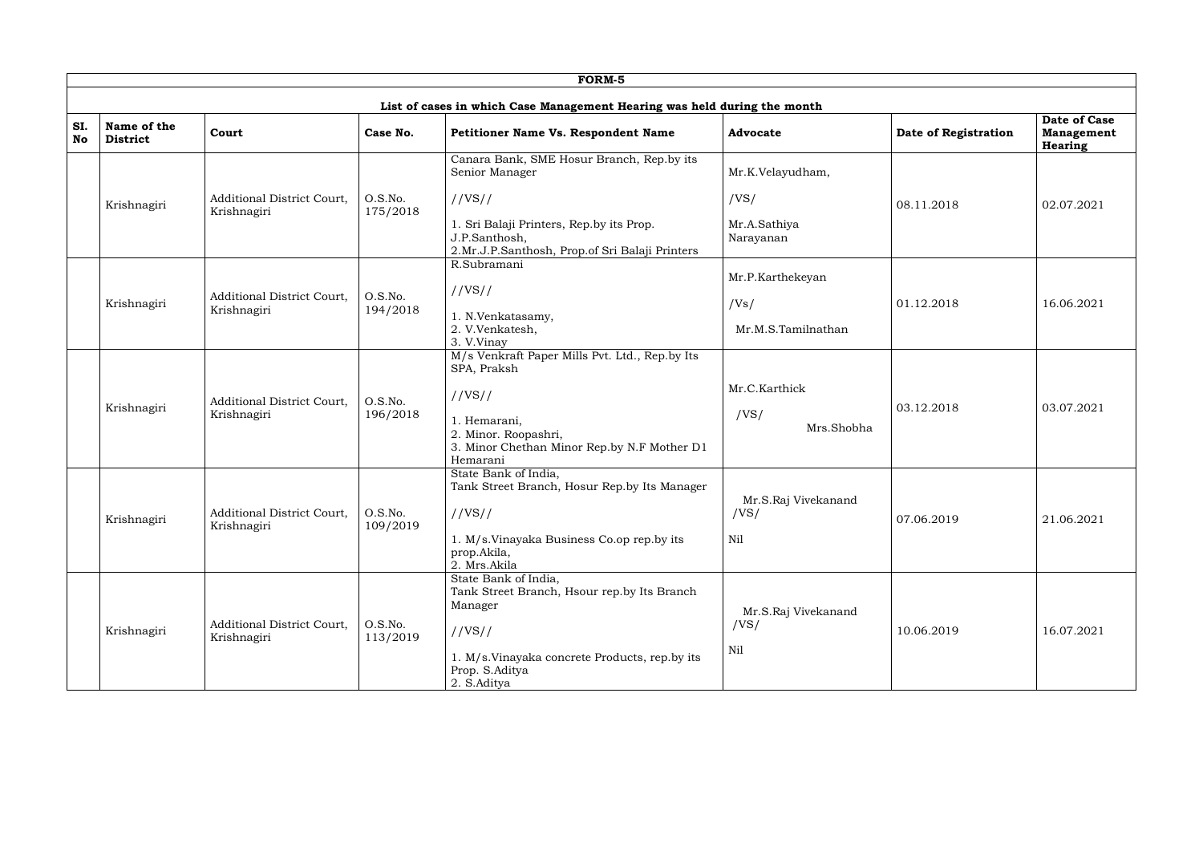**FORM-5**

**List of cases in which Case Management Hearing was held during the month**

| SI. No | Name of the District | Court | Case No. | Petitioner Name Vs. Respondent Name | Advocate | Date of Registration | Date of Case Management Hearing |
|---|---|---|---|---|---|---|---|
| | Krishnagiri | Additional District Court, Krishnagiri | O.S.No. 175/2018 | Canara Bank, SME Hosur Branch, Rep.by its Senior Manager //VS// 1. Sri Balaji Printers, Rep.by its Prop. J.P.Santhosh, 2.Mr.J.P.Santhosh, Prop.of Sri Balaji Printers | Mr.K.Velayudham, /VS/ Mr.A.Sathiya Narayanan | 08.11.2018 | 02.07.2021 |
| | Krishnagiri | Additional District Court, Krishnagiri | O.S.No. 194/2018 | R.Subramani //VS// 1. N.Venkatasamy, 2. V.Venkatesh, 3. V.Vinay | Mr.P.Karthekeyan /Vs/ Mr.M.S.Tamilnathan | 01.12.2018 | 16.06.2021 |
| | Krishnagiri | Additional District Court, Krishnagiri | O.S.No. 196/2018 | M/s Venkraft Paper Mills Pvt. Ltd., Rep.by Its SPA, Praksh //VS// 1. Hemarani, 2. Minor. Roopashri, 3. Minor Chethan Minor Rep.by N.F Mother D1 Hemarani | Mr.C.Karthick /VS/ Mrs.Shobha | 03.12.2018 | 03.07.2021 |
| | Krishnagiri | Additional District Court, Krishnagiri | O.S.No. 109/2019 | State Bank of India, Tank Street Branch, Hosur Rep.by Its Manager //VS// 1. M/s.Vinayaka Business Co.op rep.by its prop.Akila, 2. Mrs.Akila | Mr.S.Raj Vivekanand /VS/ Nil | 07.06.2019 | 21.06.2021 |
| | Krishnagiri | Additional District Court, Krishnagiri | O.S.No. 113/2019 | State Bank of India, Tank Street Branch, Hsour rep.by Its Branch Manager //VS// 1. M/s.Vinayaka concrete Products, rep.by its Prop. S.Aditya 2. S.Aditya | Mr.S.Raj Vivekanand /VS/ Nil | 10.06.2019 | 16.07.2021 |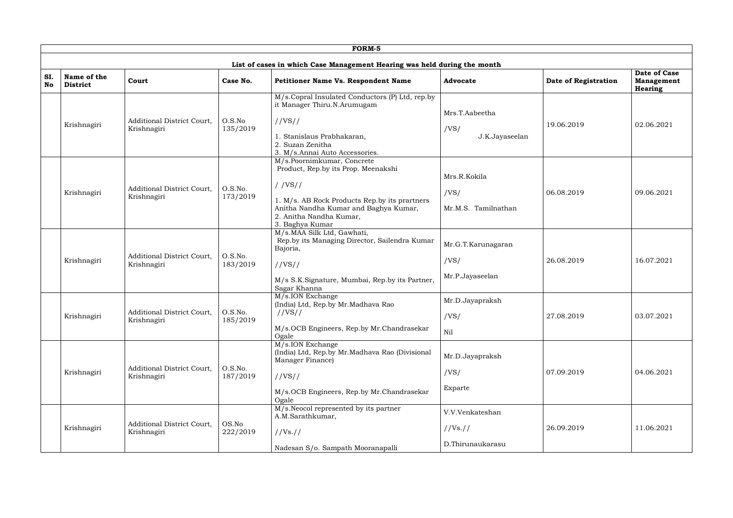**FORM-5**

**List of cases in which Case Management Hearing was held during the month**

| Sl. No | Name of the District | Court | Case No. | Petitioner Name Vs. Respondent Name | Advocate | Date of Registration | Date of Case Management Hearing |
|---|---|---|---|---|---|---|---|
| | Krishnagiri | Additional District Court, Krishnagiri | O.S.No 135/2019 | M/s.Copral Insulated Conductors (P) Ltd, rep.by it Manager Thiru.N.Arumugam //VS// 1. Stanislaus Prabhakaran, 2. Suzan Zenitha 3. M/s.Annai Auto Accessories. | Mrs.T.Aabeetha /VS/ J.K.Jayaseelan | 19.06.2019 | 02.06.2021 |
| | Krishnagiri | Additional District Court, Krishnagiri | O.S.No. 173/2019 | M/s.Poornimkumar, Concrete Product, Rep.by its Prop. Meenakshi / /VS// 1. M/s. AB Rock Products Rep.by its prartners Anitha Nandha Kumar and Baghya Kumar, 2. Anitha Nandha Kumar, 3. Baghya Kumar | Mrs.R.Kokila /VS/ Mr.M.S. Tamilnathan | 06.08.2019 | 09.06.2021 |
| | Krishnagiri | Additional District Court, Krishnagiri | O.S.No. 183/2019 | M/s.MAA Silk Ltd, Gawhati, Rep.by its Managing Director, Sailendra Kumar Bajoria, //VS// M/s S.K.Signature, Mumbai, Rep.by its Partner, Sagar Khanna | Mr.G.T.Karunagaran /VS/ Mr.P.Jayaseelan | 26.08.2019 | 16.07.2021 |
| | Krishnagiri | Additional District Court, Krishnagiri | O.S.No. 185/2019 | M/s.ION Exchange (India) Ltd, Rep.by Mr.Madhava Rao //VS// M/s.OCB Engineers, Rep.by Mr.Chandrasekar Ogale | Mr.D.Jayapraksh /VS/ Nil | 27.08.2019 | 03.07.2021 |
| | Krishnagiri | Additional District Court, Krishnagiri | O.S.No. 187/2019 | M/s.ION Exchange (India) Ltd, Rep.by Mr.Madhava Rao (Divisional Manager Finance) //VS// M/s.OCB Engineers, Rep.by Mr.Chandrasekar Ogale | Mr.D.Jayapraksh /VS/ Exparte | 07.09.2019 | 04.06.2021 |
| | Krishnagiri | Additional District Court, Krishnagiri | OS.No 222/2019 | M/s.Neocol represented by its partner A.M.Sarathkumar, //Vs.// Nadesan S/o. Sampath Mooranapalli | V.V.Venkateshan //Vs.// D.Thirunaukarasu | 26.09.2019 | 11.06.2021 |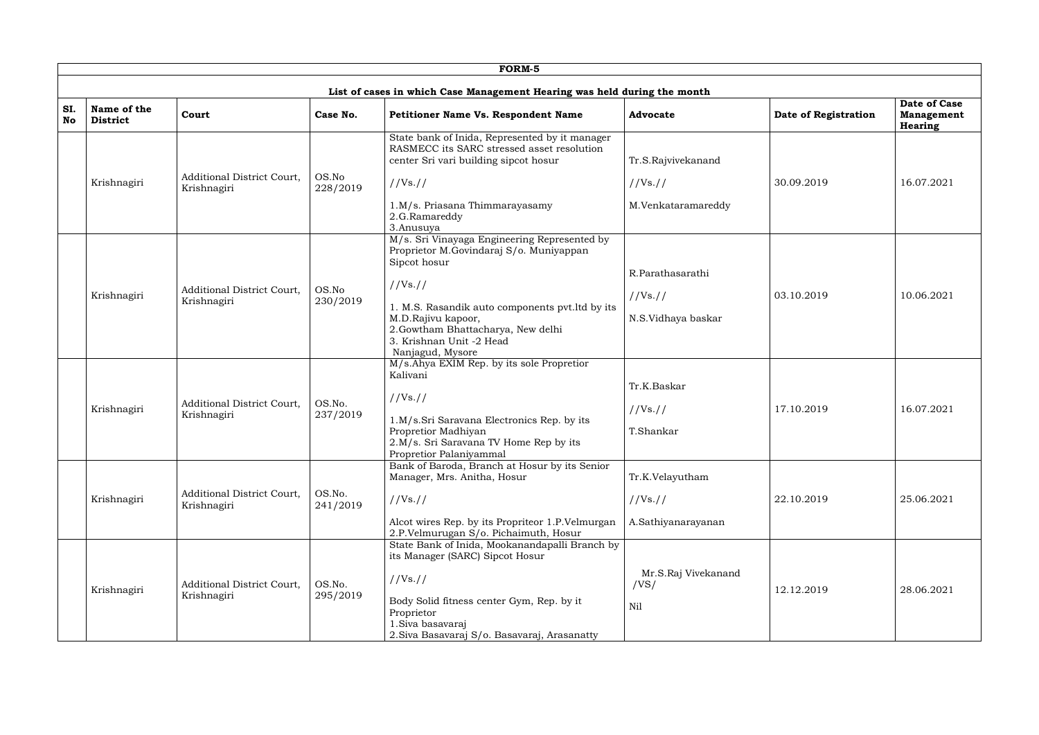**FORM-5**

**List of cases in which Case Management Hearing was held during the month**

| SI. No | Name of the District | Court | Case No. | Petitioner Name Vs. Respondent Name | Advocate | Date of Registration | Date of Case Management Hearing |
|---|---|---|---|---|---|---|---|
| | Krishnagiri | Additional District Court, Krishnagiri | OS.No 228/2019 | State bank of Inida, Represented by it manager RASMECC its SARC stressed asset resolution center Sri vari building sipcot hosur //Vs.// 1.M/s. Priasana Thimmarayasamy 2.G.Ramareddy 3.Anusuya | Tr.S.Rajvivekanand //Vs.// M.Venkataramareddy | 30.09.2019 | 16.07.2021 |
| | Krishnagiri | Additional District Court, Krishnagiri | OS.No 230/2019 | M/s. Sri Vinayaga Engineering Represented by Proprietor M.Govindaraj S/o. Muniyappan Sipcot hosur //Vs.// 1. M.S. Rasandik auto components pvt.ltd by its M.D.Rajivu kapoor, 2.Gowtham Bhattacharya, New delhi 3. Krishnan Unit -2 Head Nanjagud, Mysore | R.Parathasarathi //Vs.// N.S.Vidhaya baskar | 03.10.2019 | 10.06.2021 |
| | Krishnagiri | Additional District Court, Krishnagiri | OS.No. 237/2019 | M/s.Ahya EXIM Rep. by its sole Propretior Kalivani //Vs.// 1.M/s.Sri Saravana Electronics Rep. by its Proprietor Madhiyan 2.M/s. Sri Saravana TV Home Rep by its Proprietor Palaniyammal | Tr.K.Baskar //Vs.// T.Shankar | 17.10.2019 | 16.07.2021 |
| | Krishnagiri | Additional District Court, Krishnagiri | OS.No. 241/2019 | Bank of Baroda, Branch at Hosur by its Senior Manager, Mrs. Anitha, Hosur //Vs.// Alcot wires Rep. by its Propriteor 1.P.Velmurgan 2.P.Velmurugan S/o. Pichaimuth, Hosur | Tr.K.Velayutham //Vs.// A.Sathiyanarayanan | 22.10.2019 | 25.06.2021 |
| | Krishnagiri | Additional District Court, Krishnagiri | OS.No. 295/2019 | State Bank of Inida, Mookanandapalli Branch by its Manager (SARC) Sipcot Hosur //Vs.// Body Solid fitness center Gym, Rep. by it Proprietor 1.Siva basavaraj 2.Siva Basavaraj S/o. Basavaraj, Arasanatty | Mr.S.Raj Vivekanand /VS/ Nil | 12.12.2019 | 28.06.2021 |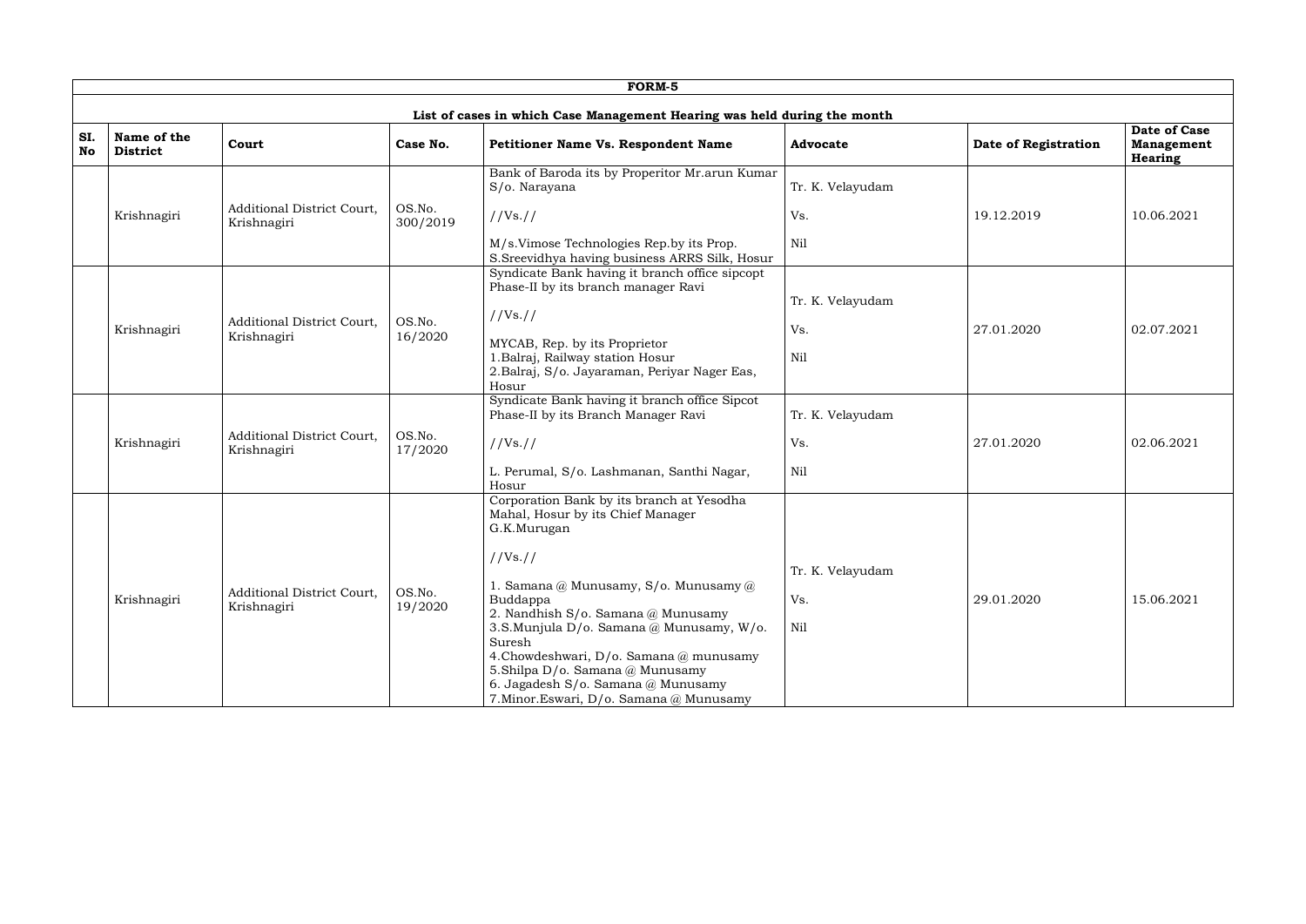**FORM-5**

**List of cases in which Case Management Hearing was held during the month**

| Sl. No | Name of the District | Court | Case No. | Petitioner Name Vs. Respondent Name | Advocate | Date of Registration | Date of Case Management Hearing |
|---|---|---|---|---|---|---|---|
| | Krishnagiri | Additional District Court, Krishnagiri | OS.No. 300/2019 | Bank of Baroda its by Properitor Mr.arun Kumar S/o. Narayana<br><br>//Vs.//<br><br>M/s.Vimose Technologies Rep.by its Prop. S.Sreevidhya having business ARRS Silk, Hosur | Tr. K. Velayudam<br><br>Vs.<br><br>Nil | 19.12.2019 | 10.06.2021 |
| | Krishnagiri | Additional District Court, Krishnagiri | OS.No. 16/2020 | Syndicate Bank having it branch office sipcopt Phase-II by its branch manager Ravi<br><br>//Vs.//<br><br>MYCAB, Rep. by its Proprietor<br>1.Balraj, Railway station Hosur<br>2.Balraj, S/o. Jayaraman, Periyar Nager Eas, Hosur | Tr. K. Velayudam<br><br>Vs.<br><br>Nil | 27.01.2020 | 02.07.2021 |
| | Krishnagiri | Additional District Court, Krishnagiri | OS.No. 17/2020 | Syndicate Bank having it branch office Sipcot Phase-II by its Branch Manager Ravi<br><br>//Vs.//<br><br>L. Perumal, S/o. Lashmanan, Santhi Nagar, Hosur | Tr. K. Velayudam<br><br>Vs.<br><br>Nil | 27.01.2020 | 02.06.2021 |
| | Krishnagiri | Additional District Court, Krishnagiri | OS.No. 19/2020 | Corporation Bank by its branch at Yesodha Mahal, Hosur by its Chief Manager G.K.Murugan<br><br>//Vs.//<br><br>1. Samana @ Munusamy, S/o. Munusamy @ Buddappa<br>2. Nandhish S/o. Samana @ Munusamy<br>3.S.Munjula D/o. Samana @ Munusamy, W/o. Suresh<br>4.Chowdeshwari, D/o. Samana @ munusamy<br>5.Shilpa D/o. Samana @ Munusamy<br>6. Jagadesh S/o. Samana @ Munusamy<br>7.Minor.Eswari, D/o. Samana @ Munusamy | Tr. K. Velayudam<br><br>Vs.<br><br>Nil | 29.01.2020 | 15.06.2021 |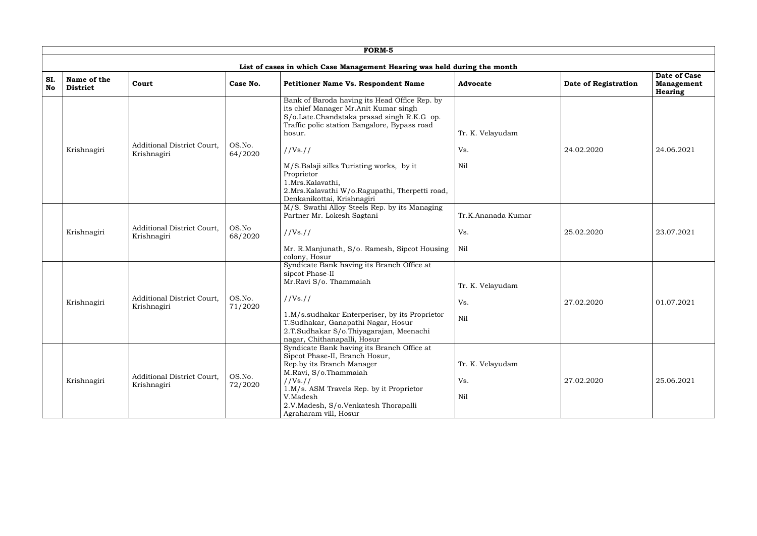**FORM-5**

**List of cases in which Case Management Hearing was held during the month**

| SI. No | Name of the District | Court | Case No. | Petitioner Name Vs. Respondent Name | Advocate | Date of Registration | Date of Case Management Hearing |
|---|---|---|---|---|---|---|---|
| | Krishnagiri | Additional District Court, Krishnagiri | OS.No. 64/2020 | Bank of Baroda having its Head Office Rep. by its chief Manager Mr.Anit Kumar singh S/o.Late.Chandstaka prasad singh R.K.G op. Traffic polic station Bangalore, Bypass road hosur. //Vs.// M/S.Balaji silks Turisting works, by it Proprietor 1.Mrs.Kalavathi, 2.Mrs.Kalavathi W/o.Ragupathi, Therpetti road, Denkanikottai, Krishnagiri | Tr. K. Velayudam Vs. Nil | 24.02.2020 | 24.06.2021 |
| | Krishnagiri | Additional District Court, Krishnagiri | OS.No 68/2020 | M/S. Swathi Alloy Steels Rep. by its Managing Partner Mr. Lokesh Sagtani //Vs.// Mr. R.Manjunath, S/o. Ramesh, Sipcot Housing colony, Hosur | Tr.K.Ananada Kumar Vs. Nil | 25.02.2020 | 23.07.2021 |
| | Krishnagiri | Additional District Court, Krishnagiri | OS.No. 71/2020 | Syndicate Bank having its Branch Office at sipcot Phase-II Mr.Ravi S/o. Thammaiah //Vs.// 1.M/s.sudhakar Enterperiser, by its Proprietor T.Sudhakar, Ganapathi Nagar, Hosur 2.T.Sudhakar S/o.Thiyagarajan, Meenachi nagar, Chithanapalli, Hosur | Tr. K. Velayudam Vs. Nil | 27.02.2020 | 01.07.2021 |
| | Krishnagiri | Additional District Court, Krishnagiri | OS.No. 72/2020 | Syndicate Bank having its Branch Office at Sipcot Phase-II, Branch Hosur, Rep.by its Branch Manager M.Ravi, S/o.Thammaiah //Vs.// 1.M/s. ASM Travels Rep. by it Proprietor V.Madesh 2.V.Madesh, S/o.Venkatesh Thorapalli Agraharam vill, Hosur | Tr. K. Velayudam Vs. Nil | 27.02.2020 | 25.06.2021 |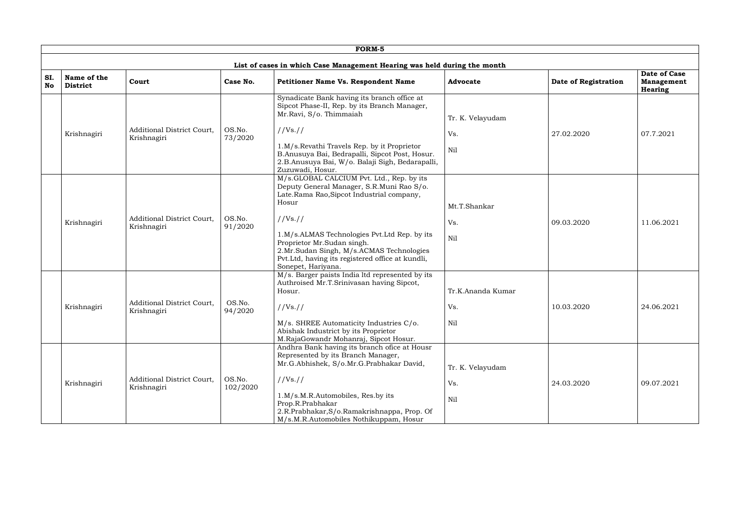# FORM-5

## List of cases in which Case Management Hearing was held during the month

| SI. No | Name of the District | Court | Case No. | Petitioner Name Vs. Respondent Name | Advocate | Date of Registration | Date of Case Management Hearing |
|---|---|---|---|---|---|---|---|
| | Krishnagiri | Additional District Court, Krishnagiri | OS.No. 73/2020 | Synadicate Bank having its branch office at Sipcot Phase-II, Rep. by its Branch Manager, Mr.Ravi, S/o. Thimmaiah //Vs.// 1.M/s.Revathi Travels Rep. by it Proprietor B.Anusuya Bai, Bedrapalli, Sipcot Post, Hosur. 2.B.Anusuya Bai, W/o. Balaji Sigh, Bedarapalli, Zuzuwadi, Hosur. | Tr. K. Velayudam Vs. Nil | 27.02.2020 | 07.7.2021 |
| | Krishnagiri | Additional District Court, Krishnagiri | OS.No. 91/2020 | M/s.GLOBAL CALCIUM Pvt. Ltd., Rep. by its Deputy General Manager, S.R.Muni Rao S/o. Late.Rama Rao,Sipcot Industrial company, Hosur //Vs.// 1.M/s.ALMAS Technologies Pvt.Ltd Rep. by its Proprietor Mr.Sudan singh. 2.Mr.Sudan Singh, M/s.ACMAS Technologies Pvt.Ltd, having its registered office at kundli, Sonepet, Hariyana. | Mt.T.Shankar Vs. Nil | 09.03.2020 | 11.06.2021 |
| | Krishnagiri | Additional District Court, Krishnagiri | OS.No. 94/2020 | M/s. Barger paists India ltd represented by its Authroised Mr.T.Srinivasan having Sipcot, Hosur. //Vs.// M/s. SHREE Automaticity Industries C/o. Abishak Industrict by its Proprietor M.RajaGowandr Mohanraj, Sipcot Hosur. | Tr.K.Ananda Kumar Vs. Nil | 10.03.2020 | 24.06.2021 |
| | Krishnagiri | Additional District Court, Krishnagiri | OS.No. 102/2020 | Andhra Bank having its branch ofice at Housr Represented by its Branch Manager, Mr.G.Abhishek, S/o.Mr.G.Prabhakar David, //Vs.// 1.M/s.M.R.Automobiles, Res.by its Prop.R.Prabhakar 2.R.Prabhakar,S/o.Ramakrishnappa, Prop. Of M/s.M.R.Automobiles Nothikuppam, Hosur | Tr. K. Velayudam Vs. Nil | 24.03.2020 | 09.07.2021 |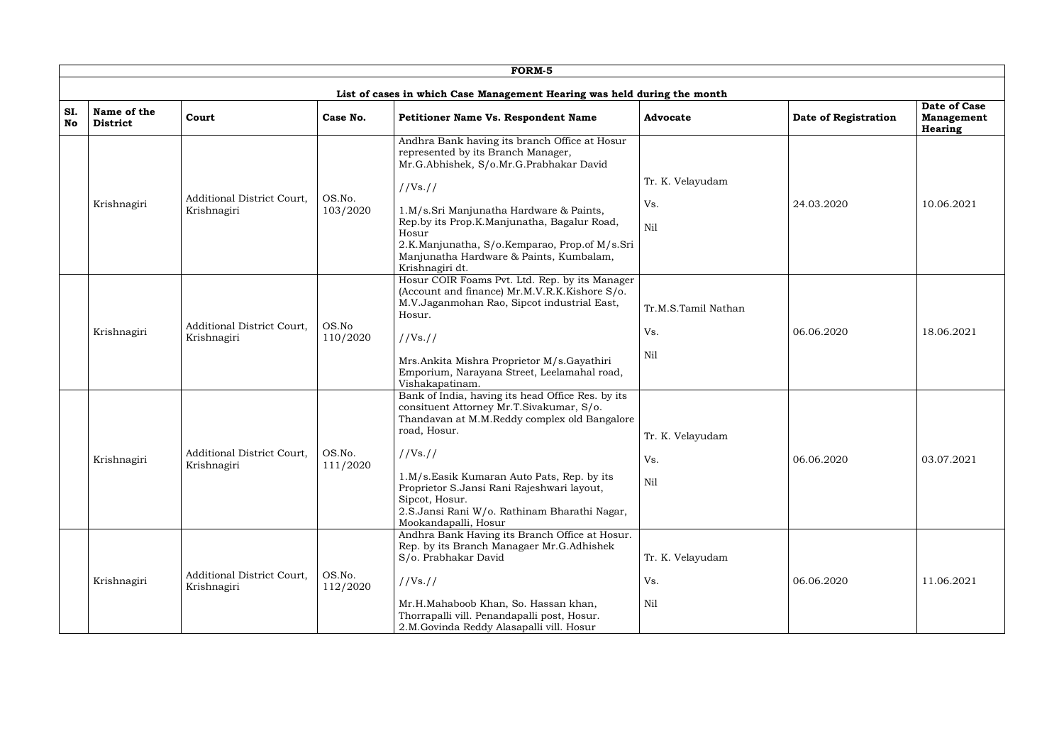**FORM-5**

**List of cases in which Case Management Hearing was held during the month**

| SI. No | Name of the District | Court | Case No. | Petitioner Name Vs. Respondent Name | Advocate | Date of Registration | Date of Case Management Hearing |
|---|---|---|---|---|---|---|---|
| | Krishnagiri | Additional District Court, Krishnagiri | OS.No. 103/2020 | Andhra Bank having its branch Office at Hosur represented by its Branch Manager, Mr.G.Abhishek, S/o.Mr.G.Prabhakar David //Vs.// 1.M/s.Sri Manjunatha Hardware & Paints, Rep.by its Prop.K.Manjunatha, Bagalur Road, Hosur 2.K.Manjunatha, S/o.Kemparao, Prop.of M/s.Sri Manjunatha Hardware & Paints, Kumbalam, Krishnagiri dt. | Tr. K. Velayudam Vs. Nil | 24.03.2020 | 10.06.2021 |
| | Krishnagiri | Additional District Court, Krishnagiri | OS.No 110/2020 | Hosur COIR Foams Pvt. Ltd. Rep. by its Manager (Account and finance) Mr.M.V.R.K.Kishore S/o. M.V.Jaganmohan Rao, Sipcot industrial East, Hosur. //Vs.// Mrs.Ankita Mishra Proprietor M/s.Gayathiri Emporium, Narayana Street, Leelamahal road, Vishakapatinam. | Tr.M.S.Tamil Nathan Vs. Nil | 06.06.2020 | 18.06.2021 |
| | Krishnagiri | Additional District Court, Krishnagiri | OS.No. 111/2020 | Bank of India, having its head Office Res. by its consituent Attorney Mr.T.Sivakumar, S/o. Thandavan at M.M.Reddy complex old Bangalore road, Hosur. //Vs.// 1.M/s.Easik Kumaran Auto Pats, Rep. by its Proprietor S.Jansi Rani Rajeshwari layout, Sipcot, Hosur. 2.S.Jansi Rani W/o. Rathinam Bharathi Nagar, Mookandapalli, Hosur | Tr. K. Velayudam Vs. Nil | 06.06.2020 | 03.07.2021 |
| | Krishnagiri | Additional District Court, Krishnagiri | OS.No. 112/2020 | Andhra Bank Having its Branch Office at Hosur. Rep. by its Branch Managaer Mr.G.Adhishek S/o. Prabhakar David //Vs.// Mr.H.Mahaboob Khan, So. Hassan khan, Thorrapalli vill. Penandapalli post, Hosur. 2.M.Govinda Reddy Alasapalli vill. Hosur | Tr. K. Velayudam Vs. Nil | 06.06.2020 | 11.06.2021 |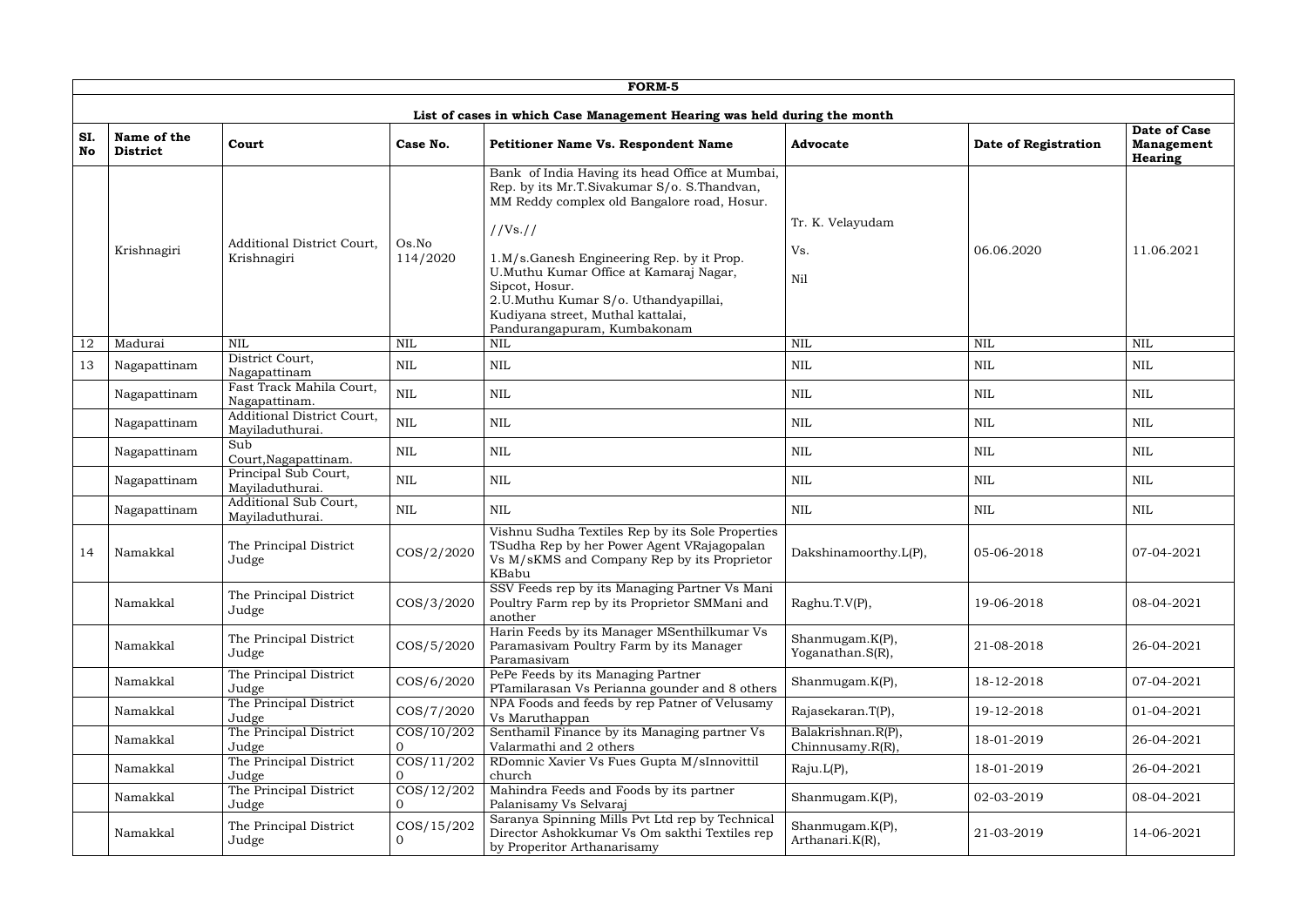**FORM-5**

**List of cases in which Case Management Hearing was held during the month**

| SI. No | Name of the District | Court | Case No. | Petitioner Name Vs. Respondent Name | Advocate | Date of Registration | Date of Case Management Hearing |
|---|---|---|---|---|---|---|---|
| | Krishnagiri | Additional District Court, Krishnagiri | Os.No 114/2020 | Bank of India Having its head Office at Mumbai, Rep. by its Mr.T.Sivakumar S/o. S.Thandvan, MM Reddy complex old Bangalore road, Hosur. //Vs.// 1.M/s.Ganesh Engineering Rep. by it Prop. U.Muthu Kumar Office at Kamaraj Nagar, Sipcot, Hosur. 2.U.Muthu Kumar S/o. Uthandyapillai, Kudiyana street, Muthal kattalai, Pandurangapuram, Kumbakonam | Tr. K. Velayudam Vs. Nil | 06.06.2020 | 11.06.2021 |
| 12 | Madurai | NIL | NIL | NIL | NIL | NIL | NIL |
| 13 | Nagapattinam | District Court, Nagapattinam | NIL | NIL | NIL | NIL | NIL |
| | Nagapattinam | Fast Track Mahila Court, Nagapattinam. | NIL | NIL | NIL | NIL | NIL |
| | Nagapattinam | Additional District Court, Mayiladuthurai. | NIL | NIL | NIL | NIL | NIL |
| | Nagapattinam | Sub Court,Nagapattinam. | NIL | NIL | NIL | NIL | NIL |
| | Nagapattinam | Principal Sub Court, Mayiladuthurai. | NIL | NIL | NIL | NIL | NIL |
| | Nagapattinam | Additional Sub Court, Mayiladuthurai. | NIL | NIL | NIL | NIL | NIL |
| 14 | Namakkal | The Principal District Judge | COS/2/2020 | Vishnu Sudha Textiles Rep by its Sole Properties TSudha Rep by her Power Agent VRajagopalan Vs M/sKMS and Company Rep by its Proprietor KBabu | Dakshinamoorthy.L(P), | 05-06-2018 | 07-04-2021 |
| | Namakkal | The Principal District Judge | COS/3/2020 | SSV Feeds rep by its Managing Partner Vs Mani Poultry Farm rep by its Proprietor SMMani and another | Raghu.T.V(P), | 19-06-2018 | 08-04-2021 |
| | Namakkal | The Principal District Judge | COS/5/2020 | Harin Feeds by its Manager MSenthilkumar Vs Paramasivam Poultry Farm by its Manager Paramasivam | Shanmugam.K(P), Yoganathan.S(R), | 21-08-2018 | 26-04-2021 |
| | Namakkal | The Principal District Judge | COS/6/2020 | PePe Feeds by its Managing Partner PTamilarasan Vs Perianna gounder and 8 others | Shanmugam.K(P), | 18-12-2018 | 07-04-2021 |
| | Namakkal | The Principal District Judge | COS/7/2020 | NPA Foods and feeds by rep Patner of Velusamy Vs Maruthappan | Rajasekaran.T(P), | 19-12-2018 | 01-04-2021 |
| | Namakkal | The Principal District Judge | COS/10/2020 | Senthamil Finance by its Managing partner Vs Valarmathi and 2 others | Balakrishnan.R(P), Chinnusamy.R(R), | 18-01-2019 | 26-04-2021 |
| | Namakkal | The Principal District Judge | COS/11/2020 | RDomnic Xavier Vs Fues Gupta M/sInnovittil church | Raju.L(P), | 18-01-2019 | 26-04-2021 |
| | Namakkal | The Principal District Judge | COS/12/2020 | Mahindra Feeds and Foods by its partner Palanisamy Vs Selvaraj | Shanmugam.K(P), | 02-03-2019 | 08-04-2021 |
| | Namakkal | The Principal District Judge | COS/15/2020 | Saranya Spinning Mills Pvt Ltd rep by Technical Director Ashokkumar Vs Om sakthi Textiles rep by Properitor Arthanarisamy | Shanmugam.K(P), Arthanari.K(R), | 21-03-2019 | 14-06-2021 |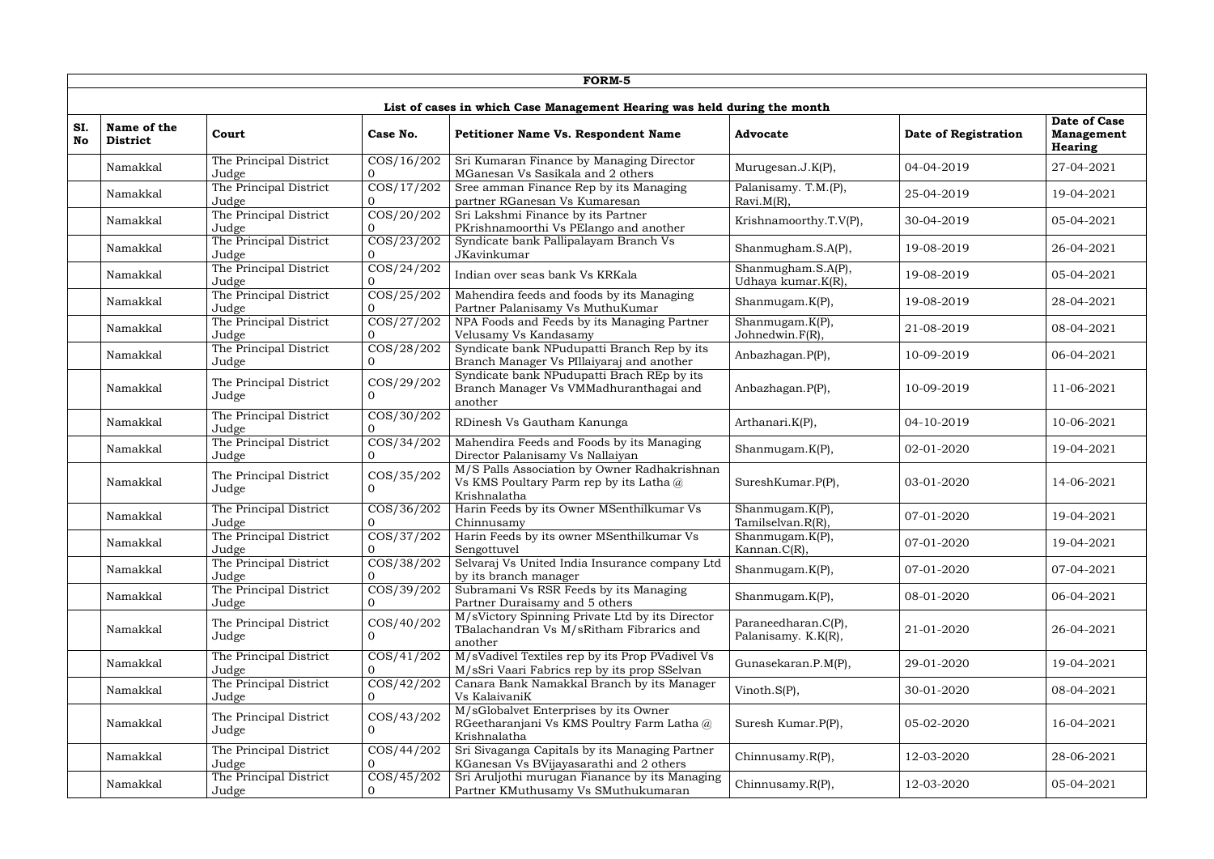**FORM-5**

**List of cases in which Case Management Hearing was held during the month**

| SI. No | Name of the District | Court | Case No. | Petitioner Name Vs. Respondent Name | Advocate | Date of Registration | Date of Case Management Hearing |
|---|---|---|---|---|---|---|---|
| | Namakkal | The Principal District Judge | COS/16/2020 | Sri Kumaran Finance by Managing Director MGanesan Vs Sasikala and 2 others | Murugesan.J.K(P), | 04-04-2019 | 27-04-2021 |
| | Namakkal | The Principal District Judge | COS/17/2020 | Sree amman Finance Rep by its Managing partner RGanesan Vs Kumaresan | Palanisamy. T.M.(P), Ravi.M(R), | 25-04-2019 | 19-04-2021 |
| | Namakkal | The Principal District Judge | COS/20/2020 | Sri Lakshmi Finance by its Partner PKrishnamoorthi Vs PElango and another | Krishnamoorthy.T.V(P), | 30-04-2019 | 05-04-2021 |
| | Namakkal | The Principal District Judge | COS/23/2020 | Syndicate bank Pallipalayam Branch Vs JKavinkumar | Shanmugham.S.A(P), | 19-08-2019 | 26-04-2021 |
| | Namakkal | The Principal District Judge | COS/24/2020 | Indian over seas bank Vs KRKala | Shanmugham.S.A(P), Udhaya kumar.K(R), | 19-08-2019 | 05-04-2021 |
| | Namakkal | The Principal District Judge | COS/25/2020 | Mahendira feeds and foods by its Managing Partner Palanisamy Vs MuthuKumar | Shanmugam.K(P), | 19-08-2019 | 28-04-2021 |
| | Namakkal | The Principal District Judge | COS/27/2020 | NPA Foods and Feeds by its Managing Partner Velusamy Vs Kandasamy | Shanmugam.K(P), Johnedwin.F(R), | 21-08-2019 | 08-04-2021 |
| | Namakkal | The Principal District Judge | COS/28/2020 | Syndicate bank NPudupatti Branch Rep by its Branch Manager Vs PIllaiyaraj and another | Anbazhagan.P(P), | 10-09-2019 | 06-04-2021 |
| | Namakkal | The Principal District Judge | COS/29/2020 | Syndicate bank NPudupatti Brach REp by its Branch Manager Vs VMMadhuranthagai and another | Anbazhagan.P(P), | 10-09-2019 | 11-06-2021 |
| | Namakkal | The Principal District Judge | COS/30/2020 | RDinesh Vs Gautham Kanunga | Arthanari.K(P), | 04-10-2019 | 10-06-2021 |
| | Namakkal | The Principal District Judge | COS/34/2020 | Mahendira Feeds and Foods by its Managing Director Palanisamy Vs Nallaiyan | Shanmugam.K(P), | 02-01-2020 | 19-04-2021 |
| | Namakkal | The Principal District Judge | COS/35/2020 | M/S Palls Association by Owner Radhakrishnan Vs KMS Poultary Parm rep by its Latha @ Krishnalatha | SureshKumar.P(P), | 03-01-2020 | 14-06-2021 |
| | Namakkal | The Principal District Judge | COS/36/2020 | Harin Feeds by its Owner MSenthilkumar Vs Chinnusamy | Shanmugam.K(P), Tamilselvan.R(R), | 07-01-2020 | 19-04-2021 |
| | Namakkal | The Principal District Judge | COS/37/2020 | Harin Feeds by its owner MSenthilkumar Vs Sengottuvel | Shanmugam.K(P), Kannan.C(R), | 07-01-2020 | 19-04-2021 |
| | Namakkal | The Principal District Judge | COS/38/2020 | Selvaraj Vs United India Insurance company Ltd by its branch manager | Shanmugam.K(P), | 07-01-2020 | 07-04-2021 |
| | Namakkal | The Principal District Judge | COS/39/2020 | Subramani Vs RSR Feeds by its Managing Partner Duraisamy and 5 others | Shanmugam.K(P), | 08-01-2020 | 06-04-2021 |
| | Namakkal | The Principal District Judge | COS/40/2020 | M/sVictory Spinning Private Ltd by its Director TBalachandran Vs M/sRitham Fibrarics and another | Paraneedharan.C(P), Palanisamy. K.K(R), | 21-01-2020 | 26-04-2021 |
| | Namakkal | The Principal District Judge | COS/41/2020 | M/sVadivel Textiles rep by its Prop PVadivel Vs M/sSri Vaari Fabrics rep by its prop SSelvan | Gunasekaran.P.M(P), | 29-01-2020 | 19-04-2021 |
| | Namakkal | The Principal District Judge | COS/42/2020 | Canara Bank Namakkal Branch by its Manager Vs KalaivaniK | Vinoth.S(P), | 30-01-2020 | 08-04-2021 |
| | Namakkal | The Principal District Judge | COS/43/2020 | M/sGlobalvet Enterprises by its Owner RGeetharanjani Vs KMS Poultry Farm Latha @ Krishnalatha | Suresh Kumar.P(P), | 05-02-2020 | 16-04-2021 |
| | Namakkal | The Principal District Judge | COS/44/2020 | Sri Sivaganga Capitals by its Managing Partner KGanesan Vs BVijayasarathi and 2 others | Chinnusamy.R(P), | 12-03-2020 | 28-06-2021 |
| | Namakkal | The Principal District Judge | COS/45/2020 | Sri Aruljothi murugan Fianance by its Managing Partner KMuthusamy Vs SMuthukumaran | Chinnusamy.R(P), | 12-03-2020 | 05-04-2021 |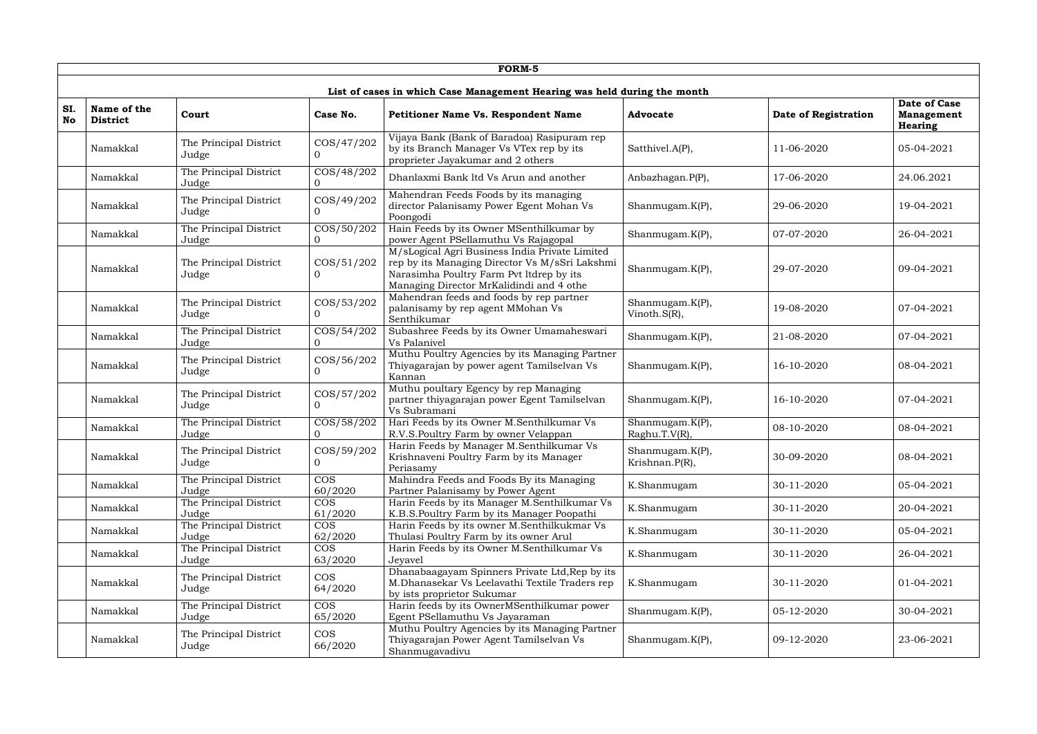# FORM-5

## List of cases in which Case Management Hearing was held during the month

| Sl. No | Name of the District | Court | Case No. | Petitioner Name Vs. Respondent Name | Advocate | Date of Registration | Date of Case Management Hearing |
|---|---|---|---|---|---|---|---|
| | Namakkal | The Principal District Judge | COS/47/2020 | Vijaya Bank (Bank of Baradoa) Rasipuram rep by its Branch Manager Vs VTex rep by its proprieter Jayakumar and 2 others | Satthivel.A(P), | 11-06-2020 | 05-04-2021 |
| | Namakkal | The Principal District Judge | COS/48/2020 | Dhanlaxmi Bank ltd Vs Arun and another | Anbazhagan.P(P), | 17-06-2020 | 24.06.2021 |
| | Namakkal | The Principal District Judge | COS/49/2020 | Mahendran Feeds Foods by its managing director Palanisamy Power Egent Mohan Vs Poongodi | Shanmugam.K(P), | 29-06-2020 | 19-04-2021 |
| | Namakkal | The Principal District Judge | COS/50/2020 | Hain Feeds by its Owner MSenthilkumar by power Agent PSellamuthu Vs Rajagopal | Shanmugam.K(P), | 07-07-2020 | 26-04-2021 |
| | Namakkal | The Principal District Judge | COS/51/2020 | M/sLogical Agri Business India Private Limited rep by its Managing Director Vs M/sSri Lakshmi Narasimha Poultry Farm Pvt ltdrep by its Managing Director MrKalidindi and 4 othe | Shanmugam.K(P), | 29-07-2020 | 09-04-2021 |
| | Namakkal | The Principal District Judge | COS/53/2020 | Mahendran feeds and foods by rep partner palanisamy by rep agent MMohan Vs Senthikumar | Shanmugam.K(P), Vinoth.S(R), | 19-08-2020 | 07-04-2021 |
| | Namakkal | The Principal District Judge | COS/54/2020 | Subashree Feeds by its Owner Umamaheswari Vs Palanivel | Shanmugam.K(P), | 21-08-2020 | 07-04-2021 |
| | Namakkal | The Principal District Judge | COS/56/2020 | Muthu Poultry Agencies by its Managing Partner Thiyagarajan by power agent Tamilselvan Vs Kannan | Shanmugam.K(P), | 16-10-2020 | 08-04-2021 |
| | Namakkal | The Principal District Judge | COS/57/2020 | Muthu poultary Egency by rep Managing partner thiyagarajan power Egent Tamilselvan Vs Subramani | Shanmugam.K(P), | 16-10-2020 | 07-04-2021 |
| | Namakkal | The Principal District Judge | COS/58/2020 | Hari Feeds by its Owner M.Senthilkumar Vs R.V.S.Poultry Farm by owner Velappan | Shanmugam.K(P), Raghu.T.V(R), | 08-10-2020 | 08-04-2021 |
| | Namakkal | The Principal District Judge | COS/59/2020 | Harin Feeds by Manager M.Senthilkumar Vs Krishnaveni Poultry Farm by its Manager Periasamy | Shanmugam.K(P), Krishnan.P(R), | 30-09-2020 | 08-04-2021 |
| | Namakkal | The Principal District Judge | COS 60/2020 | Mahindra Feeds and Foods By its Managing Partner Palanisamy by Power Agent | K.Shanmugam | 30-11-2020 | 05-04-2021 |
| | Namakkal | The Principal District Judge | COS 61/2020 | Harin Feeds by its Manager M.Senthilkumar Vs K.B.S.Poultry Farm by its Manager Poopathi | K.Shanmugam | 30-11-2020 | 20-04-2021 |
| | Namakkal | The Principal District Judge | COS 62/2020 | Harin Feeds by its owner M.Senthilkukmar Vs Thulasi Poultry Farm by its owner Arul | K.Shanmugam | 30-11-2020 | 05-04-2021 |
| | Namakkal | The Principal District Judge | COS 63/2020 | Harin Feeds by its Owner M.Senthilkumar Vs Jeyavel | K.Shanmugam | 30-11-2020 | 26-04-2021 |
| | Namakkal | The Principal District Judge | COS 64/2020 | Dhanabaagayam Spinners Private Ltd,Rep by its M.Dhanasekar Vs Leelavathi Textile Traders rep by ists proprietor Sukumar | K.Shanmugam | 30-11-2020 | 01-04-2021 |
| | Namakkal | The Principal District Judge | COS 65/2020 | Harin feeds by its OwnerMSenthilkumar power Egent PSellamuthu Vs Jayaraman | Shanmugam.K(P), | 05-12-2020 | 30-04-2021 |
| | Namakkal | The Principal District Judge | COS 66/2020 | Muthu Poultry Agencies by its Managing Partner Thiyagarajan Power Agent Tamilselvan Vs Shanmugavadivu | Shanmugam.K(P), | 09-12-2020 | 23-06-2021 |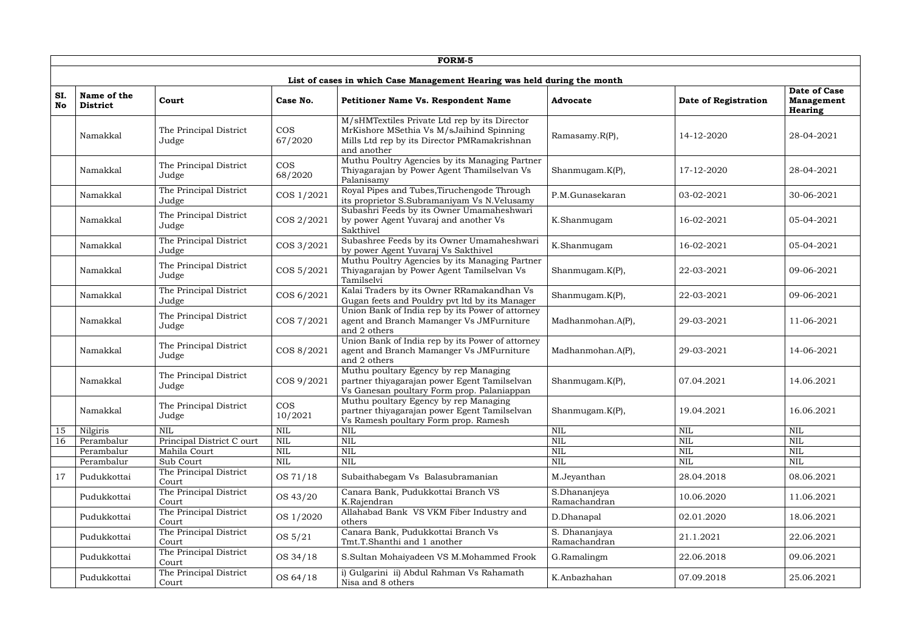**FORM-5**

**List of cases in which Case Management Hearing was held during the month**

| SI. No | Name of the District | Court | Case No. | Petitioner Name Vs. Respondent Name | Advocate | Date of Registration | Date of Case Management Hearing |
|---|---|---|---|---|---|---|---|
| | Namakkal | The Principal District Judge | COS 67/2020 | M/sHMTextiles Private Ltd rep by its Director MrKishore MSethia Vs M/sJaihind Spinning Mills Ltd rep by its Director PMRamakrishnan and another | Ramasamy.R(P), | 14-12-2020 | 28-04-2021 |
| | Namakkal | The Principal District Judge | COS 68/2020 | Muthu Poultry Agencies by its Managing Partner Thiyagarajan by Power Agent Thamilselvan Vs Palanisamy | Shanmugam.K(P), | 17-12-2020 | 28-04-2021 |
| | Namakkal | The Principal District Judge | COS 1/2021 | Royal Pipes and Tubes,Tiruchengode Through its proprietor S.Subramaniyam Vs N.Velusamy | P.M.Gunasekaran | 03-02-2021 | 30-06-2021 |
| | Namakkal | The Principal District Judge | COS 2/2021 | Subashri Feeds by its Owner Umamaheshwari by power Agent Yuvaraj and another Vs Sakthivel | K.Shanmugam | 16-02-2021 | 05-04-2021 |
| | Namakkal | The Principal District Judge | COS 3/2021 | Subashree Feeds by its Owner Umamaheshwari by power Agent Yuvaraj Vs Sakthivel | K.Shanmugam | 16-02-2021 | 05-04-2021 |
| | Namakkal | The Principal District Judge | COS 5/2021 | Muthu Poultry Agencies by its Managing Partner Thiyagarajan by Power Agent Tamilselvan Vs Tamilselvi | Shanmugam.K(P), | 22-03-2021 | 09-06-2021 |
| | Namakkal | The Principal District Judge | COS 6/2021 | Kalai Traders by its Owner RRamakandhan Vs Gugan feets and Pouldry pvt ltd by its Manager | Shanmugam.K(P), | 22-03-2021 | 09-06-2021 |
| | Namakkal | The Principal District Judge | COS 7/2021 | Union Bank of India rep by its Power of attorney agent and Branch Mamanger Vs JMFurniture and 2 others | Madhanmohan.A(P), | 29-03-2021 | 11-06-2021 |
| | Namakkal | The Principal District Judge | COS 8/2021 | Union Bank of India rep by its Power of attorney agent and Branch Mamanger Vs JMFurniture and 2 others | Madhanmohan.A(P), | 29-03-2021 | 14-06-2021 |
| | Namakkal | The Principal District Judge | COS 9/2021 | Muthu poultary Egency by rep Managing partner thiyagarajan power Egent Tamilselvan Vs Ganesan poultary Form prop. Palaniappan | Shanmugam.K(P), | 07.04.2021 | 14.06.2021 |
| | Namakkal | The Principal District Judge | COS 10/2021 | Muthu poultary Egency by rep Managing partner thiyagarajan power Egent Tamilselvan Vs Ramesh poultary Form prop. Ramesh | Shanmugam.K(P), | 19.04.2021 | 16.06.2021 |
| 15 | Nilgiris | NIL | NIL | NIL | NIL | NIL | NIL |
| 16 | Perambalur | Principal District C ourt | NIL | NIL | NIL | NIL | NIL |
| | Perambalur | Mahila Court | NIL | NIL | NIL | NIL | NIL |
| | Perambalur | Sub Court | NIL | NIL | NIL | NIL | NIL |
| 17 | Pudukkottai | The Principal District Court | OS 71/18 | Subaithabegam Vs Balasubramanian | M.Jeyanthan | 28.04.2018 | 08.06.2021 |
| | Pudukkottai | The Principal District Court | OS 43/20 | Canara Bank, Pudukkottai Branch VS K.Rajendran | S.Dhananjeya Ramachandran | 10.06.2020 | 11.06.2021 |
| | Pudukkottai | The Principal District Court | OS 1/2020 | Allahabad Bank VS VKM Fiber Industry and others | D.Dhanapal | 02.01.2020 | 18.06.2021 |
| | Pudukkottai | The Principal District Court | OS 5/21 | Canara Bank, Pudukkottai Branch Vs Tmt.T.Shanthi and 1 another | S. Dhananjaya Ramachandran | 21.1.2021 | 22.06.2021 |
| | Pudukkottai | The Principal District Court | OS 34/18 | S.Sultan Mohaiyadeen VS M.Mohammed Frook | G.Ramalingm | 22.06.2018 | 09.06.2021 |
| | Pudukkottai | The Principal District Court | OS 64/18 | i) Gulgarini ii) Abdul Rahman Vs Rahamath Nisa and 8 others | K.Anbazhahan | 07.09.2018 | 25.06.2021 |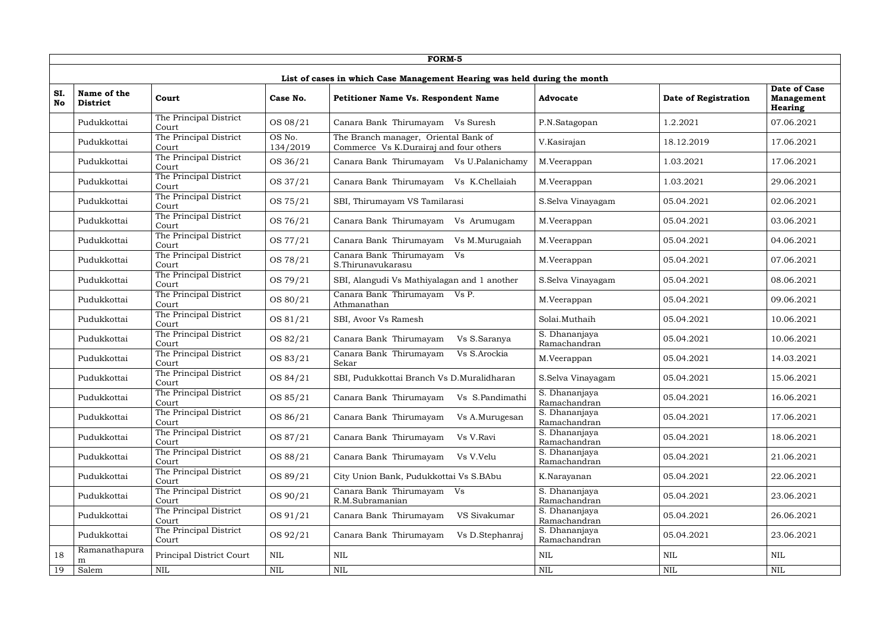**FORM-5**

**List of cases in which Case Management Hearing was held during the month**

| SI. No | Name of the District | Court | Case No. | Petitioner Name Vs. Respondent Name | Advocate | Date of Registration | Date of Case Management Hearing |
|---|---|---|---|---|---|---|---|
| | Pudukkottai | The Principal District Court | OS 08/21 | Canara Bank Thirumayam Vs Suresh | P.N.Satagopan | 1.2.2021 | 07.06.2021 |
| | Pudukkottai | The Principal District Court | OS No. 134/2019 | The Branch manager, Oriental Bank of Commerce Vs K.Durairaj and four others | V.Kasirajan | 18.12.2019 | 17.06.2021 |
| | Pudukkottai | The Principal District Court | OS 36/21 | Canara Bank Thirumayam Vs U.Palanichamy | M.Veerappan | 1.03.2021 | 17.06.2021 |
| | Pudukkottai | The Principal District Court | OS 37/21 | Canara Bank Thirumayam Vs K.Chellaiah | M.Veerappan | 1.03.2021 | 29.06.2021 |
| | Pudukkottai | The Principal District Court | OS 75/21 | SBI, Thirumayam VS Tamilarasi | S.Selva Vinayagam | 05.04.2021 | 02.06.2021 |
| | Pudukkottai | The Principal District Court | OS 76/21 | Canara Bank Thirumayam Vs Arumugam | M.Veerappan | 05.04.2021 | 03.06.2021 |
| | Pudukkottai | The Principal District Court | OS 77/21 | Canara Bank Thirumayam Vs M.Murugaiah | M.Veerappan | 05.04.2021 | 04.06.2021 |
| | Pudukkottai | The Principal District Court | OS 78/21 | Canara Bank Thirumayam Vs S.Thirunavukarasu | M.Veerappan | 05.04.2021 | 07.06.2021 |
| | Pudukkottai | The Principal District Court | OS 79/21 | SBI, Alangudi Vs Mathiyalagan and 1 another | S.Selva Vinayagam | 05.04.2021 | 08.06.2021 |
| | Pudukkottai | The Principal District Court | OS 80/21 | Canara Bank Thirumayam Vs P. Athmanathan | M.Veerappan | 05.04.2021 | 09.06.2021 |
| | Pudukkottai | The Principal District Court | OS 81/21 | SBI, Avoor Vs Ramesh | Solai.Muthaih | 05.04.2021 | 10.06.2021 |
| | Pudukkottai | The Principal District Court | OS 82/21 | Canara Bank Thirumayam Vs S.Saranya | S. Dhananjaya Ramachandran | 05.04.2021 | 10.06.2021 |
| | Pudukkottai | The Principal District Court | OS 83/21 | Canara Bank Thirumayam Vs S.Arockia Sekar | M.Veerappan | 05.04.2021 | 14.03.2021 |
| | Pudukkottai | The Principal District Court | OS 84/21 | SBI, Pudukkottai Branch Vs D.Muralidharan | S.Selva Vinayagam | 05.04.2021 | 15.06.2021 |
| | Pudukkottai | The Principal District Court | OS 85/21 | Canara Bank Thirumayam Vs S.Pandimathi | S. Dhananjaya Ramachandran | 05.04.2021 | 16.06.2021 |
| | Pudukkottai | The Principal District Court | OS 86/21 | Canara Bank Thirumayam Vs A.Murugesan | S. Dhananjaya Ramachandran | 05.04.2021 | 17.06.2021 |
| | Pudukkottai | The Principal District Court | OS 87/21 | Canara Bank Thirumayam Vs V.Ravi | S. Dhananjaya Ramachandran | 05.04.2021 | 18.06.2021 |
| | Pudukkottai | The Principal District Court | OS 88/21 | Canara Bank Thirumayam Vs V.Velu | S. Dhananjaya Ramachandran | 05.04.2021 | 21.06.2021 |
| | Pudukkottai | The Principal District Court | OS 89/21 | City Union Bank, Pudukkottai Vs S.BAbu | K.Narayanan | 05.04.2021 | 22.06.2021 |
| | Pudukkottai | The Principal District Court | OS 90/21 | Canara Bank Thirumayam Vs R.M.Subramanian | S. Dhananjaya Ramachandran | 05.04.2021 | 23.06.2021 |
| | Pudukkottai | The Principal District Court | OS 91/21 | Canara Bank Thirumayam VS Sivakumar | S. Dhananjaya Ramachandran | 05.04.2021 | 26.06.2021 |
| | Pudukkottai | The Principal District Court | OS 92/21 | Canara Bank Thirumayam Vs D.Stephanraj | S. Dhananjaya Ramachandran | 05.04.2021 | 23.06.2021 |
| 18 | Ramanathapuram | Principal District Court | NIL | NIL | NIL | NIL | NIL |
| 19 | Salem | NIL | NIL | NIL | NIL | NIL | NIL |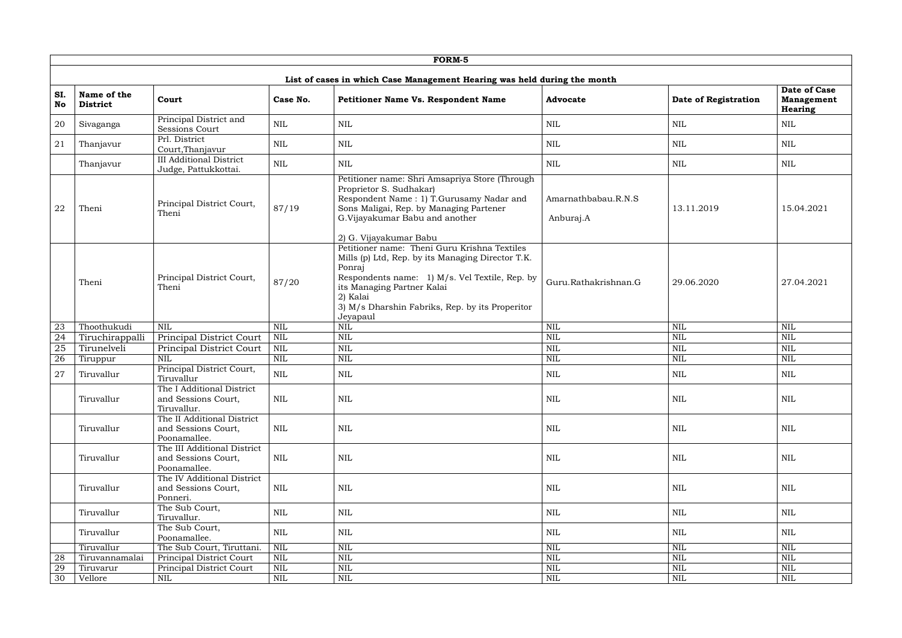## FORM-5

### List of cases in which Case Management Hearing was held during the month

| Sl. No | Name of the District | Court | Case No. | Petitioner Name Vs. Respondent Name | Advocate | Date of Registration | Date of Case Management Hearing |
|---|---|---|---|---|---|---|---|
| 20 | Sivaganga | Principal District and Sessions Court | NIL | NIL | NIL | NIL | NIL |
| 21 | Thanjavur | Prl. District Court,Thanjavur | NIL | NIL | NIL | NIL | NIL |
| | Thanjavur | III Additional District Judge, Pattukkottai. | NIL | NIL | NIL | NIL | NIL |
| 22 | Theni | Principal District Court, Theni | 87/19 | Petitioner name: Shri Amsapriya Store (Through Proprietor S. Sudhakar) Respondent Name : 1) T.Gurusamy Nadar and Sons Maligai, Rep. by Managing Partener G.Vijayakumar Babu and another 2) G. Vijayakumar Babu | Amarnathbabau.R.N.S Anburaj.A | 13.11.2019 | 15.04.2021 |
| | Theni | Principal District Court, Theni | 87/20 | Petitioner name: Theni Guru Krishna Textiles Mills (p) Ltd, Rep. by its Managing Director T.K. Ponraj Respondents name: 1) M/s. Vel Textile, Rep. by its Managing Partner Kalai 2) Kalai 3) M/s Dharshin Fabriks, Rep. by its Properitor Jeyapaul | Guru.Rathakrishnan.G | 29.06.2020 | 27.04.2021 |
| 23 | Thoothukudi | NIL | NIL | NIL | NIL | NIL | NIL |
| 24 | Tiruchirappalli | Principal District Court | NIL | NIL | NIL | NIL | NIL |
| 25 | Tirunelveli | Principal District Court | NIL | NIL | NIL | NIL | NIL |
| 26 | Tiruppur | NIL | NIL | NIL | NIL | NIL | NIL |
| 27 | Tiruvallur | Principal District Court, Tiruvallur | NIL | NIL | NIL | NIL | NIL |
| | Tiruvallur | The I Additional District and Sessions Court, Tiruvallur. | NIL | NIL | NIL | NIL | NIL |
| | Tiruvallur | The II Additional District and Sessions Court, Poonamallee. | NIL | NIL | NIL | NIL | NIL |
| | Tiruvallur | The III Additional District and Sessions Court, Poonamallee. | NIL | NIL | NIL | NIL | NIL |
| | Tiruvallur | The IV Additional District and Sessions Court, Ponneri. | NIL | NIL | NIL | NIL | NIL |
| | Tiruvallur | The Sub Court, Tiruvallur. | NIL | NIL | NIL | NIL | NIL |
| | Tiruvallur | The Sub Court, Poonamallee. | NIL | NIL | NIL | NIL | NIL |
| | Tiruvallur | The Sub Court, Tiruttani. | NIL | NIL | NIL | NIL | NIL |
| 28 | Tiruvannamalai | Principal District Court | NIL | NIL | NIL | NIL | NIL |
| 29 | Tiruvarur | Principal District Court | NIL | NIL | NIL | NIL | NIL |
| 30 | Vellore | NIL | NIL | NIL | NIL | NIL | NIL |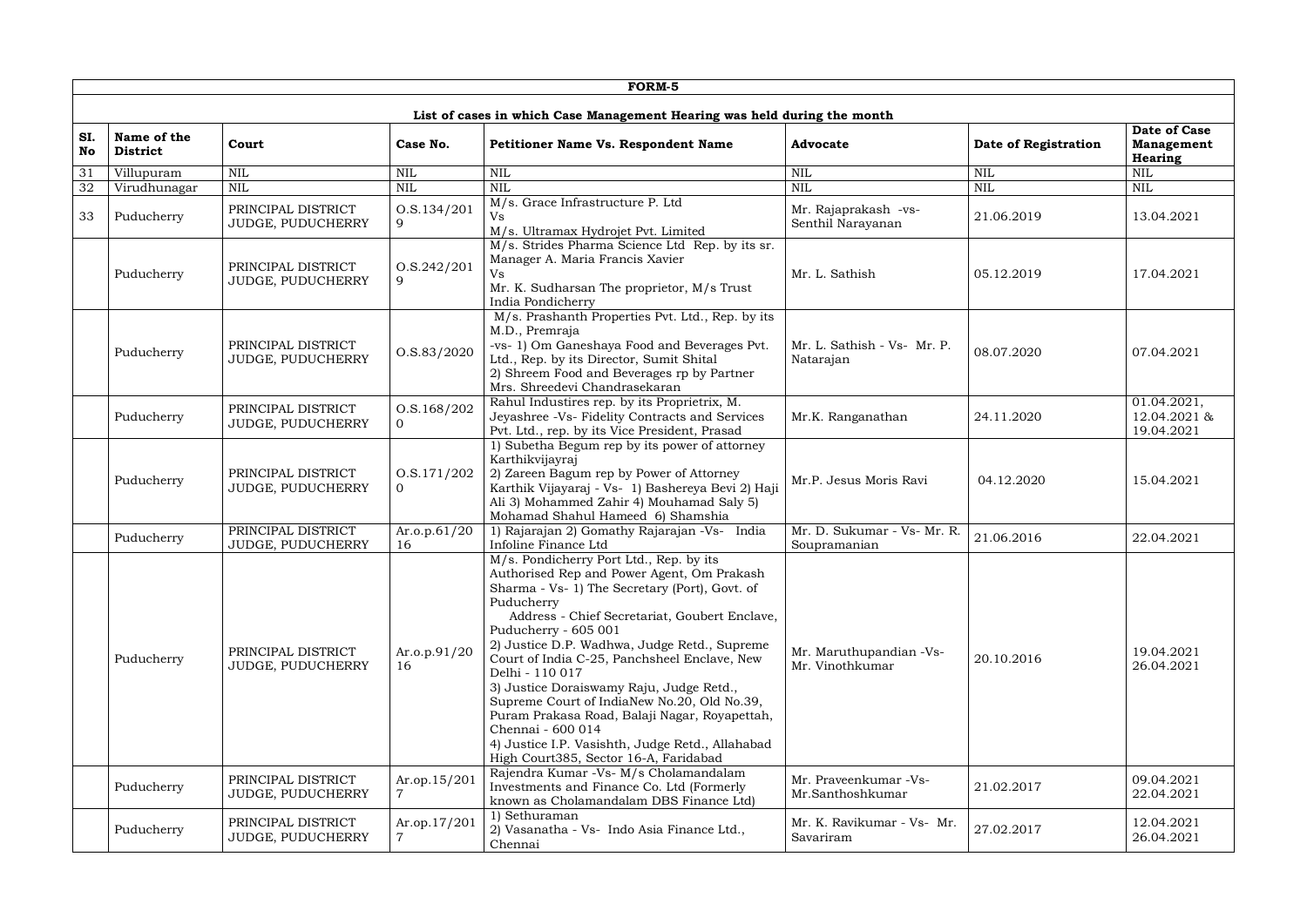# FORM-5

## List of cases in which Case Management Hearing was held during the month

| Sl. No | Name of the District | Court | Case No. | Petitioner Name Vs. Respondent Name | Advocate | Date of Registration | Date of Case Management Hearing |
|---|---|---|---|---|---|---|---|
| 31 | Villupuram | NIL | NIL | NIL | NIL | NIL | NIL |
| 32 | Virudhunagar | NIL | NIL | NIL | NIL | NIL | NIL |
| 33 | Puducherry | PRINCIPAL DISTRICT JUDGE, PUDUCHERRY | O.S.134/2019 | M/s. Grace Infrastructure P. Ltd Vs M/s. Ultramax Hydrojet Pvt. Limited | Mr. Rajaprakash -vs- Senthil Narayanan | 21.06.2019 | 13.04.2021 |
| | Puducherry | PRINCIPAL DISTRICT JUDGE, PUDUCHERRY | O.S.242/2019 | M/s. Strides Pharma Science Ltd Rep. by its sr. Manager A. Maria Francis Xavier Vs Mr. K. Sudharsan The proprietor, M/s Trust India Pondicherry | Mr. L. Sathish | 05.12.2019 | 17.04.2021 |
| | Puducherry | PRINCIPAL DISTRICT JUDGE, PUDUCHERRY | O.S.83/2020 | M/s. Prashanth Properties Pvt. Ltd., Rep. by its M.D., Premraja -vs- 1) Om Ganeshaya Food and Beverages Pvt. Ltd., Rep. by its Director, Sumit Shital 2) Shreem Food and Beverages rp by Partner Mrs. Shreedevi Chandrasekaran | Mr. L. Sathish - Vs- Mr. P. Natarajan | 08.07.2020 | 07.04.2021 |
| | Puducherry | PRINCIPAL DISTRICT JUDGE, PUDUCHERRY | O.S.168/2020 | Rahul Industires rep. by its Proprietrix, M. Jeyashree -Vs- Fidelity Contracts and Services Pvt. Ltd., rep. by its Vice President, Prasad | Mr.K. Ranganathan | 24.11.2020 | 01.04.2021, 12.04.2021 & 19.04.2021 |
| | Puducherry | PRINCIPAL DISTRICT JUDGE, PUDUCHERRY | O.S.171/2020 | 1) Subetha Begum rep by its power of attorney Karthikvijayraj 2) Zareen Bagum rep by Power of Attorney Karthik Vijayaraj - Vs- 1) Bashereya Bevi 2) Haji Ali 3) Mohammed Zahir 4) Mouhamad Saly 5) Mohamad Shahul Hameed 6) Shamshia | Mr.P. Jesus Moris Ravi | 04.12.2020 | 15.04.2021 |
| | Puducherry | PRINCIPAL DISTRICT JUDGE, PUDUCHERRY | Ar.o.p.61/2016 | 1) Rajarajan 2) Gomathy Rajarajan -Vs- India Infoline Finance Ltd | Mr. D. Sukumar - Vs- Mr. R. Soupramanian | 21.06.2016 | 22.04.2021 |
| | Puducherry | PRINCIPAL DISTRICT JUDGE, PUDUCHERRY | Ar.o.p.91/2016 | M/s. Pondicherry Port Ltd., Rep. by its Authorised Rep and Power Agent, Om Prakash Sharma - Vs- 1) The Secretary (Port), Govt. of Puducherry Address - Chief Secretariat, Goubert Enclave, Puducherry - 605 001 2) Justice D.P. Wadhwa, Judge Retd., Supreme Court of India C-25, Panchsheel Enclave, New Delhi - 110 017 3) Justice Doraiswamy Raju, Judge Retd., Supreme Court of IndiaNew No.20, Old No.39, Puram Prakasa Road, Balaji Nagar, Royapettah, Chennai - 600 014 4) Justice I.P. Vasishth, Judge Retd., Allahabad High Court385, Sector 16-A, Faridabad | Mr. Maruthupandian -Vs- Mr. Vinothkumar | 20.10.2016 | 19.04.2021 26.04.2021 |
| | Puducherry | PRINCIPAL DISTRICT JUDGE, PUDUCHERRY | Ar.op.15/2017 | Rajendra Kumar -Vs- M/s Cholamandalam Investments and Finance Co. Ltd (Formerly known as Cholamandalam DBS Finance Ltd) | Mr. Praveenkumar -Vs- Mr.Santhoshkumar | 21.02.2017 | 09.04.2021 22.04.2021 |
| | Puducherry | PRINCIPAL DISTRICT JUDGE, PUDUCHERRY | Ar.op.17/2017 | 1) Sethuraman 2) Vasanatha - Vs- Indo Asia Finance Ltd., Chennai | Mr. K. Ravikumar - Vs- Mr. Savariram | 27.02.2017 | 12.04.2021 26.04.2021 |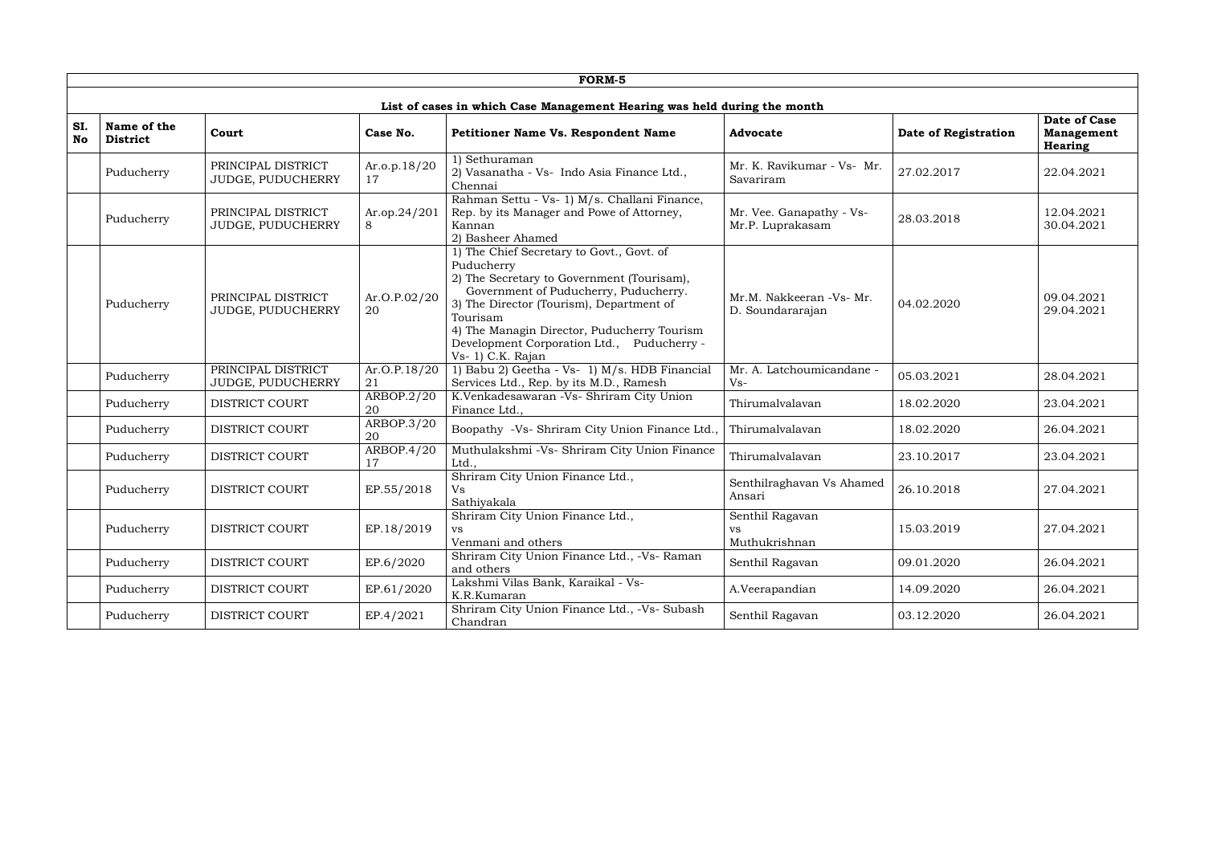**FORM-5**

**List of cases in which Case Management Hearing was held during the month**

| SI. No | Name of the District | Court | Case No. | Petitioner Name Vs. Respondent Name | Advocate | Date of Registration | Date of Case Management Hearing |
|---|---|---|---|---|---|---|---|
| | Puducherry | PRINCIPAL DISTRICT JUDGE, PUDUCHERRY | Ar.o.p.18/2017 | 1) Sethuraman 2) Vasanatha - Vs- Indo Asia Finance Ltd., Chennai | Mr. K. Ravikumar - Vs- Mr. Savariram | 27.02.2017 | 22.04.2021 |
| | Puducherry | PRINCIPAL DISTRICT JUDGE, PUDUCHERRY | Ar.op.24/2018 | Rahman Settu - Vs- 1) M/s. Challani Finance, Rep. by its Manager and Powe of Attorney, Kannan 2) Basheer Ahamed | Mr. Vee. Ganapathy - Vs- Mr.P. Luprakasam | 28.03.2018 | 12.04.2021 30.04.2021 |
| | Puducherry | PRINCIPAL DISTRICT JUDGE, PUDUCHERRY | Ar.O.P.02/2020 | 1) The Chief Secretary to Govt., Govt. of Puducherry 2) The Secretary to Government (Tourisam), Government of Puducherry, Puducherry. 3) The Director (Tourism), Department of Tourisam 4) The Managin Director, Puducherry Tourism Development Corporation Ltd., Puducherry - Vs- 1) C.K. Rajan | Mr.M. Nakkeeran -Vs- Mr. D. Soundararajan | 04.02.2020 | 09.04.2021 29.04.2021 |
| | Puducherry | PRINCIPAL DISTRICT JUDGE, PUDUCHERRY | Ar.O.P.18/2021 | 1) Babu 2) Geetha - Vs- 1) M/s. HDB Financial Services Ltd., Rep. by its M.D., Ramesh | Mr. A. Latchoumicandane - Vs- | 05.03.2021 | 28.04.2021 |
| | Puducherry | DISTRICT COURT | ARBOP.2/2020 | K.Venkadesawaran -Vs- Shriram City Union Finance Ltd., | Thirumalvalavan | 18.02.2020 | 23.04.2021 |
| | Puducherry | DISTRICT COURT | ARBOP.3/2020 | Boopathy -Vs- Shriram City Union Finance Ltd., | Thirumalvalavan | 18.02.2020 | 26.04.2021 |
| | Puducherry | DISTRICT COURT | ARBOP.4/2017 | Muthulakshmi -Vs- Shriram City Union Finance Ltd., | Thirumalvalavan | 23.10.2017 | 23.04.2021 |
| | Puducherry | DISTRICT COURT | EP.55/2018 | Shriram City Union Finance Ltd., Vs Sathiyakala | Senthilraghavan Vs Ahamed Ansari | 26.10.2018 | 27.04.2021 |
| | Puducherry | DISTRICT COURT | EP.18/2019 | Shriram City Union Finance Ltd., vs Venmani and others | Senthil Ragavan vs Muthukrishnan | 15.03.2019 | 27.04.2021 |
| | Puducherry | DISTRICT COURT | EP.6/2020 | Shriram City Union Finance Ltd., -Vs- Raman and others | Senthil Ragavan | 09.01.2020 | 26.04.2021 |
| | Puducherry | DISTRICT COURT | EP.61/2020 | Lakshmi Vilas Bank, Karaikal - Vs- K.R.Kumaran | A.Veerapandian | 14.09.2020 | 26.04.2021 |
| | Puducherry | DISTRICT COURT | EP.4/2021 | Shriram City Union Finance Ltd., -Vs- Subash Chandran | Senthil Ragavan | 03.12.2020 | 26.04.2021 |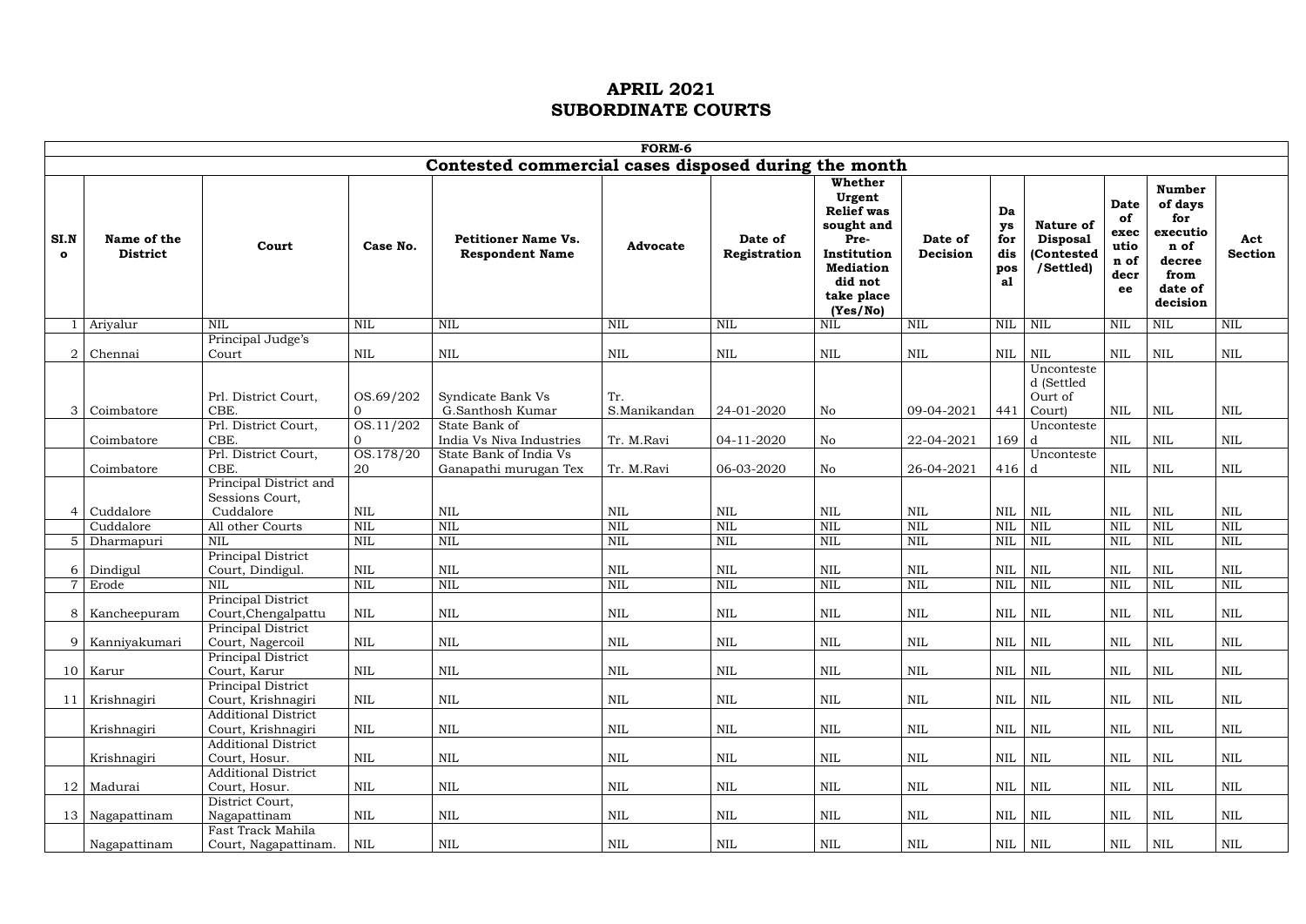# APRIL 2021
# SUBORDINATE COURTS

| FORM-6 | | | | | | | | | | | | | |
|---|---|---|---|---|---|---|---|---|---|---|---|---|---|
| **Contested commercial cases disposed during the month** | | | | | | | | | | | | | |
| **SI.No** | **Name of the District** | **Court** | **Case No.** | **Petitioner Name Vs. Respondent Name** | **Advocate** | **Date of Registration** | **Whether Urgent Relief was sought and Pre-Institution Mediation did not take place (Yes/No)** | **Date of Decision** | **Days for disposal** | **Nature of Disposal (Contested /Settled)** | **Date of execution of decree** | **Number of days for execution of decree from date of decision** | **Act Section** |
| 1 | Ariyalur | NIL | NIL | NIL | NIL | NIL | NIL | NIL | NIL | NIL | NIL | NIL | NIL |
| 2 | Chennai | Principal Judge's Court | NIL | NIL | NIL | NIL | NIL | NIL | NIL | NIL | NIL | NIL | NIL |
| 3 | Coimbatore | Prl. District Court, CBE. | OS.69/2020 | Syndicate Bank Vs G.Santhosh Kumar | Tr. S.Manikandan | 24-01-2020 | No | 09-04-2021 | 441 | Uncontested (Settled Ourt of Court) | NIL | NIL | NIL |
| | Coimbatore | Prl. District Court, CBE. | OS.11/2020 | State Bank of India Vs Niva Industries | Tr. M.Ravi | 04-11-2020 | No | 22-04-2021 | 169 | Uncontested | NIL | NIL | NIL |
| | Coimbatore | Prl. District Court, CBE. | OS.178/2020 | State Bank of India Vs Ganapathi murugan Tex | Tr. M.Ravi | 06-03-2020 | No | 26-04-2021 | 416 | Uncontested | NIL | NIL | NIL |
| 4 | Cuddalore | Principal District and Sessions Court, Cuddalore | NIL | NIL | NIL | NIL | NIL | NIL | NIL | NIL | NIL | NIL | NIL |
| | Cuddalore | All other Courts | NIL | NIL | NIL | NIL | NIL | NIL | NIL | NIL | NIL | NIL | NIL |
| 5 | Dharmapuri | NIL | NIL | NIL | NIL | NIL | NIL | NIL | NIL | NIL | NIL | NIL | NIL |
| 6 | Dindigul | Principal District Court, Dindigul. | NIL | NIL | NIL | NIL | NIL | NIL | NIL | NIL | NIL | NIL | NIL |
| 7 | Erode | NIL | NIL | NIL | NIL | NIL | NIL | NIL | NIL | NIL | NIL | NIL | NIL |
| 8 | Kancheepuram | Principal District Court,Chengalpattu | NIL | NIL | NIL | NIL | NIL | NIL | NIL | NIL | NIL | NIL | NIL |
| 9 | Kanniyakumari | Principal District Court, Nagercoil | NIL | NIL | NIL | NIL | NIL | NIL | NIL | NIL | NIL | NIL | NIL |
| 10 | Karur | Principal District Court, Karur | NIL | NIL | NIL | NIL | NIL | NIL | NIL | NIL | NIL | NIL | NIL |
| 11 | Krishnagiri | Principal District Court, Krishnagiri | NIL | NIL | NIL | NIL | NIL | NIL | NIL | NIL | NIL | NIL | NIL |
| | Krishnagiri | Additional District Court, Krishnagiri | NIL | NIL | NIL | NIL | NIL | NIL | NIL | NIL | NIL | NIL | NIL |
| | Krishnagiri | Additional District Court, Hosur. | NIL | NIL | NIL | NIL | NIL | NIL | NIL | NIL | NIL | NIL | NIL |
| 12 | Madurai | Additional District Court, Hosur. | NIL | NIL | NIL | NIL | NIL | NIL | NIL | NIL | NIL | NIL | NIL |
| 13 | Nagapattinam | District Court, Nagapattinam | NIL | NIL | NIL | NIL | NIL | NIL | NIL | NIL | NIL | NIL | NIL |
| | Nagapattinam | Fast Track Mahila Court, Nagapattinam. | NIL | NIL | NIL | NIL | NIL | NIL | NIL | NIL | NIL | NIL | NIL |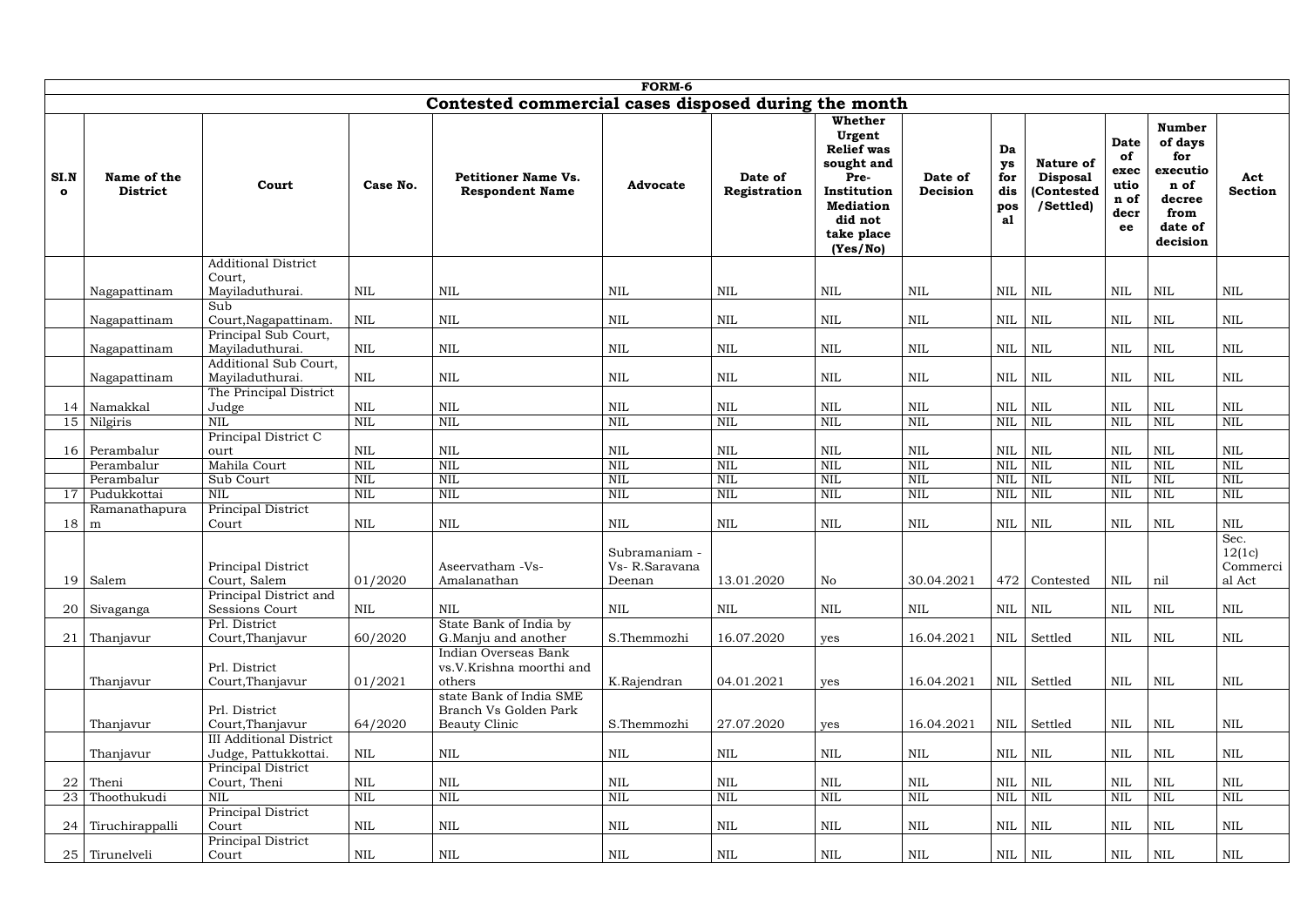**FORM-6**

## Contested commercial cases disposed during the month

| SI.No | Name of the District | Court | Case No. | Petitioner Name Vs. Respondent Name | Advocate | Date of Registration | Whether Urgent Relief was sought and Pre-Institution Mediation did not take place (Yes/No) | Date of Decision | Days for disposal | Nature of Disposal (Contested /Settled) | Date of execution of decree | Number of days for execution of decree from date of decision | Act Section |
|---|---|---|---|---|---|---|---|---|---|---|---|---|---|
| | Nagapattinam | Additional District Court, Mayiladuthurai. | NIL | NIL | NIL | NIL | NIL | NIL | NIL | NIL | NIL | NIL | NIL |
| | Nagapattinam | Sub Court,Nagapattinam. | NIL | NIL | NIL | NIL | NIL | NIL | NIL | NIL | NIL | NIL | NIL |
| | Nagapattinam | Principal Sub Court, Mayiladuthurai. | NIL | NIL | NIL | NIL | NIL | NIL | NIL | NIL | NIL | NIL | NIL |
| | Nagapattinam | Additional Sub Court, Mayiladuthurai. | NIL | NIL | NIL | NIL | NIL | NIL | NIL | NIL | NIL | NIL | NIL |
| 14 | Namakkal | The Principal District Judge | NIL | NIL | NIL | NIL | NIL | NIL | NIL | NIL | NIL | NIL | NIL |
| 15 | Nilgiris | NIL | NIL | NIL | NIL | NIL | NIL | NIL | NIL | NIL | NIL | NIL | NIL |
| 16 | Perambalur | Principal District C ourt | NIL | NIL | NIL | NIL | NIL | NIL | NIL | NIL | NIL | NIL | NIL |
| | Perambalur | Mahila Court | NIL | NIL | NIL | NIL | NIL | NIL | NIL | NIL | NIL | NIL | NIL |
| | Perambalur | Sub Court | NIL | NIL | NIL | NIL | NIL | NIL | NIL | NIL | NIL | NIL | NIL |
| 17 | Pudukkottai | NIL | NIL | NIL | NIL | NIL | NIL | NIL | NIL | NIL | NIL | NIL | NIL |
| 18 | Ramanathapuram | Principal District Court | NIL | NIL | NIL | NIL | NIL | NIL | NIL | NIL | NIL | NIL | NIL |
| 19 | Salem | Principal District Court, Salem | 01/2020 | Aseervatham -Vs- Amalanathan | Subramaniam - Vs- R.Saravana Deenan | 13.01.2020 | No | 30.04.2021 | 472 | Contested | NIL | nil | Sec. 12(1c) Commercial Act |
| 20 | Sivaganga | Principal District and Sessions Court | NIL | NIL | NIL | NIL | NIL | NIL | NIL | NIL | NIL | NIL | NIL |
| 21 | Thanjavur | Prl. District Court,Thanjavur | 60/2020 | State Bank of India by G.Manju and another | S.Themmozhi | 16.07.2020 | yes | 16.04.2021 | NIL | Settled | NIL | NIL | NIL |
| | Thanjavur | Prl. District Court,Thanjavur | 01/2021 | Indian Overseas Bank vs.V.Krishna moorthi and others | K.Rajendran | 04.01.2021 | yes | 16.04.2021 | NIL | Settled | NIL | NIL | NIL |
| | Thanjavur | Prl. District Court,Thanjavur | 64/2020 | state Bank of India SME Branch Vs Golden Park Beauty Clinic | S.Themmozhi | 27.07.2020 | yes | 16.04.2021 | NIL | Settled | NIL | NIL | NIL |
| | Thanjavur | III Additional District Judge, Pattukkottai. | NIL | NIL | NIL | NIL | NIL | NIL | NIL | NIL | NIL | NIL | NIL |
| 22 | Theni | Principal District Court, Theni | NIL | NIL | NIL | NIL | NIL | NIL | NIL | NIL | NIL | NIL | NIL |
| 23 | Thoothukudi | NIL | NIL | NIL | NIL | NIL | NIL | NIL | NIL | NIL | NIL | NIL | NIL |
| 24 | Tiruchirappalli | Principal District Court | NIL | NIL | NIL | NIL | NIL | NIL | NIL | NIL | NIL | NIL | NIL |
| 25 | Tirunelveli | Principal District Court | NIL | NIL | NIL | NIL | NIL | NIL | NIL | NIL | NIL | NIL | NIL |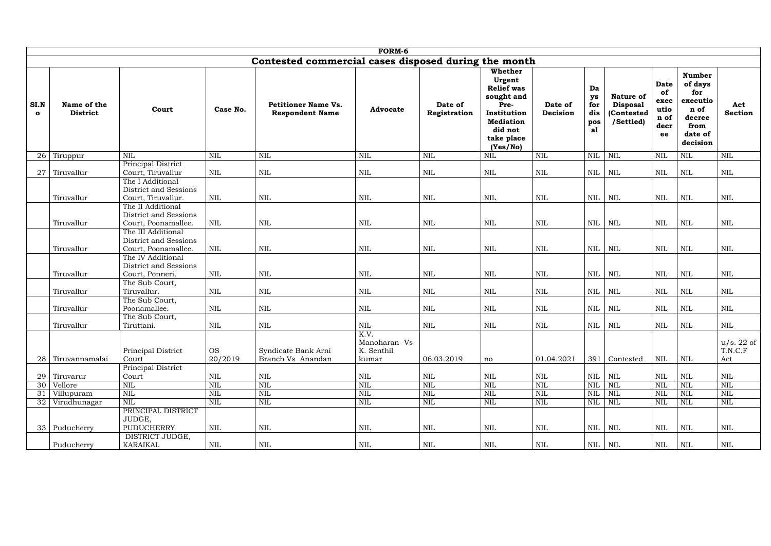**FORM-6**

## Contested commercial cases disposed during the month

| SI.No | Name of the District | Court | Case No. | Petitioner Name Vs. Respondent Name | Advocate | Date of Registration | Whether Urgent Relief was sought and Pre-Institution Mediation did not take place (Yes/No) | Date of Decision | Days for disposal | Nature of Disposal (Contested /Settled) | Date of execution of decree | Number of days for execution of decree from date of decision | Act Section |
|---|---|---|---|---|---|---|---|---|---|---|---|---|---|
| 26 | Tiruppur | NIL | NIL | NIL | NIL | NIL | NIL | NIL | NIL | NIL | NIL | NIL | NIL |
| 27 | Tiruvallur | Principal District Court, Tiruvallur | NIL | NIL | NIL | NIL | NIL | NIL | NIL | NIL | NIL | NIL | NIL |
| | Tiruvallur | The I Additional District and Sessions Court, Tiruvallur. | NIL | NIL | NIL | NIL | NIL | NIL | NIL | NIL | NIL | NIL | NIL |
| | Tiruvallur | The II Additional District and Sessions Court, Poonamallee. | NIL | NIL | NIL | NIL | NIL | NIL | NIL | NIL | NIL | NIL | NIL |
| | Tiruvallur | The III Additional District and Sessions Court, Poonamallee. | NIL | NIL | NIL | NIL | NIL | NIL | NIL | NIL | NIL | NIL | NIL |
| | Tiruvallur | The IV Additional District and Sessions Court, Ponneri. | NIL | NIL | NIL | NIL | NIL | NIL | NIL | NIL | NIL | NIL | NIL |
| | Tiruvallur | The Sub Court, Tiruvallur. | NIL | NIL | NIL | NIL | NIL | NIL | NIL | NIL | NIL | NIL | NIL |
| | Tiruvallur | The Sub Court, Poonamallee. | NIL | NIL | NIL | NIL | NIL | NIL | NIL | NIL | NIL | NIL | NIL |
| | Tiruvallur | The Sub Court, Tiruttani. | NIL | NIL | NIL | NIL | NIL | NIL | NIL | NIL | NIL | NIL | NIL |
| 28 | Tiruvannamalai | Principal District Court | OS 20/2019 | Syndicate Bank Arni Branch Vs Anandan | K.V. Manoharan -Vs- K. Senthil kumar | 06.03.2019 | no | 01.04.2021 | 391 | Contested | NIL | NIL | u/s. 22 of T.N.C.F Act |
| 29 | Tiruvarur | Principal District Court | NIL | NIL | NIL | NIL | NIL | NIL | NIL | NIL | NIL | NIL | NIL |
| 30 | Vellore | NIL | NIL | NIL | NIL | NIL | NIL | NIL | NIL | NIL | NIL | NIL | NIL |
| 31 | Villupuram | NIL | NIL | NIL | NIL | NIL | NIL | NIL | NIL | NIL | NIL | NIL | NIL |
| 32 | Virudhunagar | NIL | NIL | NIL | NIL | NIL | NIL | NIL | NIL | NIL | NIL | NIL | NIL |
| 33 | Puducherry | PRINCIPAL DISTRICT JUDGE, PUDUCHERRY | NIL | NIL | NIL | NIL | NIL | NIL | NIL | NIL | NIL | NIL | NIL |
| | Puducherry | DISTRICT JUDGE, KARAIKAL | NIL | NIL | NIL | NIL | NIL | NIL | NIL | NIL | NIL | NIL | NIL |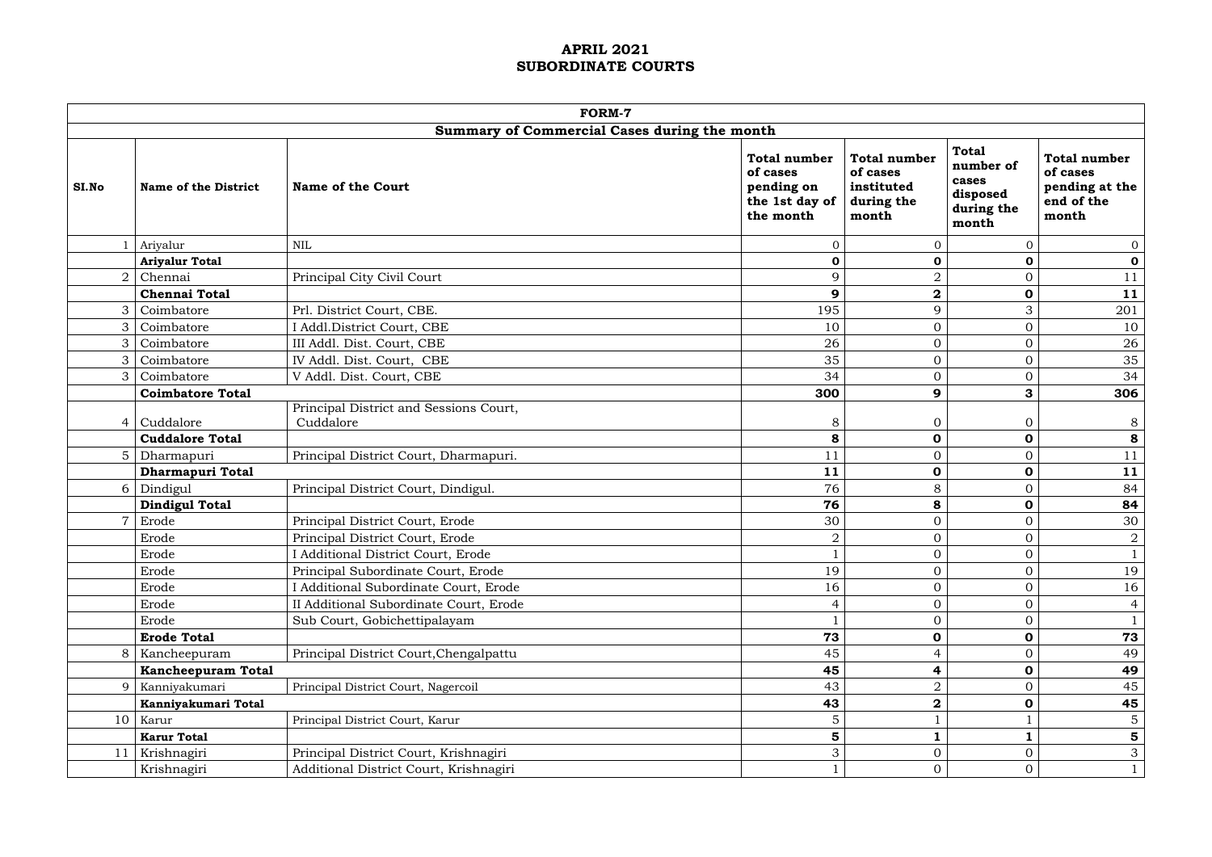**APRIL 2021**
**SUBORDINATE COURTS**

| FORM-7 | | | | | | |
|---|---|---|---|---|---|---|
| **Summary of Commercial Cases during the month** | | | | | | |
| **SI.No** | **Name of the District** | **Name of the Court** | **Total number of cases pending on the 1st day of the month** | **Total number of cases instituted during the month** | **Total number of cases disposed during the month** | **Total number of cases pending at the end of the month** |
| 1 | Ariyalur | NIL | 0 | 0 | 0 | 0 |
| | **Ariyalur Total** | | **0** | **0** | **0** | **0** |
| 2 | Chennai | Principal City Civil Court | 9 | 2 | 0 | 11 |
| | **Chennai Total** | | **9** | **2** | **0** | **11** |
| 3 | Coimbatore | Prl. District Court, CBE. | 195 | 9 | 3 | 201 |
| 3 | Coimbatore | I Addl.District Court, CBE | 10 | 0 | 0 | 10 |
| 3 | Coimbatore | III Addl. Dist. Court, CBE | 26 | 0 | 0 | 26 |
| 3 | Coimbatore | IV Addl. Dist. Court, CBE | 35 | 0 | 0 | 35 |
| 3 | Coimbatore | V Addl. Dist. Court, CBE | 34 | 0 | 0 | 34 |
| | **Coimbatore Total** | | **300** | **9** | **3** | **306** |
| 4 | Cuddalore | Principal District and Sessions Court, Cuddalore | 8 | 0 | 0 | 8 |
| | **Cuddalore Total** | | **8** | **0** | **0** | **8** |
| 5 | Dharmapuri | Principal District Court, Dharmapuri. | 11 | 0 | 0 | 11 |
| | **Dharmapuri Total** | | **11** | **0** | **0** | **11** |
| 6 | Dindigul | Principal District Court, Dindigul. | 76 | 8 | 0 | 84 |
| | **Dindigul Total** | | **76** | **8** | **0** | **84** |
| 7 | Erode | Principal District Court, Erode | 30 | 0 | 0 | 30 |
| | Erode | Principal District Court, Erode | 2 | 0 | 0 | 2 |
| | Erode | I Additional District Court, Erode | 1 | 0 | 0 | 1 |
| | Erode | Principal Subordinate Court, Erode | 19 | 0 | 0 | 19 |
| | Erode | I Additional Subordinate Court, Erode | 16 | 0 | 0 | 16 |
| | Erode | II Additional Subordinate Court, Erode | 4 | 0 | 0 | 4 |
| | Erode | Sub Court, Gobichettipalayam | 1 | 0 | 0 | 1 |
| | **Erode Total** | | **73** | **0** | **0** | **73** |
| 8 | Kancheepuram | Principal District Court,Chengalpattu | 45 | 4 | 0 | 49 |
| | **Kancheepuram Total** | | **45** | **4** | **0** | **49** |
| 9 | Kanniyakumari | Principal District Court, Nagercoil | 43 | 2 | 0 | 45 |
| | **Kanniyakumari Total** | | **43** | **2** | **0** | **45** |
| 10 | Karur | Principal District Court, Karur | 5 | 1 | 1 | 5 |
| | **Karur Total** | | **5** | **1** | **1** | **5** |
| 11 | Krishnagiri | Principal District Court, Krishnagiri | 3 | 0 | 0 | 3 |
| | Krishnagiri | Additional District Court, Krishnagiri | 1 | 0 | 0 | 1 |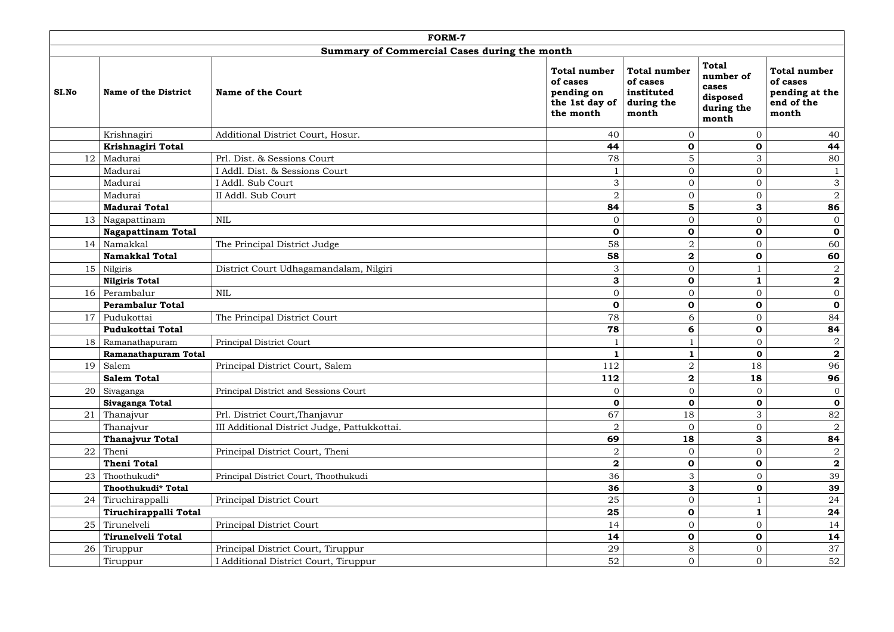| FORM-7 | | | | | | |
|---|---|---|---|---|---|---|
| **Summary of Commercial Cases during the month** | | | | | | |
| **SI.No** | **Name of the District** | **Name of the Court** | **Total number of cases pending on the 1st day of the month** | **Total number of cases instituted during the month** | **Total number of cases disposed during the month** | **Total number of cases pending at the end of the month** |
| | Krishnagiri | Additional District Court, Hosur. | 40 | 0 | 0 | 40 |
| | **Krishnagiri Total** | | **44** | **0** | **0** | **44** |
| 12 | Madurai | Prl. Dist. & Sessions Court | 78 | 5 | 3 | 80 |
| | Madurai | I Addl. Dist. & Sessions Court | 1 | 0 | 0 | 1 |
| | Madurai | I Addl. Sub Court | 3 | 0 | 0 | 3 |
| | Madurai | II Addl. Sub Court | 2 | 0 | 0 | 2 |
| | **Madurai Total** | | **84** | **5** | **3** | **86** |
| 13 | Nagapattinam | NIL | 0 | 0 | 0 | 0 |
| | **Nagapattinam Total** | | **0** | **0** | **0** | **0** |
| 14 | Namakkal | The Principal District Judge | 58 | 2 | 0 | 60 |
| | **Namakkal Total** | | **58** | **2** | **0** | **60** |
| 15 | Nilgiris | District Court Udhagamandalam, Nilgiri | 3 | 0 | 1 | 2 |
| | **Nilgiris Total** | | **3** | **0** | **1** | **2** |
| 16 | Perambalur | NIL | 0 | 0 | 0 | 0 |
| | **Perambalur Total** | | **0** | **0** | **0** | **0** |
| 17 | Pudukottai | The Principal District Court | 78 | 6 | 0 | 84 |
| | **Pudukottai Total** | | **78** | **6** | **0** | **84** |
| 18 | Ramanathapuram | Principal District Court | 1 | 1 | 0 | 2 |
| | **Ramanathapuram Total** | | **1** | **1** | **0** | **2** |
| 19 | Salem | Principal District Court, Salem | 112 | 2 | 18 | 96 |
| | **Salem Total** | | **112** | **2** | **18** | **96** |
| 20 | Sivaganga | Principal District and Sessions Court | 0 | 0 | 0 | 0 |
| | **Sivaganga Total** | | **0** | **0** | **0** | **0** |
| 21 | Thanajvur | Prl. District Court,Thanjavur | 67 | 18 | 3 | 82 |
| | Thanajvur | III Additional District Judge, Pattukkottai. | 2 | 0 | 0 | 2 |
| | **Thanajvur Total** | | **69** | **18** | **3** | **84** |
| 22 | Theni | Principal District Court, Theni | 2 | 0 | 0 | 2 |
| | **Theni Total** | | **2** | **0** | **0** | **2** |
| 23 | Thoothukudi* | Principal District Court, Thoothukudi | 36 | 3 | 0 | 39 |
| | **Thoothukudi* Total** | | **36** | **3** | **0** | **39** |
| 24 | Tiruchirappalli | Principal District Court | 25 | 0 | 1 | 24 |
| | **Tiruchirappalli Total** | | **25** | **0** | **1** | **24** |
| 25 | Tirunelveli | Principal District Court | 14 | 0 | 0 | 14 |
| | **Tirunelveli Total** | | **14** | **0** | **0** | **14** |
| 26 | Tiruppur | Principal District Court, Tiruppur | 29 | 8 | 0 | 37 |
| | Tiruppur | I Additional District Court, Tiruppur | 52 | 0 | 0 | 52 |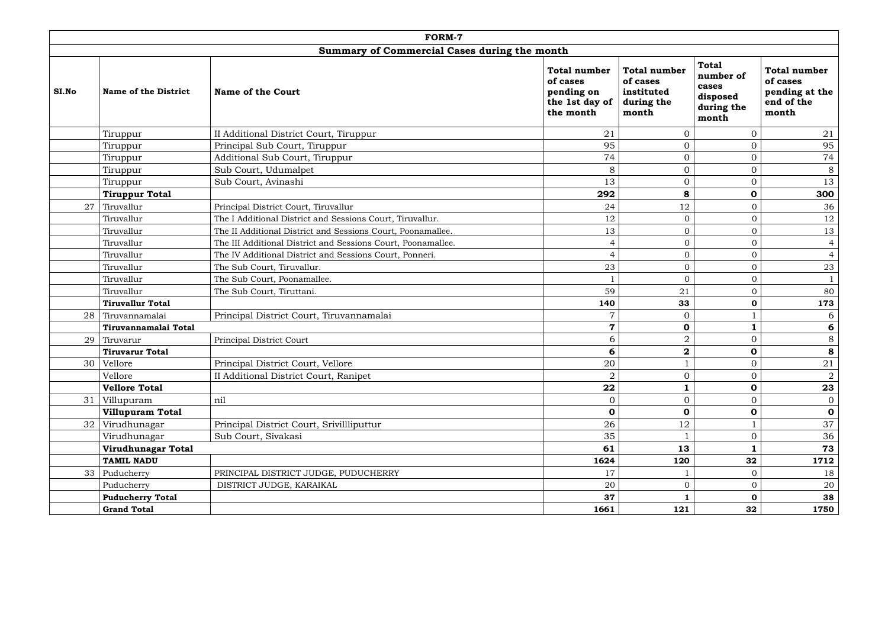| FORM-7 | | | | | | |
|---|---|---|---|---|---|---|
| **Summary of Commercial Cases during the month** | | | | | | |
| **SI.No** | **Name of the District** | **Name of the Court** | **Total number of cases pending on the 1st day of the month** | **Total number of cases instituted during the month** | **Total number of cases disposed during the month** | **Total number of cases pending at the end of the month** |
| | Tiruppur | II Additional District Court, Tiruppur | 21 | 0 | 0 | 21 |
| | Tiruppur | Principal Sub Court, Tiruppur | 95 | 0 | 0 | 95 |
| | Tiruppur | Additional Sub Court, Tiruppur | 74 | 0 | 0 | 74 |
| | Tiruppur | Sub Court, Udumalpet | 8 | 0 | 0 | 8 |
| | Tiruppur | Sub Court, Avinashi | 13 | 0 | 0 | 13 |
| | **Tiruppur Total** | | **292** | **8** | **0** | **300** |
| 27 | Tiruvallur | Principal District Court, Tiruvallur | 24 | 12 | 0 | 36 |
| | Tiruvallur | The I Additional District and Sessions Court, Tiruvallur. | 12 | 0 | 0 | 12 |
| | Tiruvallur | The II Additional District and Sessions Court, Poonamallee. | 13 | 0 | 0 | 13 |
| | Tiruvallur | The III Additional District and Sessions Court, Poonamallee. | 4 | 0 | 0 | 4 |
| | Tiruvallur | The IV Additional District and Sessions Court, Ponneri. | 4 | 0 | 0 | 4 |
| | Tiruvallur | The Sub Court, Tiruvallur. | 23 | 0 | 0 | 23 |
| | Tiruvallur | The Sub Court, Poonamallee. | 1 | 0 | 0 | 1 |
| | Tiruvallur | The Sub Court, Tiruttani. | 59 | 21 | 0 | 80 |
| | **Tiruvallur Total** | | **140** | **33** | **0** | **173** |
| 28 | Tiruvannamalai | Principal District Court, Tiruvannamalai | 7 | 0 | 1 | 6 |
| | **Tiruvannamalai Total** | | **7** | **0** | **1** | **6** |
| 29 | Tiruvarur | Principal District Court | 6 | 2 | 0 | 8 |
| | **Tiruvarur Total** | | **6** | **2** | **0** | **8** |
| 30 | Vellore | Principal District Court, Vellore | 20 | 1 | 0 | 21 |
| | Vellore | II Additional District Court, Ranipet | 2 | 0 | 0 | 2 |
| | **Vellore Total** | | **22** | **1** | **0** | **23** |
| 31 | Villupuram | nil | 0 | 0 | 0 | 0 |
| | **Villupuram Total** | | **0** | **0** | **0** | **0** |
| 32 | Virudhunagar | Principal District Court, Srivillliputtur | 26 | 12 | 1 | 37 |
| | Virudhunagar | Sub Court, Sivakasi | 35 | 1 | 0 | 36 |
| | **Virudhunagar Total** | | **61** | **13** | **1** | **73** |
| | **TAMIL NADU** | | **1624** | **120** | **32** | **1712** |
| 33 | Puducherry | PRINCIPAL DISTRICT JUDGE, PUDUCHERRY | 17 | 1 | 0 | 18 |
| | Puducherry | DISTRICT JUDGE, KARAIKAL | 20 | 0 | 0 | 20 |
| | **Puducherry Total** | | **37** | **1** | **0** | **38** |
| | **Grand Total** | | **1661** | **121** | **32** | **1750** |